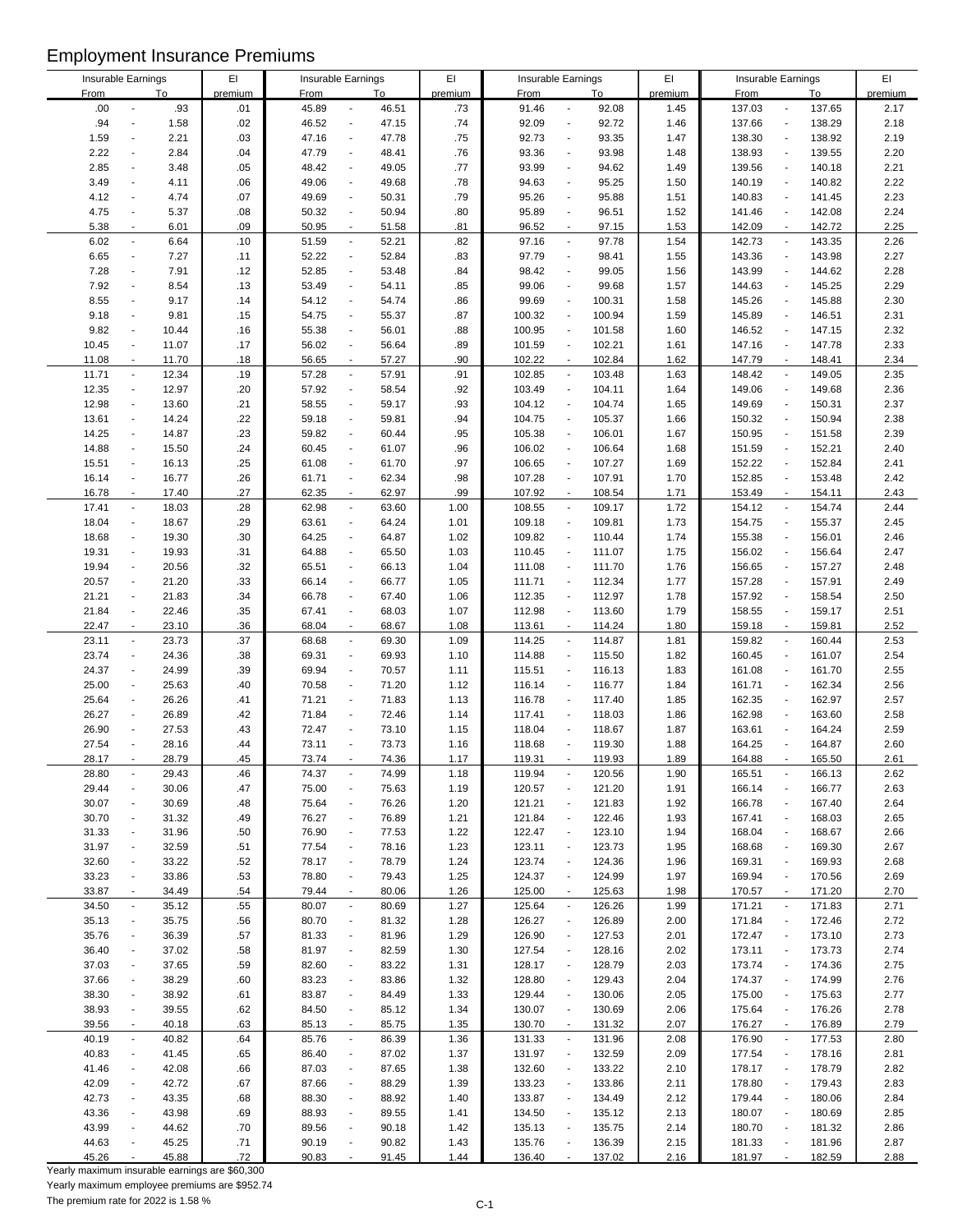# Employment Insurance Premiums

| Insurable Earnings From | To | EI premium | Insurable Earnings From | To | EI premium | Insurable Earnings From | To | EI premium | Insurable Earnings From | To | EI premium |
|---|---|---|---|---|---|---|---|---|---|---|---|
| .00 | .93 | .01 | 45.89 | 46.51 | .73 | 91.46 | 92.08 | 1.45 | 137.03 | 137.65 | 2.17 |
| .94 | 1.58 | .02 | 46.52 | 47.15 | .74 | 92.09 | 92.72 | 1.46 | 137.66 | 138.29 | 2.18 |
| 1.59 | 2.21 | .03 | 47.16 | 47.78 | .75 | 92.73 | 93.35 | 1.47 | 138.30 | 138.92 | 2.19 |
| 2.22 | 2.84 | .04 | 47.79 | 48.41 | .76 | 93.36 | 93.98 | 1.48 | 138.93 | 139.55 | 2.20 |
| 2.85 | 3.48 | .05 | 48.42 | 49.05 | .77 | 93.99 | 94.62 | 1.49 | 139.56 | 140.18 | 2.21 |
| 3.49 | 4.11 | .06 | 49.06 | 49.68 | .78 | 94.63 | 95.25 | 1.50 | 140.19 | 140.82 | 2.22 |
| 4.12 | 4.74 | .07 | 49.69 | 50.31 | .79 | 95.26 | 95.88 | 1.51 | 140.83 | 141.45 | 2.23 |
| 4.75 | 5.37 | .08 | 50.32 | 50.94 | .80 | 95.89 | 96.51 | 1.52 | 141.46 | 142.08 | 2.24 |
| 5.38 | 6.01 | .09 | 50.95 | 51.58 | .81 | 96.52 | 97.15 | 1.53 | 142.09 | 142.72 | 2.25 |
| 6.02 | 6.64 | .10 | 51.59 | 52.21 | .82 | 97.16 | 97.78 | 1.54 | 142.73 | 143.35 | 2.26 |
| 6.65 | 7.27 | .11 | 52.22 | 52.84 | .83 | 97.79 | 98.41 | 1.55 | 143.36 | 143.98 | 2.27 |
| 7.28 | 7.91 | .12 | 52.85 | 53.48 | .84 | 98.42 | 99.05 | 1.56 | 143.99 | 144.62 | 2.28 |
| 7.92 | 8.54 | .13 | 53.49 | 54.11 | .85 | 99.06 | 99.68 | 1.57 | 144.63 | 145.25 | 2.29 |
| 8.55 | 9.17 | .14 | 54.12 | 54.74 | .86 | 99.69 | 100.31 | 1.58 | 145.26 | 145.88 | 2.30 |
| 9.18 | 9.81 | .15 | 54.75 | 55.37 | .87 | 100.32 | 100.94 | 1.59 | 145.89 | 146.51 | 2.31 |
| 9.82 | 10.44 | .16 | 55.38 | 56.01 | .88 | 100.95 | 101.58 | 1.60 | 146.52 | 147.15 | 2.32 |
| 10.45 | 11.07 | .17 | 56.02 | 56.64 | .89 | 101.59 | 102.21 | 1.61 | 147.16 | 147.78 | 2.33 |
| 11.08 | 11.70 | .18 | 56.65 | 57.27 | .90 | 102.22 | 102.84 | 1.62 | 147.79 | 148.41 | 2.34 |
| 11.71 | 12.34 | .19 | 57.28 | 57.91 | .91 | 102.85 | 103.48 | 1.63 | 148.42 | 149.05 | 2.35 |
| 12.35 | 12.97 | .20 | 57.92 | 58.54 | .92 | 103.49 | 104.11 | 1.64 | 149.06 | 149.68 | 2.36 |
| 12.98 | 13.60 | .21 | 58.55 | 59.17 | .93 | 104.12 | 104.74 | 1.65 | 149.69 | 150.31 | 2.37 |
| 13.61 | 14.24 | .22 | 59.18 | 59.81 | .94 | 104.75 | 105.37 | 1.66 | 150.32 | 150.94 | 2.38 |
| 14.25 | 14.87 | .23 | 59.82 | 60.44 | .95 | 105.38 | 106.01 | 1.67 | 150.95 | 151.58 | 2.39 |
| 14.88 | 15.50 | .24 | 60.45 | 61.07 | .96 | 106.02 | 106.64 | 1.68 | 151.59 | 152.21 | 2.40 |
| 15.51 | 16.13 | .25 | 61.08 | 61.70 | .97 | 106.65 | 107.27 | 1.69 | 152.22 | 152.84 | 2.41 |
| 16.14 | 16.77 | .26 | 61.71 | 62.34 | .98 | 107.28 | 107.91 | 1.70 | 152.85 | 153.48 | 2.42 |
| 16.78 | 17.40 | .27 | 62.35 | 62.97 | .99 | 107.92 | 108.54 | 1.71 | 153.49 | 154.11 | 2.43 |
| 17.41 | 18.03 | .28 | 62.98 | 63.60 | 1.00 | 108.55 | 109.17 | 1.72 | 154.12 | 154.74 | 2.44 |
| 18.04 | 18.67 | .29 | 63.61 | 64.24 | 1.01 | 109.18 | 109.81 | 1.73 | 154.75 | 155.37 | 2.45 |
| 18.68 | 19.30 | .30 | 64.25 | 64.87 | 1.02 | 109.82 | 110.44 | 1.74 | 155.38 | 156.01 | 2.46 |
| 19.31 | 19.93 | .31 | 64.88 | 65.50 | 1.03 | 110.45 | 111.07 | 1.75 | 156.02 | 156.64 | 2.47 |
| 19.94 | 20.56 | .32 | 65.51 | 66.13 | 1.04 | 111.08 | 111.70 | 1.76 | 156.65 | 157.27 | 2.48 |
| 20.57 | 21.20 | .33 | 66.14 | 66.77 | 1.05 | 111.71 | 112.34 | 1.77 | 157.28 | 157.91 | 2.49 |
| 21.21 | 21.83 | .34 | 66.78 | 67.40 | 1.06 | 112.35 | 112.97 | 1.78 | 157.92 | 158.54 | 2.50 |
| 21.84 | 22.46 | .35 | 67.41 | 68.03 | 1.07 | 112.98 | 113.60 | 1.79 | 158.55 | 159.17 | 2.51 |
| 22.47 | 23.10 | .36 | 68.04 | 68.67 | 1.08 | 113.61 | 114.24 | 1.80 | 159.18 | 159.81 | 2.52 |
| 23.11 | 23.73 | .37 | 68.68 | 69.30 | 1.09 | 114.25 | 114.87 | 1.81 | 159.82 | 160.44 | 2.53 |
| 23.74 | 24.36 | .38 | 69.31 | 69.93 | 1.10 | 114.88 | 115.50 | 1.82 | 160.45 | 161.07 | 2.54 |
| 24.37 | 24.99 | .39 | 69.94 | 70.57 | 1.11 | 115.51 | 116.13 | 1.83 | 161.08 | 161.70 | 2.55 |
| 25.00 | 25.63 | .40 | 70.58 | 71.20 | 1.12 | 116.14 | 116.77 | 1.84 | 161.71 | 162.34 | 2.56 |
| 25.64 | 26.26 | .41 | 71.21 | 71.83 | 1.13 | 116.78 | 117.40 | 1.85 | 162.35 | 162.97 | 2.57 |
| 26.27 | 26.89 | .42 | 71.84 | 72.46 | 1.14 | 117.41 | 118.03 | 1.86 | 162.98 | 163.60 | 2.58 |
| 26.90 | 27.53 | .43 | 72.47 | 73.10 | 1.15 | 118.04 | 118.67 | 1.87 | 163.61 | 164.24 | 2.59 |
| 27.54 | 28.16 | .44 | 73.11 | 73.73 | 1.16 | 118.68 | 119.30 | 1.88 | 164.25 | 164.87 | 2.60 |
| 28.17 | 28.79 | .45 | 73.74 | 74.36 | 1.17 | 119.31 | 119.93 | 1.89 | 164.88 | 165.50 | 2.61 |
| 28.80 | 29.43 | .46 | 74.37 | 74.99 | 1.18 | 119.94 | 120.56 | 1.90 | 165.51 | 166.13 | 2.62 |
| 29.44 | 30.06 | .47 | 75.00 | 75.63 | 1.19 | 120.57 | 121.20 | 1.91 | 166.14 | 166.77 | 2.63 |
| 30.07 | 30.69 | .48 | 75.64 | 76.26 | 1.20 | 121.21 | 121.83 | 1.92 | 166.78 | 167.40 | 2.64 |
| 30.70 | 31.32 | .49 | 76.27 | 76.89 | 1.21 | 121.84 | 122.46 | 1.93 | 167.41 | 168.03 | 2.65 |
| 31.33 | 31.96 | .50 | 76.90 | 77.53 | 1.22 | 122.47 | 123.10 | 1.94 | 168.04 | 168.67 | 2.66 |
| 31.97 | 32.59 | .51 | 77.54 | 78.16 | 1.23 | 123.11 | 123.73 | 1.95 | 168.68 | 169.30 | 2.67 |
| 32.60 | 33.22 | .52 | 78.17 | 78.79 | 1.24 | 123.74 | 124.36 | 1.96 | 169.31 | 169.93 | 2.68 |
| 33.23 | 33.86 | .53 | 78.80 | 79.43 | 1.25 | 124.37 | 124.99 | 1.97 | 169.94 | 170.56 | 2.69 |
| 33.87 | 34.49 | .54 | 79.44 | 80.06 | 1.26 | 125.00 | 125.63 | 1.98 | 170.57 | 171.20 | 2.70 |
| 34.50 | 35.12 | .55 | 80.07 | 80.69 | 1.27 | 125.64 | 126.26 | 1.99 | 171.21 | 171.83 | 2.71 |
| 35.13 | 35.75 | .56 | 80.70 | 81.32 | 1.28 | 126.27 | 126.89 | 2.00 | 171.84 | 172.46 | 2.72 |
| 35.76 | 36.39 | .57 | 81.33 | 81.96 | 1.29 | 126.90 | 127.53 | 2.01 | 172.47 | 173.10 | 2.73 |
| 36.40 | 37.02 | .58 | 81.97 | 82.59 | 1.30 | 127.54 | 128.16 | 2.02 | 173.11 | 173.73 | 2.74 |
| 37.03 | 37.65 | .59 | 82.60 | 83.22 | 1.31 | 128.17 | 128.79 | 2.03 | 173.74 | 174.36 | 2.75 |
| 37.66 | 38.29 | .60 | 83.23 | 83.86 | 1.32 | 128.80 | 129.43 | 2.04 | 174.37 | 174.99 | 2.76 |
| 38.30 | 38.92 | .61 | 83.87 | 84.49 | 1.33 | 129.44 | 130.06 | 2.05 | 175.00 | 175.63 | 2.77 |
| 38.93 | 39.55 | .62 | 84.50 | 85.12 | 1.34 | 130.07 | 130.69 | 2.06 | 175.64 | 176.26 | 2.78 |
| 39.56 | 40.18 | .63 | 85.13 | 85.75 | 1.35 | 130.70 | 131.32 | 2.07 | 176.27 | 176.89 | 2.79 |
| 40.19 | 40.82 | .64 | 85.76 | 86.39 | 1.36 | 131.33 | 131.96 | 2.08 | 176.90 | 177.53 | 2.80 |
| 40.83 | 41.45 | .65 | 86.40 | 87.02 | 1.37 | 131.97 | 132.59 | 2.09 | 177.54 | 178.16 | 2.81 |
| 41.46 | 42.08 | .66 | 87.03 | 87.65 | 1.38 | 132.60 | 133.22 | 2.10 | 178.17 | 178.79 | 2.82 |
| 42.09 | 42.72 | .67 | 87.66 | 88.29 | 1.39 | 133.23 | 133.86 | 2.11 | 178.80 | 179.43 | 2.83 |
| 42.73 | 43.35 | .68 | 88.30 | 88.92 | 1.40 | 133.87 | 134.49 | 2.12 | 179.44 | 180.06 | 2.84 |
| 43.36 | 43.98 | .69 | 88.93 | 89.55 | 1.41 | 134.50 | 135.12 | 2.13 | 180.07 | 180.69 | 2.85 |
| 43.99 | 44.62 | .70 | 89.56 | 90.18 | 1.42 | 135.13 | 135.75 | 2.14 | 180.70 | 181.32 | 2.86 |
| 44.63 | 45.25 | .71 | 90.19 | 90.82 | 1.43 | 135.76 | 136.39 | 2.15 | 181.33 | 181.96 | 2.87 |
| 45.26 | 45.88 | .72 | 90.83 | 91.45 | 1.44 | 136.40 | 137.02 | 2.16 | 181.97 | 182.59 | 2.88 |

Yearly maximum insurable earnings are $60,300

Yearly maximum employee premiums are $952.74

The premium rate for 2022 is 1.58 %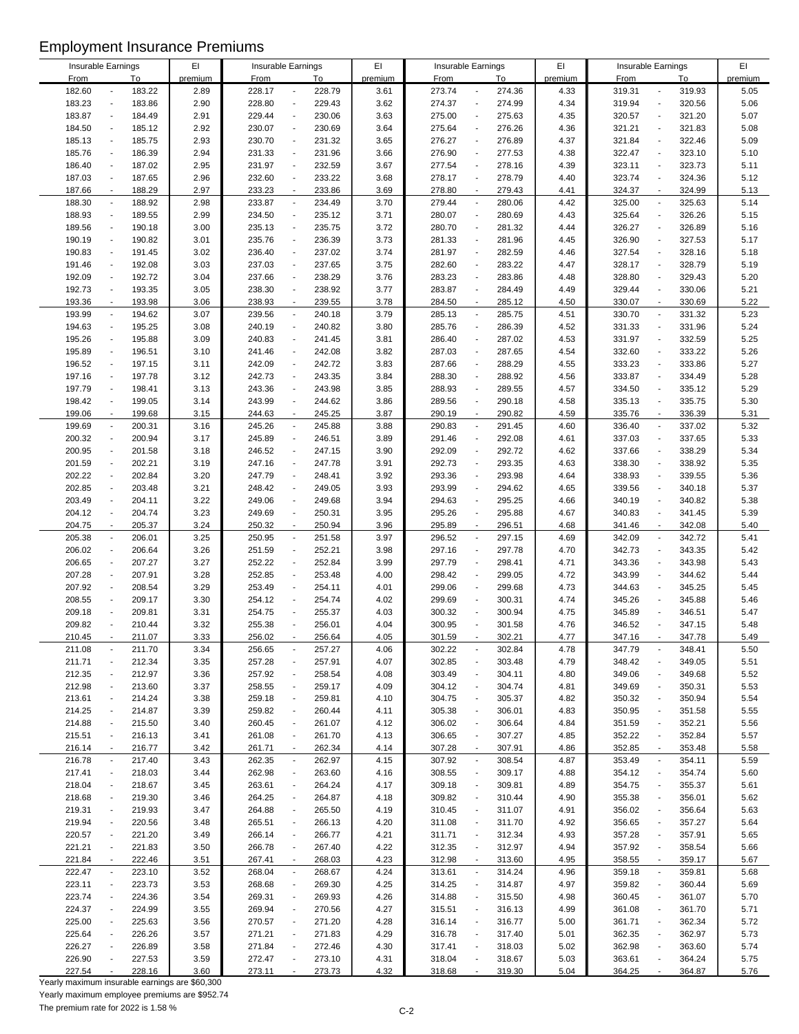# Employment Insurance Premiums

| Insurable Earnings From | To | EI premium | Insurable Earnings From | To | EI premium | Insurable Earnings From | To | EI premium | Insurable Earnings From | To | EI premium |
|---|---|---|---|---|---|---|---|---|---|---|---|
| 182.60 | 183.22 | 2.89 | 228.17 | 228.79 | 3.61 | 273.74 | 274.36 | 4.33 | 319.31 | 319.93 | 5.05 |
| 183.23 | 183.86 | 2.90 | 228.80 | 229.43 | 3.62 | 274.37 | 274.99 | 4.34 | 319.94 | 320.56 | 5.06 |
| 183.87 | 184.49 | 2.91 | 229.44 | 230.06 | 3.63 | 275.00 | 275.63 | 4.35 | 320.57 | 321.20 | 5.07 |
| 184.50 | 185.12 | 2.92 | 230.07 | 230.69 | 3.64 | 275.64 | 276.26 | 4.36 | 321.21 | 321.83 | 5.08 |
| 185.13 | 185.75 | 2.93 | 230.70 | 231.32 | 3.65 | 276.27 | 276.89 | 4.37 | 321.84 | 322.46 | 5.09 |
| 185.76 | 186.39 | 2.94 | 231.33 | 231.96 | 3.66 | 276.90 | 277.53 | 4.38 | 322.47 | 323.10 | 5.10 |
| 186.40 | 187.02 | 2.95 | 231.97 | 232.59 | 3.67 | 277.54 | 278.16 | 4.39 | 323.11 | 323.73 | 5.11 |
| 187.03 | 187.65 | 2.96 | 232.60 | 233.22 | 3.68 | 278.17 | 278.79 | 4.40 | 323.74 | 324.36 | 5.12 |
| 187.66 | 188.29 | 2.97 | 233.23 | 233.86 | 3.69 | 278.80 | 279.43 | 4.41 | 324.37 | 324.99 | 5.13 |
| 188.30 | 188.92 | 2.98 | 233.87 | 234.49 | 3.70 | 279.44 | 280.06 | 4.42 | 325.00 | 325.63 | 5.14 |
| 188.93 | 189.55 | 2.99 | 234.50 | 235.12 | 3.71 | 280.07 | 280.69 | 4.43 | 325.64 | 326.26 | 5.15 |
| 189.56 | 190.18 | 3.00 | 235.13 | 235.75 | 3.72 | 280.70 | 281.32 | 4.44 | 326.27 | 326.89 | 5.16 |
| 190.19 | 190.82 | 3.01 | 235.76 | 236.39 | 3.73 | 281.33 | 281.96 | 4.45 | 326.90 | 327.53 | 5.17 |
| 190.83 | 191.45 | 3.02 | 236.40 | 237.02 | 3.74 | 281.97 | 282.59 | 4.46 | 327.54 | 328.16 | 5.18 |
| 191.46 | 192.08 | 3.03 | 237.03 | 237.65 | 3.75 | 282.60 | 283.22 | 4.47 | 328.17 | 328.79 | 5.19 |
| 192.09 | 192.72 | 3.04 | 237.66 | 238.29 | 3.76 | 283.23 | 283.86 | 4.48 | 328.80 | 329.43 | 5.20 |
| 192.73 | 193.35 | 3.05 | 238.30 | 238.92 | 3.77 | 283.87 | 284.49 | 4.49 | 329.44 | 330.06 | 5.21 |
| 193.36 | 193.98 | 3.06 | 238.93 | 239.55 | 3.78 | 284.50 | 285.12 | 4.50 | 330.07 | 330.69 | 5.22 |
| 193.99 | 194.62 | 3.07 | 239.56 | 240.18 | 3.79 | 285.13 | 285.75 | 4.51 | 330.70 | 331.32 | 5.23 |
| 194.63 | 195.25 | 3.08 | 240.19 | 240.82 | 3.80 | 285.76 | 286.39 | 4.52 | 331.33 | 331.96 | 5.24 |
| 195.26 | 195.88 | 3.09 | 240.83 | 241.45 | 3.81 | 286.40 | 287.02 | 4.53 | 331.97 | 332.59 | 5.25 |
| 195.89 | 196.51 | 3.10 | 241.46 | 242.08 | 3.82 | 287.03 | 287.65 | 4.54 | 332.60 | 333.22 | 5.26 |
| 196.52 | 197.15 | 3.11 | 242.09 | 242.72 | 3.83 | 287.66 | 288.29 | 4.55 | 333.23 | 333.86 | 5.27 |
| 197.16 | 197.78 | 3.12 | 242.73 | 243.35 | 3.84 | 288.30 | 288.92 | 4.56 | 333.87 | 334.49 | 5.28 |
| 197.79 | 198.41 | 3.13 | 243.36 | 243.98 | 3.85 | 288.93 | 289.55 | 4.57 | 334.50 | 335.12 | 5.29 |
| 198.42 | 199.05 | 3.14 | 243.99 | 244.62 | 3.86 | 289.56 | 290.18 | 4.58 | 335.13 | 335.75 | 5.30 |
| 199.06 | 199.68 | 3.15 | 244.63 | 245.25 | 3.87 | 290.19 | 290.82 | 4.59 | 335.76 | 336.39 | 5.31 |
| 199.69 | 200.31 | 3.16 | 245.26 | 245.88 | 3.88 | 290.83 | 291.45 | 4.60 | 336.40 | 337.02 | 5.32 |
| 200.32 | 200.94 | 3.17 | 245.89 | 246.51 | 3.89 | 291.46 | 292.08 | 4.61 | 337.03 | 337.65 | 5.33 |
| 200.95 | 201.58 | 3.18 | 246.52 | 247.15 | 3.90 | 292.09 | 292.72 | 4.62 | 337.66 | 338.29 | 5.34 |
| 201.59 | 202.21 | 3.19 | 247.16 | 247.78 | 3.91 | 292.73 | 293.35 | 4.63 | 338.30 | 338.92 | 5.35 |
| 202.22 | 202.84 | 3.20 | 247.79 | 248.41 | 3.92 | 293.36 | 293.98 | 4.64 | 338.93 | 339.55 | 5.36 |
| 202.85 | 203.48 | 3.21 | 248.42 | 249.05 | 3.93 | 293.99 | 294.62 | 4.65 | 339.56 | 340.18 | 5.37 |
| 203.49 | 204.11 | 3.22 | 249.06 | 249.68 | 3.94 | 294.63 | 295.25 | 4.66 | 340.19 | 340.82 | 5.38 |
| 204.12 | 204.74 | 3.23 | 249.69 | 250.31 | 3.95 | 295.26 | 295.88 | 4.67 | 340.83 | 341.45 | 5.39 |
| 204.75 | 205.37 | 3.24 | 250.32 | 250.94 | 3.96 | 295.89 | 296.51 | 4.68 | 341.46 | 342.08 | 5.40 |
| 205.38 | 206.01 | 3.25 | 250.95 | 251.58 | 3.97 | 296.52 | 297.15 | 4.69 | 342.09 | 342.72 | 5.41 |
| 206.02 | 206.64 | 3.26 | 251.59 | 252.21 | 3.98 | 297.16 | 297.78 | 4.70 | 342.73 | 343.35 | 5.42 |
| 206.65 | 207.27 | 3.27 | 252.22 | 252.84 | 3.99 | 297.79 | 298.41 | 4.71 | 343.36 | 343.98 | 5.43 |
| 207.28 | 207.91 | 3.28 | 252.85 | 253.48 | 4.00 | 298.42 | 299.05 | 4.72 | 343.99 | 344.62 | 5.44 |
| 207.92 | 208.54 | 3.29 | 253.49 | 254.11 | 4.01 | 299.06 | 299.68 | 4.73 | 344.63 | 345.25 | 5.45 |
| 208.55 | 209.17 | 3.30 | 254.12 | 254.74 | 4.02 | 299.69 | 300.31 | 4.74 | 345.26 | 345.88 | 5.46 |
| 209.18 | 209.81 | 3.31 | 254.75 | 255.37 | 4.03 | 300.32 | 300.94 | 4.75 | 345.89 | 346.51 | 5.47 |
| 209.82 | 210.44 | 3.32 | 255.38 | 256.01 | 4.04 | 300.95 | 301.58 | 4.76 | 346.52 | 347.15 | 5.48 |
| 210.45 | 211.07 | 3.33 | 256.02 | 256.64 | 4.05 | 301.59 | 302.21 | 4.77 | 347.16 | 347.78 | 5.49 |
| 211.08 | 211.70 | 3.34 | 256.65 | 257.27 | 4.06 | 302.22 | 302.84 | 4.78 | 347.79 | 348.41 | 5.50 |
| 211.71 | 212.34 | 3.35 | 257.28 | 257.91 | 4.07 | 302.85 | 303.48 | 4.79 | 348.42 | 349.05 | 5.51 |
| 212.35 | 212.97 | 3.36 | 257.92 | 258.54 | 4.08 | 303.49 | 304.11 | 4.80 | 349.06 | 349.68 | 5.52 |
| 212.98 | 213.60 | 3.37 | 258.55 | 259.17 | 4.09 | 304.12 | 304.74 | 4.81 | 349.69 | 350.31 | 5.53 |
| 213.61 | 214.24 | 3.38 | 259.18 | 259.81 | 4.10 | 304.75 | 305.37 | 4.82 | 350.32 | 350.94 | 5.54 |
| 214.25 | 214.87 | 3.39 | 259.82 | 260.44 | 4.11 | 305.38 | 306.01 | 4.83 | 350.95 | 351.58 | 5.55 |
| 214.88 | 215.50 | 3.40 | 260.45 | 261.07 | 4.12 | 306.02 | 306.64 | 4.84 | 351.59 | 352.21 | 5.56 |
| 215.51 | 216.13 | 3.41 | 261.08 | 261.70 | 4.13 | 306.65 | 307.27 | 4.85 | 352.22 | 352.84 | 5.57 |
| 216.14 | 216.77 | 3.42 | 261.71 | 262.34 | 4.14 | 307.28 | 307.91 | 4.86 | 352.85 | 353.48 | 5.58 |
| 216.78 | 217.40 | 3.43 | 262.35 | 262.97 | 4.15 | 307.92 | 308.54 | 4.87 | 353.49 | 354.11 | 5.59 |
| 217.41 | 218.03 | 3.44 | 262.98 | 263.60 | 4.16 | 308.55 | 309.17 | 4.88 | 354.12 | 354.74 | 5.60 |
| 218.04 | 218.67 | 3.45 | 263.61 | 264.24 | 4.17 | 309.18 | 309.81 | 4.89 | 354.75 | 355.37 | 5.61 |
| 218.68 | 219.30 | 3.46 | 264.25 | 264.87 | 4.18 | 309.82 | 310.44 | 4.90 | 355.38 | 356.01 | 5.62 |
| 219.31 | 219.93 | 3.47 | 264.88 | 265.50 | 4.19 | 310.45 | 311.07 | 4.91 | 356.02 | 356.64 | 5.63 |
| 219.94 | 220.56 | 3.48 | 265.51 | 266.13 | 4.20 | 311.08 | 311.70 | 4.92 | 356.65 | 357.27 | 5.64 |
| 220.57 | 221.20 | 3.49 | 266.14 | 266.77 | 4.21 | 311.71 | 312.34 | 4.93 | 357.28 | 357.91 | 5.65 |
| 221.21 | 221.83 | 3.50 | 266.78 | 267.40 | 4.22 | 312.35 | 312.97 | 4.94 | 357.92 | 358.54 | 5.66 |
| 221.84 | 222.46 | 3.51 | 267.41 | 268.03 | 4.23 | 312.98 | 313.60 | 4.95 | 358.55 | 359.17 | 5.67 |
| 222.47 | 223.10 | 3.52 | 268.04 | 268.67 | 4.24 | 313.61 | 314.24 | 4.96 | 359.18 | 359.81 | 5.68 |
| 223.11 | 223.73 | 3.53 | 268.68 | 269.30 | 4.25 | 314.25 | 314.87 | 4.97 | 359.82 | 360.44 | 5.69 |
| 223.74 | 224.36 | 3.54 | 269.31 | 269.93 | 4.26 | 314.88 | 315.50 | 4.98 | 360.45 | 361.07 | 5.70 |
| 224.37 | 224.99 | 3.55 | 269.94 | 270.56 | 4.27 | 315.51 | 316.13 | 4.99 | 361.08 | 361.70 | 5.71 |
| 225.00 | 225.63 | 3.56 | 270.57 | 271.20 | 4.28 | 316.14 | 316.77 | 5.00 | 361.71 | 362.34 | 5.72 |
| 225.64 | 226.26 | 3.57 | 271.21 | 271.83 | 4.29 | 316.78 | 317.40 | 5.01 | 362.35 | 362.97 | 5.73 |
| 226.27 | 226.89 | 3.58 | 271.84 | 272.46 | 4.30 | 317.41 | 318.03 | 5.02 | 362.98 | 363.60 | 5.74 |
| 226.90 | 227.53 | 3.59 | 272.47 | 273.10 | 4.31 | 318.04 | 318.67 | 5.03 | 363.61 | 364.24 | 5.75 |
| 227.54 | 228.16 | 3.60 | 273.11 | 273.73 | 4.32 | 318.68 | 319.30 | 5.04 | 364.25 | 364.87 | 5.76 |

Yearly maximum insurable earnings are $60,300

Yearly maximum employee premiums are $952.74

The premium rate for 2022 is 1.58 %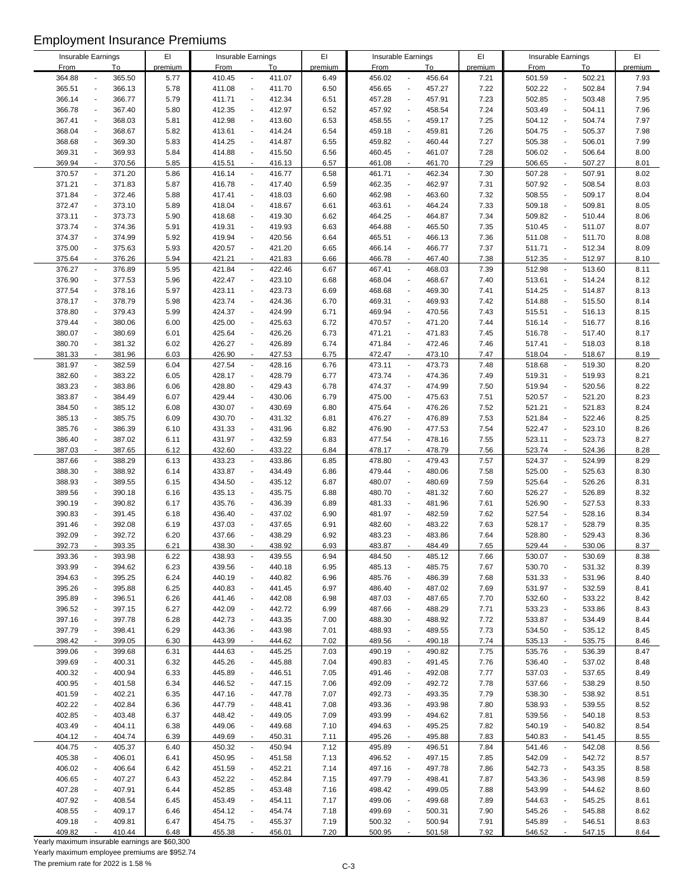# Employment Insurance Premiums

| Insurable Earnings From | To | EI premium | Insurable Earnings From | To | EI premium | Insurable Earnings From | To | EI premium | Insurable Earnings From | To | EI premium |
|---|---|---|---|---|---|---|---|---|---|---|---|
| 364.88 | 365.50 | 5.77 | 410.45 | 411.07 | 6.49 | 456.02 | 456.64 | 7.21 | 501.59 | 502.21 | 7.93 |
| 365.51 | 366.13 | 5.78 | 411.08 | 411.70 | 6.50 | 456.65 | 457.27 | 7.22 | 502.22 | 502.84 | 7.94 |
| 366.14 | 366.77 | 5.79 | 411.71 | 412.34 | 6.51 | 457.28 | 457.91 | 7.23 | 502.85 | 503.48 | 7.95 |
| 366.78 | 367.40 | 5.80 | 412.35 | 412.97 | 6.52 | 457.92 | 458.54 | 7.24 | 503.49 | 504.11 | 7.96 |
| 367.41 | 368.03 | 5.81 | 412.98 | 413.60 | 6.53 | 458.55 | 459.17 | 7.25 | 504.12 | 504.74 | 7.97 |
| 368.04 | 368.67 | 5.82 | 413.61 | 414.24 | 6.54 | 459.18 | 459.81 | 7.26 | 504.75 | 505.37 | 7.98 |
| 368.68 | 369.30 | 5.83 | 414.25 | 414.87 | 6.55 | 459.82 | 460.44 | 7.27 | 505.38 | 506.01 | 7.99 |
| 369.31 | 369.93 | 5.84 | 414.88 | 415.50 | 6.56 | 460.45 | 461.07 | 7.28 | 506.02 | 506.64 | 8.00 |
| 369.94 | 370.56 | 5.85 | 415.51 | 416.13 | 6.57 | 461.08 | 461.70 | 7.29 | 506.65 | 507.27 | 8.01 |
| 370.57 | 371.20 | 5.86 | 416.14 | 416.77 | 6.58 | 461.71 | 462.34 | 7.30 | 507.28 | 507.91 | 8.02 |
| 371.21 | 371.83 | 5.87 | 416.78 | 417.40 | 6.59 | 462.35 | 462.97 | 7.31 | 507.92 | 508.54 | 8.03 |
| 371.84 | 372.46 | 5.88 | 417.41 | 418.03 | 6.60 | 462.98 | 463.60 | 7.32 | 508.55 | 509.17 | 8.04 |
| 372.47 | 373.10 | 5.89 | 418.04 | 418.67 | 6.61 | 463.61 | 464.24 | 7.33 | 509.18 | 509.81 | 8.05 |
| 373.11 | 373.73 | 5.90 | 418.68 | 419.30 | 6.62 | 464.25 | 464.87 | 7.34 | 509.82 | 510.44 | 8.06 |
| 373.74 | 374.36 | 5.91 | 419.31 | 419.93 | 6.63 | 464.88 | 465.50 | 7.35 | 510.45 | 511.07 | 8.07 |
| 374.37 | 374.99 | 5.92 | 419.94 | 420.56 | 6.64 | 465.51 | 466.13 | 7.36 | 511.08 | 511.70 | 8.08 |
| 375.00 | 375.63 | 5.93 | 420.57 | 421.20 | 6.65 | 466.14 | 466.77 | 7.37 | 511.71 | 512.34 | 8.09 |
| 375.64 | 376.26 | 5.94 | 421.21 | 421.83 | 6.66 | 466.78 | 467.40 | 7.38 | 512.35 | 512.97 | 8.10 |
| 376.27 | 376.89 | 5.95 | 421.84 | 422.46 | 6.67 | 467.41 | 468.03 | 7.39 | 512.98 | 513.60 | 8.11 |
| 376.90 | 377.53 | 5.96 | 422.47 | 423.10 | 6.68 | 468.04 | 468.67 | 7.40 | 513.61 | 514.24 | 8.12 |
| 377.54 | 378.16 | 5.97 | 423.11 | 423.73 | 6.69 | 468.68 | 469.30 | 7.41 | 514.25 | 514.87 | 8.13 |
| 378.17 | 378.79 | 5.98 | 423.74 | 424.36 | 6.70 | 469.31 | 469.93 | 7.42 | 514.88 | 515.50 | 8.14 |
| 378.80 | 379.43 | 5.99 | 424.37 | 424.99 | 6.71 | 469.94 | 470.56 | 7.43 | 515.51 | 516.13 | 8.15 |
| 379.44 | 380.06 | 6.00 | 425.00 | 425.63 | 6.72 | 470.57 | 471.20 | 7.44 | 516.14 | 516.77 | 8.16 |
| 380.07 | 380.69 | 6.01 | 425.64 | 426.26 | 6.73 | 471.21 | 471.83 | 7.45 | 516.78 | 517.40 | 8.17 |
| 380.70 | 381.32 | 6.02 | 426.27 | 426.89 | 6.74 | 471.84 | 472.46 | 7.46 | 517.41 | 518.03 | 8.18 |
| 381.33 | 381.96 | 6.03 | 426.90 | 427.53 | 6.75 | 472.47 | 473.10 | 7.47 | 518.04 | 518.67 | 8.19 |
| 381.97 | 382.59 | 6.04 | 427.54 | 428.16 | 6.76 | 473.11 | 473.73 | 7.48 | 518.68 | 519.30 | 8.20 |
| 382.60 | 383.22 | 6.05 | 428.17 | 428.79 | 6.77 | 473.74 | 474.36 | 7.49 | 519.31 | 519.93 | 8.21 |
| 383.23 | 383.86 | 6.06 | 428.80 | 429.43 | 6.78 | 474.37 | 474.99 | 7.50 | 519.94 | 520.56 | 8.22 |
| 383.87 | 384.49 | 6.07 | 429.44 | 430.06 | 6.79 | 475.00 | 475.63 | 7.51 | 520.57 | 521.20 | 8.23 |
| 384.50 | 385.12 | 6.08 | 430.07 | 430.69 | 6.80 | 475.64 | 476.26 | 7.52 | 521.21 | 521.83 | 8.24 |
| 385.13 | 385.75 | 6.09 | 430.70 | 431.32 | 6.81 | 476.27 | 476.89 | 7.53 | 521.84 | 522.46 | 8.25 |
| 385.76 | 386.39 | 6.10 | 431.33 | 431.96 | 6.82 | 476.90 | 477.53 | 7.54 | 522.47 | 523.10 | 8.26 |
| 386.40 | 387.02 | 6.11 | 431.97 | 432.59 | 6.83 | 477.54 | 478.16 | 7.55 | 523.11 | 523.73 | 8.27 |
| 387.03 | 387.65 | 6.12 | 432.60 | 433.22 | 6.84 | 478.17 | 478.79 | 7.56 | 523.74 | 524.36 | 8.28 |
| 387.66 | 388.29 | 6.13 | 433.23 | 433.86 | 6.85 | 478.80 | 479.43 | 7.57 | 524.37 | 524.99 | 8.29 |
| 388.30 | 388.92 | 6.14 | 433.87 | 434.49 | 6.86 | 479.44 | 480.06 | 7.58 | 525.00 | 525.63 | 8.30 |
| 388.93 | 389.55 | 6.15 | 434.50 | 435.12 | 6.87 | 480.07 | 480.69 | 7.59 | 525.64 | 526.26 | 8.31 |
| 389.56 | 390.18 | 6.16 | 435.13 | 435.75 | 6.88 | 480.70 | 481.32 | 7.60 | 526.27 | 526.89 | 8.32 |
| 390.19 | 390.82 | 6.17 | 435.76 | 436.39 | 6.89 | 481.33 | 481.96 | 7.61 | 526.90 | 527.53 | 8.33 |
| 390.83 | 391.45 | 6.18 | 436.40 | 437.02 | 6.90 | 481.97 | 482.59 | 7.62 | 527.54 | 528.16 | 8.34 |
| 391.46 | 392.08 | 6.19 | 437.03 | 437.65 | 6.91 | 482.60 | 483.22 | 7.63 | 528.17 | 528.79 | 8.35 |
| 392.09 | 392.72 | 6.20 | 437.66 | 438.29 | 6.92 | 483.23 | 483.86 | 7.64 | 528.80 | 529.43 | 8.36 |
| 392.73 | 393.35 | 6.21 | 438.30 | 438.92 | 6.93 | 483.87 | 484.49 | 7.65 | 529.44 | 530.06 | 8.37 |
| 393.36 | 393.98 | 6.22 | 438.93 | 439.55 | 6.94 | 484.50 | 485.12 | 7.66 | 530.07 | 530.69 | 8.38 |
| 393.99 | 394.62 | 6.23 | 439.56 | 440.18 | 6.95 | 485.13 | 485.75 | 7.67 | 530.70 | 531.32 | 8.39 |
| 394.63 | 395.25 | 6.24 | 440.19 | 440.82 | 6.96 | 485.76 | 486.39 | 7.68 | 531.33 | 531.96 | 8.40 |
| 395.26 | 395.88 | 6.25 | 440.83 | 441.45 | 6.97 | 486.40 | 487.02 | 7.69 | 531.97 | 532.59 | 8.41 |
| 395.89 | 396.51 | 6.26 | 441.46 | 442.08 | 6.98 | 487.03 | 487.65 | 7.70 | 532.60 | 533.22 | 8.42 |
| 396.52 | 397.15 | 6.27 | 442.09 | 442.72 | 6.99 | 487.66 | 488.29 | 7.71 | 533.23 | 533.86 | 8.43 |
| 397.16 | 397.78 | 6.28 | 442.73 | 443.35 | 7.00 | 488.30 | 488.92 | 7.72 | 533.87 | 534.49 | 8.44 |
| 397.79 | 398.41 | 6.29 | 443.36 | 443.98 | 7.01 | 488.93 | 489.55 | 7.73 | 534.50 | 535.12 | 8.45 |
| 398.42 | 399.05 | 6.30 | 443.99 | 444.62 | 7.02 | 489.56 | 490.18 | 7.74 | 535.13 | 535.75 | 8.46 |
| 399.06 | 399.68 | 6.31 | 444.63 | 445.25 | 7.03 | 490.19 | 490.82 | 7.75 | 535.76 | 536.39 | 8.47 |
| 399.69 | 400.31 | 6.32 | 445.26 | 445.88 | 7.04 | 490.83 | 491.45 | 7.76 | 536.40 | 537.02 | 8.48 |
| 400.32 | 400.94 | 6.33 | 445.89 | 446.51 | 7.05 | 491.46 | 492.08 | 7.77 | 537.03 | 537.65 | 8.49 |
| 400.95 | 401.58 | 6.34 | 446.52 | 447.15 | 7.06 | 492.09 | 492.72 | 7.78 | 537.66 | 538.29 | 8.50 |
| 401.59 | 402.21 | 6.35 | 447.16 | 447.78 | 7.07 | 492.73 | 493.35 | 7.79 | 538.30 | 538.92 | 8.51 |
| 402.22 | 402.84 | 6.36 | 447.79 | 448.41 | 7.08 | 493.36 | 493.98 | 7.80 | 538.93 | 539.55 | 8.52 |
| 402.85 | 403.48 | 6.37 | 448.42 | 449.05 | 7.09 | 493.99 | 494.62 | 7.81 | 539.56 | 540.18 | 8.53 |
| 403.49 | 404.11 | 6.38 | 449.06 | 449.68 | 7.10 | 494.63 | 495.25 | 7.82 | 540.19 | 540.82 | 8.54 |
| 404.12 | 404.74 | 6.39 | 449.69 | 450.31 | 7.11 | 495.26 | 495.88 | 7.83 | 540.83 | 541.45 | 8.55 |
| 404.75 | 405.37 | 6.40 | 450.32 | 450.94 | 7.12 | 495.89 | 496.51 | 7.84 | 541.46 | 542.08 | 8.56 |
| 405.38 | 406.01 | 6.41 | 450.95 | 451.58 | 7.13 | 496.52 | 497.15 | 7.85 | 542.09 | 542.72 | 8.57 |
| 406.02 | 406.64 | 6.42 | 451.59 | 452.21 | 7.14 | 497.16 | 497.78 | 7.86 | 542.73 | 543.35 | 8.58 |
| 406.65 | 407.27 | 6.43 | 452.22 | 452.84 | 7.15 | 497.79 | 498.41 | 7.87 | 543.36 | 543.98 | 8.59 |
| 407.28 | 407.91 | 6.44 | 452.85 | 453.48 | 7.16 | 498.42 | 499.05 | 7.88 | 543.99 | 544.62 | 8.60 |
| 407.92 | 408.54 | 6.45 | 453.49 | 454.11 | 7.17 | 499.06 | 499.68 | 7.89 | 544.63 | 545.25 | 8.61 |
| 408.55 | 409.17 | 6.46 | 454.12 | 454.74 | 7.18 | 499.69 | 500.31 | 7.90 | 545.26 | 545.88 | 8.62 |
| 409.18 | 409.81 | 6.47 | 454.75 | 455.37 | 7.19 | 500.32 | 500.94 | 7.91 | 545.89 | 546.51 | 8.63 |
| 409.82 | 410.44 | 6.48 | 455.38 | 456.01 | 7.20 | 500.95 | 501.58 | 7.92 | 546.52 | 547.15 | 8.64 |

Yearly maximum insurable earnings are $60,300

Yearly maximum employee premiums are $952.74

The premium rate for 2022 is 1.58 %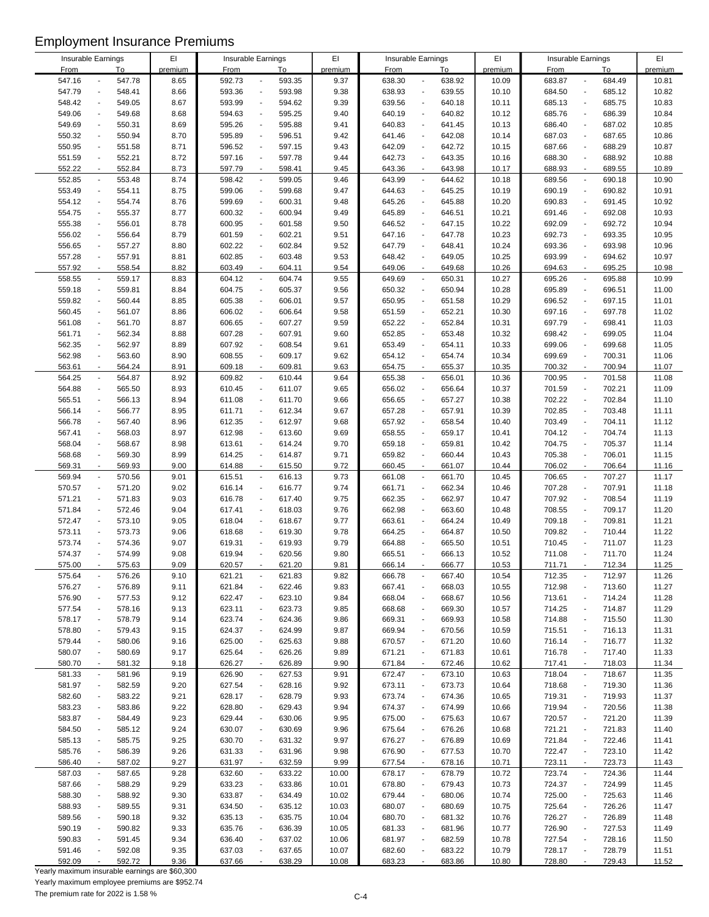# Employment Insurance Premiums

| Insurable Earnings From | To | EI premium | Insurable Earnings From | To | EI premium | Insurable Earnings From | To | EI premium | Insurable Earnings From | To | EI premium |
|---|---|---|---|---|---|---|---|---|---|---|---|
| 547.16 | 547.78 | 8.65 | 592.73 | 593.35 | 9.37 | 638.30 | 638.92 | 10.09 | 683.87 | 684.49 | 10.81 |
| 547.79 | 548.41 | 8.66 | 593.36 | 593.98 | 9.38 | 638.93 | 639.55 | 10.10 | 684.50 | 685.12 | 10.82 |
| 548.42 | 549.05 | 8.67 | 593.99 | 594.62 | 9.39 | 639.56 | 640.18 | 10.11 | 685.13 | 685.75 | 10.83 |
| 549.06 | 549.68 | 8.68 | 594.63 | 595.25 | 9.40 | 640.19 | 640.82 | 10.12 | 685.76 | 686.39 | 10.84 |
| 549.69 | 550.31 | 8.69 | 595.26 | 595.88 | 9.41 | 640.83 | 641.45 | 10.13 | 686.40 | 687.02 | 10.85 |
| 550.32 | 550.94 | 8.70 | 595.89 | 596.51 | 9.42 | 641.46 | 642.08 | 10.14 | 687.03 | 687.65 | 10.86 |
| 550.95 | 551.58 | 8.71 | 596.52 | 597.15 | 9.43 | 642.09 | 642.72 | 10.15 | 687.66 | 688.29 | 10.87 |
| 551.59 | 552.21 | 8.72 | 597.16 | 597.78 | 9.44 | 642.73 | 643.35 | 10.16 | 688.30 | 688.92 | 10.88 |
| 552.22 | 552.84 | 8.73 | 597.79 | 598.41 | 9.45 | 643.36 | 643.98 | 10.17 | 688.93 | 689.55 | 10.89 |
| 552.85 | 553.48 | 8.74 | 598.42 | 599.05 | 9.46 | 643.99 | 644.62 | 10.18 | 689.56 | 690.18 | 10.90 |
| 553.49 | 554.11 | 8.75 | 599.06 | 599.68 | 9.47 | 644.63 | 645.25 | 10.19 | 690.19 | 690.82 | 10.91 |
| 554.12 | 554.74 | 8.76 | 599.69 | 600.31 | 9.48 | 645.26 | 645.88 | 10.20 | 690.83 | 691.45 | 10.92 |
| 554.75 | 555.37 | 8.77 | 600.32 | 600.94 | 9.49 | 645.89 | 646.51 | 10.21 | 691.46 | 692.08 | 10.93 |
| 555.38 | 556.01 | 8.78 | 600.95 | 601.58 | 9.50 | 646.52 | 647.15 | 10.22 | 692.09 | 692.72 | 10.94 |
| 556.02 | 556.64 | 8.79 | 601.59 | 602.21 | 9.51 | 647.16 | 647.78 | 10.23 | 692.73 | 693.35 | 10.95 |
| 556.65 | 557.27 | 8.80 | 602.22 | 602.84 | 9.52 | 647.79 | 648.41 | 10.24 | 693.36 | 693.98 | 10.96 |
| 557.28 | 557.91 | 8.81 | 602.85 | 603.48 | 9.53 | 648.42 | 649.05 | 10.25 | 693.99 | 694.62 | 10.97 |
| 557.92 | 558.54 | 8.82 | 603.49 | 604.11 | 9.54 | 649.06 | 649.68 | 10.26 | 694.63 | 695.25 | 10.98 |
| 558.55 | 559.17 | 8.83 | 604.12 | 604.74 | 9.55 | 649.69 | 650.31 | 10.27 | 695.26 | 695.88 | 10.99 |
| 559.18 | 559.81 | 8.84 | 604.75 | 605.37 | 9.56 | 650.32 | 650.94 | 10.28 | 695.89 | 696.51 | 11.00 |
| 559.82 | 560.44 | 8.85 | 605.38 | 606.01 | 9.57 | 650.95 | 651.58 | 10.29 | 696.52 | 697.15 | 11.01 |
| 560.45 | 561.07 | 8.86 | 606.02 | 606.64 | 9.58 | 651.59 | 652.21 | 10.30 | 697.16 | 697.78 | 11.02 |
| 561.08 | 561.70 | 8.87 | 606.65 | 607.27 | 9.59 | 652.22 | 652.84 | 10.31 | 697.79 | 698.41 | 11.03 |
| 561.71 | 562.34 | 8.88 | 607.28 | 607.91 | 9.60 | 652.85 | 653.48 | 10.32 | 698.42 | 699.05 | 11.04 |
| 562.35 | 562.97 | 8.89 | 607.92 | 608.54 | 9.61 | 653.49 | 654.11 | 10.33 | 699.06 | 699.68 | 11.05 |
| 562.98 | 563.60 | 8.90 | 608.55 | 609.17 | 9.62 | 654.12 | 654.74 | 10.34 | 699.69 | 700.31 | 11.06 |
| 563.61 | 564.24 | 8.91 | 609.18 | 609.81 | 9.63 | 654.75 | 655.37 | 10.35 | 700.32 | 700.94 | 11.07 |
| 564.25 | 564.87 | 8.92 | 609.82 | 610.44 | 9.64 | 655.38 | 656.01 | 10.36 | 700.95 | 701.58 | 11.08 |
| 564.88 | 565.50 | 8.93 | 610.45 | 611.07 | 9.65 | 656.02 | 656.64 | 10.37 | 701.59 | 702.21 | 11.09 |
| 565.51 | 566.13 | 8.94 | 611.08 | 611.70 | 9.66 | 656.65 | 657.27 | 10.38 | 702.22 | 702.84 | 11.10 |
| 566.14 | 566.77 | 8.95 | 611.71 | 612.34 | 9.67 | 657.28 | 657.91 | 10.39 | 702.85 | 703.48 | 11.11 |
| 566.78 | 567.40 | 8.96 | 612.35 | 612.97 | 9.68 | 657.92 | 658.54 | 10.40 | 703.49 | 704.11 | 11.12 |
| 567.41 | 568.03 | 8.97 | 612.98 | 613.60 | 9.69 | 658.55 | 659.17 | 10.41 | 704.12 | 704.74 | 11.13 |
| 568.04 | 568.67 | 8.98 | 613.61 | 614.24 | 9.70 | 659.18 | 659.81 | 10.42 | 704.75 | 705.37 | 11.14 |
| 568.68 | 569.30 | 8.99 | 614.25 | 614.87 | 9.71 | 659.82 | 660.44 | 10.43 | 705.38 | 706.01 | 11.15 |
| 569.31 | 569.93 | 9.00 | 614.88 | 615.50 | 9.72 | 660.45 | 661.07 | 10.44 | 706.02 | 706.64 | 11.16 |
| 569.94 | 570.56 | 9.01 | 615.51 | 616.13 | 9.73 | 661.08 | 661.70 | 10.45 | 706.65 | 707.27 | 11.17 |
| 570.57 | 571.20 | 9.02 | 616.14 | 616.77 | 9.74 | 661.71 | 662.34 | 10.46 | 707.28 | 707.91 | 11.18 |
| 571.21 | 571.83 | 9.03 | 616.78 | 617.40 | 9.75 | 662.35 | 662.97 | 10.47 | 707.92 | 708.54 | 11.19 |
| 571.84 | 572.46 | 9.04 | 617.41 | 618.03 | 9.76 | 662.98 | 663.60 | 10.48 | 708.55 | 709.17 | 11.20 |
| 572.47 | 573.10 | 9.05 | 618.04 | 618.67 | 9.77 | 663.61 | 664.24 | 10.49 | 709.18 | 709.81 | 11.21 |
| 573.11 | 573.73 | 9.06 | 618.68 | 619.30 | 9.78 | 664.25 | 664.87 | 10.50 | 709.82 | 710.44 | 11.22 |
| 573.74 | 574.36 | 9.07 | 619.31 | 619.93 | 9.79 | 664.88 | 665.50 | 10.51 | 710.45 | 711.07 | 11.23 |
| 574.37 | 574.99 | 9.08 | 619.94 | 620.56 | 9.80 | 665.51 | 666.13 | 10.52 | 711.08 | 711.70 | 11.24 |
| 575.00 | 575.63 | 9.09 | 620.57 | 621.20 | 9.81 | 666.14 | 666.77 | 10.53 | 711.71 | 712.34 | 11.25 |
| 575.64 | 576.26 | 9.10 | 621.21 | 621.83 | 9.82 | 666.78 | 667.40 | 10.54 | 712.35 | 712.97 | 11.26 |
| 576.27 | 576.89 | 9.11 | 621.84 | 622.46 | 9.83 | 667.41 | 668.03 | 10.55 | 712.98 | 713.60 | 11.27 |
| 576.90 | 577.53 | 9.12 | 622.47 | 623.10 | 9.84 | 668.04 | 668.67 | 10.56 | 713.61 | 714.24 | 11.28 |
| 577.54 | 578.16 | 9.13 | 623.11 | 623.73 | 9.85 | 668.68 | 669.30 | 10.57 | 714.25 | 714.87 | 11.29 |
| 578.17 | 578.79 | 9.14 | 623.74 | 624.36 | 9.86 | 669.31 | 669.93 | 10.58 | 714.88 | 715.50 | 11.30 |
| 578.80 | 579.43 | 9.15 | 624.37 | 624.99 | 9.87 | 669.94 | 670.56 | 10.59 | 715.51 | 716.13 | 11.31 |
| 579.44 | 580.06 | 9.16 | 625.00 | 625.63 | 9.88 | 670.57 | 671.20 | 10.60 | 716.14 | 716.77 | 11.32 |
| 580.07 | 580.69 | 9.17 | 625.64 | 626.26 | 9.89 | 671.21 | 671.83 | 10.61 | 716.78 | 717.40 | 11.33 |
| 580.70 | 581.32 | 9.18 | 626.27 | 626.89 | 9.90 | 671.84 | 672.46 | 10.62 | 717.41 | 718.03 | 11.34 |
| 581.33 | 581.96 | 9.19 | 626.90 | 627.53 | 9.91 | 672.47 | 673.10 | 10.63 | 718.04 | 718.67 | 11.35 |
| 581.97 | 582.59 | 9.20 | 627.54 | 628.16 | 9.92 | 673.11 | 673.73 | 10.64 | 718.68 | 719.30 | 11.36 |
| 582.60 | 583.22 | 9.21 | 628.17 | 628.79 | 9.93 | 673.74 | 674.36 | 10.65 | 719.31 | 719.93 | 11.37 |
| 583.23 | 583.86 | 9.22 | 628.80 | 629.43 | 9.94 | 674.37 | 674.99 | 10.66 | 719.94 | 720.56 | 11.38 |
| 583.87 | 584.49 | 9.23 | 629.44 | 630.06 | 9.95 | 675.00 | 675.63 | 10.67 | 720.57 | 721.20 | 11.39 |
| 584.50 | 585.12 | 9.24 | 630.07 | 630.69 | 9.96 | 675.64 | 676.26 | 10.68 | 721.21 | 721.83 | 11.40 |
| 585.13 | 585.75 | 9.25 | 630.70 | 631.32 | 9.97 | 676.27 | 676.89 | 10.69 | 721.84 | 722.46 | 11.41 |
| 585.76 | 586.39 | 9.26 | 631.33 | 631.96 | 9.98 | 676.90 | 677.53 | 10.70 | 722.47 | 723.10 | 11.42 |
| 586.40 | 587.02 | 9.27 | 631.97 | 632.59 | 9.99 | 677.54 | 678.16 | 10.71 | 723.11 | 723.73 | 11.43 |
| 587.03 | 587.65 | 9.28 | 632.60 | 633.22 | 10.00 | 678.17 | 678.79 | 10.72 | 723.74 | 724.36 | 11.44 |
| 587.66 | 588.29 | 9.29 | 633.23 | 633.86 | 10.01 | 678.80 | 679.43 | 10.73 | 724.37 | 724.99 | 11.45 |
| 588.30 | 588.92 | 9.30 | 633.87 | 634.49 | 10.02 | 679.44 | 680.06 | 10.74 | 725.00 | 725.63 | 11.46 |
| 588.93 | 589.55 | 9.31 | 634.50 | 635.12 | 10.03 | 680.07 | 680.69 | 10.75 | 725.64 | 726.26 | 11.47 |
| 589.56 | 590.18 | 9.32 | 635.13 | 635.75 | 10.04 | 680.70 | 681.32 | 10.76 | 726.27 | 726.89 | 11.48 |
| 590.19 | 590.82 | 9.33 | 635.76 | 636.39 | 10.05 | 681.33 | 681.96 | 10.77 | 726.90 | 727.53 | 11.49 |
| 590.83 | 591.45 | 9.34 | 636.40 | 637.02 | 10.06 | 681.97 | 682.59 | 10.78 | 727.54 | 728.16 | 11.50 |
| 591.46 | 592.08 | 9.35 | 637.03 | 637.65 | 10.07 | 682.60 | 683.22 | 10.79 | 728.17 | 728.79 | 11.51 |
| 592.09 | 592.72 | 9.36 | 637.66 | 638.29 | 10.08 | 683.23 | 683.86 | 10.80 | 728.80 | 729.43 | 11.52 |

Yearly maximum insurable earnings are $60,300

Yearly maximum employee premiums are $952.74

The premium rate for 2022 is 1.58 %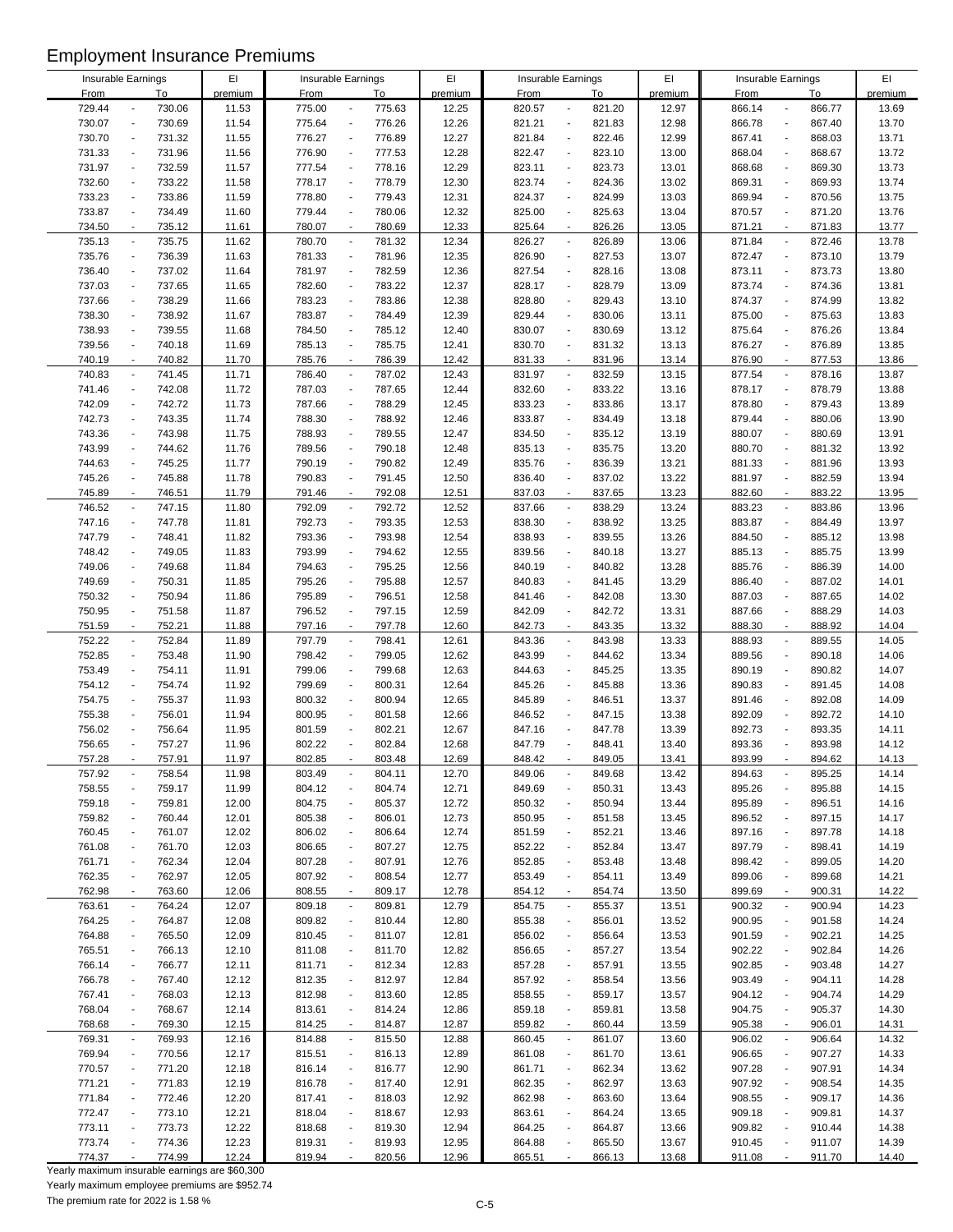# Employment Insurance Premiums

| Insurable Earnings From | To | EI premium | Insurable Earnings From | To | EI premium | Insurable Earnings From | To | EI premium | Insurable Earnings From | To | EI premium |
|---|---|---|---|---|---|---|---|---|---|---|---|
| 729.44 | 730.06 | 11.53 | 775.00 | 775.63 | 12.25 | 820.57 | 821.20 | 12.97 | 866.14 | 866.77 | 13.69 |
| 730.07 | 730.69 | 11.54 | 775.64 | 776.26 | 12.26 | 821.21 | 821.83 | 12.98 | 866.78 | 867.40 | 13.70 |
| 730.70 | 731.32 | 11.55 | 776.27 | 776.89 | 12.27 | 821.84 | 822.46 | 12.99 | 867.41 | 868.03 | 13.71 |
| 731.33 | 731.96 | 11.56 | 776.90 | 777.53 | 12.28 | 822.47 | 823.10 | 13.00 | 868.04 | 868.67 | 13.72 |
| 731.97 | 732.59 | 11.57 | 777.54 | 778.16 | 12.29 | 823.11 | 823.73 | 13.01 | 868.68 | 869.30 | 13.73 |
| 732.60 | 733.22 | 11.58 | 778.17 | 778.79 | 12.30 | 823.74 | 824.36 | 13.02 | 869.31 | 869.93 | 13.74 |
| 733.23 | 733.86 | 11.59 | 778.80 | 779.43 | 12.31 | 824.37 | 824.99 | 13.03 | 869.94 | 870.56 | 13.75 |
| 733.87 | 734.49 | 11.60 | 779.44 | 780.06 | 12.32 | 825.00 | 825.63 | 13.04 | 870.57 | 871.20 | 13.76 |
| 734.50 | 735.12 | 11.61 | 780.07 | 780.69 | 12.33 | 825.64 | 826.26 | 13.05 | 871.21 | 871.83 | 13.77 |
| 735.13 | 735.75 | 11.62 | 780.70 | 781.32 | 12.34 | 826.27 | 826.89 | 13.06 | 871.84 | 872.46 | 13.78 |
| 735.76 | 736.39 | 11.63 | 781.33 | 781.96 | 12.35 | 826.90 | 827.53 | 13.07 | 872.47 | 873.10 | 13.79 |
| 736.40 | 737.02 | 11.64 | 781.97 | 782.59 | 12.36 | 827.54 | 828.16 | 13.08 | 873.11 | 873.73 | 13.80 |
| 737.03 | 737.65 | 11.65 | 782.60 | 783.22 | 12.37 | 828.17 | 828.79 | 13.09 | 873.74 | 874.36 | 13.81 |
| 737.66 | 738.29 | 11.66 | 783.23 | 783.86 | 12.38 | 828.80 | 829.43 | 13.10 | 874.37 | 874.99 | 13.82 |
| 738.30 | 738.92 | 11.67 | 783.87 | 784.49 | 12.39 | 829.44 | 830.06 | 13.11 | 875.00 | 875.63 | 13.83 |
| 738.93 | 739.55 | 11.68 | 784.50 | 785.12 | 12.40 | 830.07 | 830.69 | 13.12 | 875.64 | 876.26 | 13.84 |
| 739.56 | 740.18 | 11.69 | 785.13 | 785.75 | 12.41 | 830.70 | 831.32 | 13.13 | 876.27 | 876.89 | 13.85 |
| 740.19 | 740.82 | 11.70 | 785.76 | 786.39 | 12.42 | 831.33 | 831.96 | 13.14 | 876.90 | 877.53 | 13.86 |
| 740.83 | 741.45 | 11.71 | 786.40 | 787.02 | 12.43 | 831.97 | 832.59 | 13.15 | 877.54 | 878.16 | 13.87 |
| 741.46 | 742.08 | 11.72 | 787.03 | 787.65 | 12.44 | 832.60 | 833.22 | 13.16 | 878.17 | 878.79 | 13.88 |
| 742.09 | 742.72 | 11.73 | 787.66 | 788.29 | 12.45 | 833.23 | 833.86 | 13.17 | 878.80 | 879.43 | 13.89 |
| 742.73 | 743.35 | 11.74 | 788.30 | 788.92 | 12.46 | 833.87 | 834.49 | 13.18 | 879.44 | 880.06 | 13.90 |
| 743.36 | 743.98 | 11.75 | 788.93 | 789.55 | 12.47 | 834.50 | 835.12 | 13.19 | 880.07 | 880.69 | 13.91 |
| 743.99 | 744.62 | 11.76 | 789.56 | 790.18 | 12.48 | 835.13 | 835.75 | 13.20 | 880.70 | 881.32 | 13.92 |
| 744.63 | 745.25 | 11.77 | 790.19 | 790.82 | 12.49 | 835.76 | 836.39 | 13.21 | 881.33 | 881.96 | 13.93 |
| 745.26 | 745.88 | 11.78 | 790.83 | 791.45 | 12.50 | 836.40 | 837.02 | 13.22 | 881.97 | 882.59 | 13.94 |
| 745.89 | 746.51 | 11.79 | 791.46 | 792.08 | 12.51 | 837.03 | 837.65 | 13.23 | 882.60 | 883.22 | 13.95 |
| 746.52 | 747.15 | 11.80 | 792.09 | 792.72 | 12.52 | 837.66 | 838.29 | 13.24 | 883.23 | 883.86 | 13.96 |
| 747.16 | 747.78 | 11.81 | 792.73 | 793.35 | 12.53 | 838.30 | 838.92 | 13.25 | 883.87 | 884.49 | 13.97 |
| 747.79 | 748.41 | 11.82 | 793.36 | 793.98 | 12.54 | 838.93 | 839.55 | 13.26 | 884.50 | 885.12 | 13.98 |
| 748.42 | 749.05 | 11.83 | 793.99 | 794.62 | 12.55 | 839.56 | 840.18 | 13.27 | 885.13 | 885.75 | 13.99 |
| 749.06 | 749.68 | 11.84 | 794.63 | 795.25 | 12.56 | 840.19 | 840.82 | 13.28 | 885.76 | 886.39 | 14.00 |
| 749.69 | 750.31 | 11.85 | 795.26 | 795.88 | 12.57 | 840.83 | 841.45 | 13.29 | 886.40 | 887.02 | 14.01 |
| 750.32 | 750.94 | 11.86 | 795.89 | 796.51 | 12.58 | 841.46 | 842.08 | 13.30 | 887.03 | 887.65 | 14.02 |
| 750.95 | 751.58 | 11.87 | 796.52 | 797.15 | 12.59 | 842.09 | 842.72 | 13.31 | 887.66 | 888.29 | 14.03 |
| 751.59 | 752.21 | 11.88 | 797.16 | 797.78 | 12.60 | 842.73 | 843.35 | 13.32 | 888.30 | 888.92 | 14.04 |
| 752.22 | 752.84 | 11.89 | 797.79 | 798.41 | 12.61 | 843.36 | 843.98 | 13.33 | 888.93 | 889.55 | 14.05 |
| 752.85 | 753.48 | 11.90 | 798.42 | 799.05 | 12.62 | 843.99 | 844.62 | 13.34 | 889.56 | 890.18 | 14.06 |
| 753.49 | 754.11 | 11.91 | 799.06 | 799.68 | 12.63 | 844.63 | 845.25 | 13.35 | 890.19 | 890.82 | 14.07 |
| 754.12 | 754.74 | 11.92 | 799.69 | 800.31 | 12.64 | 845.26 | 845.88 | 13.36 | 890.83 | 891.45 | 14.08 |
| 754.75 | 755.37 | 11.93 | 800.32 | 800.94 | 12.65 | 845.89 | 846.51 | 13.37 | 891.46 | 892.08 | 14.09 |
| 755.38 | 756.01 | 11.94 | 800.95 | 801.58 | 12.66 | 846.52 | 847.15 | 13.38 | 892.09 | 892.72 | 14.10 |
| 756.02 | 756.64 | 11.95 | 801.59 | 802.21 | 12.67 | 847.16 | 847.78 | 13.39 | 892.73 | 893.35 | 14.11 |
| 756.65 | 757.27 | 11.96 | 802.22 | 802.84 | 12.68 | 847.79 | 848.41 | 13.40 | 893.36 | 893.98 | 14.12 |
| 757.28 | 757.91 | 11.97 | 802.85 | 803.48 | 12.69 | 848.42 | 849.05 | 13.41 | 893.99 | 894.62 | 14.13 |
| 757.92 | 758.54 | 11.98 | 803.49 | 804.11 | 12.70 | 849.06 | 849.68 | 13.42 | 894.63 | 895.25 | 14.14 |
| 758.55 | 759.17 | 11.99 | 804.12 | 804.74 | 12.71 | 849.69 | 850.31 | 13.43 | 895.26 | 895.88 | 14.15 |
| 759.18 | 759.81 | 12.00 | 804.75 | 805.37 | 12.72 | 850.32 | 850.94 | 13.44 | 895.89 | 896.51 | 14.16 |
| 759.82 | 760.44 | 12.01 | 805.38 | 806.01 | 12.73 | 850.95 | 851.58 | 13.45 | 896.52 | 897.15 | 14.17 |
| 760.45 | 761.07 | 12.02 | 806.02 | 806.64 | 12.74 | 851.59 | 852.21 | 13.46 | 897.16 | 897.78 | 14.18 |
| 761.08 | 761.70 | 12.03 | 806.65 | 807.27 | 12.75 | 852.22 | 852.84 | 13.47 | 897.79 | 898.41 | 14.19 |
| 761.71 | 762.34 | 12.04 | 807.28 | 807.91 | 12.76 | 852.85 | 853.48 | 13.48 | 898.42 | 899.05 | 14.20 |
| 762.35 | 762.97 | 12.05 | 807.92 | 808.54 | 12.77 | 853.49 | 854.11 | 13.49 | 899.06 | 899.68 | 14.21 |
| 762.98 | 763.60 | 12.06 | 808.55 | 809.17 | 12.78 | 854.12 | 854.74 | 13.50 | 899.69 | 900.31 | 14.22 |
| 763.61 | 764.24 | 12.07 | 809.18 | 809.81 | 12.79 | 854.75 | 855.37 | 13.51 | 900.32 | 900.94 | 14.23 |
| 764.25 | 764.87 | 12.08 | 809.82 | 810.44 | 12.80 | 855.38 | 856.01 | 13.52 | 900.95 | 901.58 | 14.24 |
| 764.88 | 765.50 | 12.09 | 810.45 | 811.07 | 12.81 | 856.02 | 856.64 | 13.53 | 901.59 | 902.21 | 14.25 |
| 765.51 | 766.13 | 12.10 | 811.08 | 811.70 | 12.82 | 856.65 | 857.27 | 13.54 | 902.22 | 902.84 | 14.26 |
| 766.14 | 766.77 | 12.11 | 811.71 | 812.34 | 12.83 | 857.28 | 857.91 | 13.55 | 902.85 | 903.48 | 14.27 |
| 766.78 | 767.40 | 12.12 | 812.35 | 812.97 | 12.84 | 857.92 | 858.54 | 13.56 | 903.49 | 904.11 | 14.28 |
| 767.41 | 768.03 | 12.13 | 812.98 | 813.60 | 12.85 | 858.55 | 859.17 | 13.57 | 904.12 | 904.74 | 14.29 |
| 768.04 | 768.67 | 12.14 | 813.61 | 814.24 | 12.86 | 859.18 | 859.81 | 13.58 | 904.75 | 905.37 | 14.30 |
| 768.68 | 769.30 | 12.15 | 814.25 | 814.87 | 12.87 | 859.82 | 860.44 | 13.59 | 905.38 | 906.01 | 14.31 |
| 769.31 | 769.93 | 12.16 | 814.88 | 815.50 | 12.88 | 860.45 | 861.07 | 13.60 | 906.02 | 906.64 | 14.32 |
| 769.94 | 770.56 | 12.17 | 815.51 | 816.13 | 12.89 | 861.08 | 861.70 | 13.61 | 906.65 | 907.27 | 14.33 |
| 770.57 | 771.20 | 12.18 | 816.14 | 816.77 | 12.90 | 861.71 | 862.34 | 13.62 | 907.28 | 907.91 | 14.34 |
| 771.21 | 771.83 | 12.19 | 816.78 | 817.40 | 12.91 | 862.35 | 862.97 | 13.63 | 907.92 | 908.54 | 14.35 |
| 771.84 | 772.46 | 12.20 | 817.41 | 818.03 | 12.92 | 862.98 | 863.60 | 13.64 | 908.55 | 909.17 | 14.36 |
| 772.47 | 773.10 | 12.21 | 818.04 | 818.67 | 12.93 | 863.61 | 864.24 | 13.65 | 909.18 | 909.81 | 14.37 |
| 773.11 | 773.73 | 12.22 | 818.68 | 819.30 | 12.94 | 864.25 | 864.87 | 13.66 | 909.82 | 910.44 | 14.38 |
| 773.74 | 774.36 | 12.23 | 819.31 | 819.93 | 12.95 | 864.88 | 865.50 | 13.67 | 910.45 | 911.07 | 14.39 |
| 774.37 | 774.99 | 12.24 | 819.94 | 820.56 | 12.96 | 865.51 | 866.13 | 13.68 | 911.08 | 911.70 | 14.40 |

Yearly maximum insurable earnings are $60,300

Yearly maximum employee premiums are $952.74

The premium rate for 2022 is 1.58 %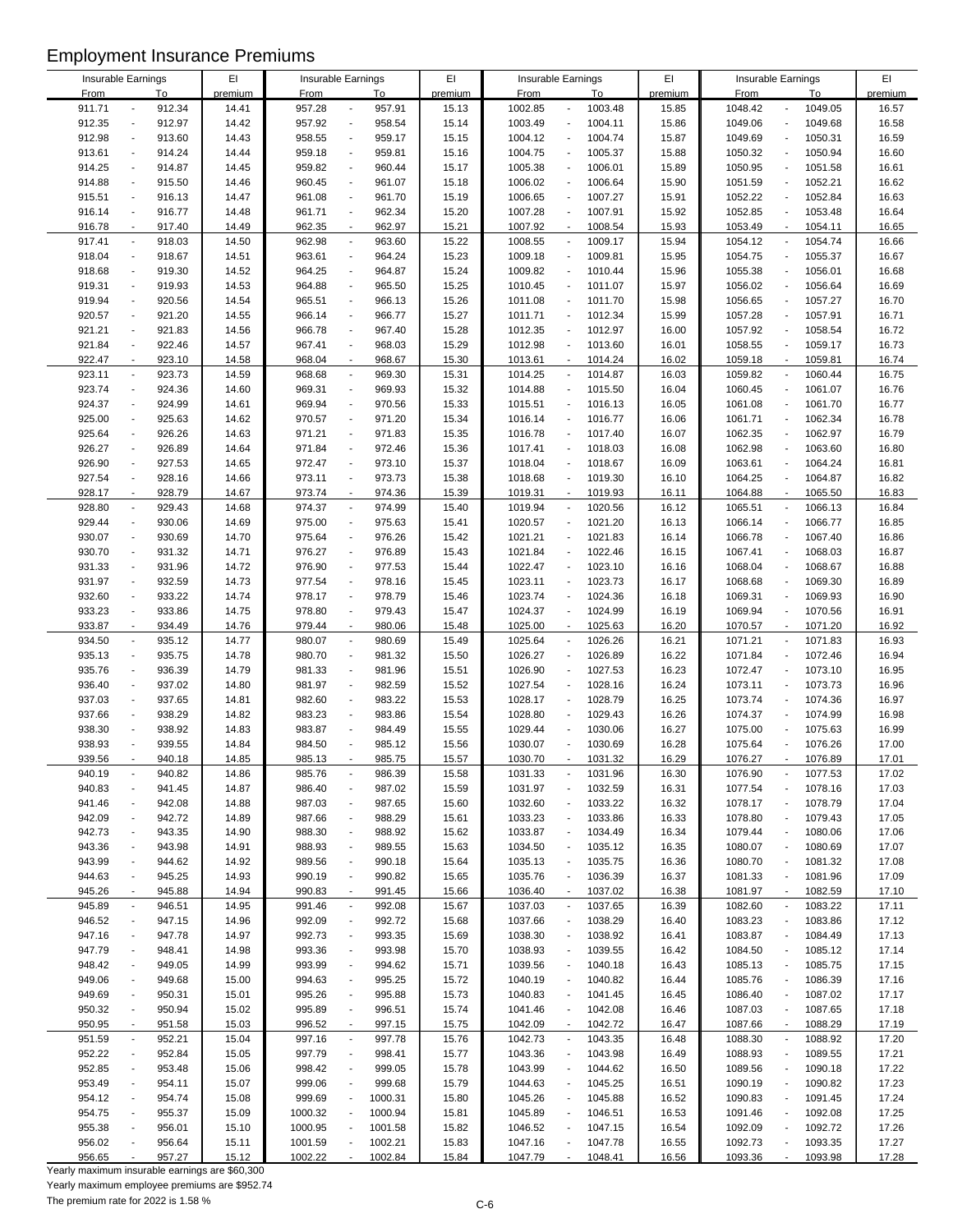# Employment Insurance Premiums

| Insurable Earnings From | To | EI premium | Insurable Earnings From | To | EI premium | Insurable Earnings From | To | EI premium | Insurable Earnings From | To | EI premium |
|---|---|---|---|---|---|---|---|---|---|---|---|
| 911.71 | 912.34 | 14.41 | 957.28 | 957.91 | 15.13 | 1002.85 | 1003.48 | 15.85 | 1048.42 | 1049.05 | 16.57 |
| 912.35 | 912.97 | 14.42 | 957.92 | 958.54 | 15.14 | 1003.49 | 1004.11 | 15.86 | 1049.06 | 1049.68 | 16.58 |
| 912.98 | 913.60 | 14.43 | 958.55 | 959.17 | 15.15 | 1004.12 | 1004.74 | 15.87 | 1049.69 | 1050.31 | 16.59 |
| 913.61 | 914.24 | 14.44 | 959.18 | 959.81 | 15.16 | 1004.75 | 1005.37 | 15.88 | 1050.32 | 1050.94 | 16.60 |
| 914.25 | 914.87 | 14.45 | 959.82 | 960.44 | 15.17 | 1005.38 | 1006.01 | 15.89 | 1050.95 | 1051.58 | 16.61 |
| 914.88 | 915.50 | 14.46 | 960.45 | 961.07 | 15.18 | 1006.02 | 1006.64 | 15.90 | 1051.59 | 1052.21 | 16.62 |
| 915.51 | 916.13 | 14.47 | 961.08 | 961.70 | 15.19 | 1006.65 | 1007.27 | 15.91 | 1052.22 | 1052.84 | 16.63 |
| 916.14 | 916.77 | 14.48 | 961.71 | 962.34 | 15.20 | 1007.28 | 1007.91 | 15.92 | 1052.85 | 1053.48 | 16.64 |
| 916.78 | 917.40 | 14.49 | 962.35 | 962.97 | 15.21 | 1007.92 | 1008.54 | 15.93 | 1053.49 | 1054.11 | 16.65 |
| 917.41 | 918.03 | 14.50 | 962.98 | 963.60 | 15.22 | 1008.55 | 1009.17 | 15.94 | 1054.12 | 1054.74 | 16.66 |
| 918.04 | 918.67 | 14.51 | 963.61 | 964.24 | 15.23 | 1009.18 | 1009.81 | 15.95 | 1054.75 | 1055.37 | 16.67 |
| 918.68 | 919.30 | 14.52 | 964.25 | 964.87 | 15.24 | 1009.82 | 1010.44 | 15.96 | 1055.38 | 1056.01 | 16.68 |
| 919.31 | 919.93 | 14.53 | 964.88 | 965.50 | 15.25 | 1010.45 | 1011.07 | 15.97 | 1056.02 | 1056.64 | 16.69 |
| 919.94 | 920.56 | 14.54 | 965.51 | 966.13 | 15.26 | 1011.08 | 1011.70 | 15.98 | 1056.65 | 1057.27 | 16.70 |
| 920.57 | 921.20 | 14.55 | 966.14 | 966.77 | 15.27 | 1011.71 | 1012.34 | 15.99 | 1057.28 | 1057.91 | 16.71 |
| 921.21 | 921.83 | 14.56 | 966.78 | 967.40 | 15.28 | 1012.35 | 1012.97 | 16.00 | 1057.92 | 1058.54 | 16.72 |
| 921.84 | 922.46 | 14.57 | 967.41 | 968.03 | 15.29 | 1012.98 | 1013.60 | 16.01 | 1058.55 | 1059.17 | 16.73 |
| 922.47 | 923.10 | 14.58 | 968.04 | 968.67 | 15.30 | 1013.61 | 1014.24 | 16.02 | 1059.18 | 1059.81 | 16.74 |
| 923.11 | 923.73 | 14.59 | 968.68 | 969.30 | 15.31 | 1014.25 | 1014.87 | 16.03 | 1059.82 | 1060.44 | 16.75 |
| 923.74 | 924.36 | 14.60 | 969.31 | 969.93 | 15.32 | 1014.88 | 1015.50 | 16.04 | 1060.45 | 1061.07 | 16.76 |
| 924.37 | 924.99 | 14.61 | 969.94 | 970.56 | 15.33 | 1015.51 | 1016.13 | 16.05 | 1061.08 | 1061.70 | 16.77 |
| 925.00 | 925.63 | 14.62 | 970.57 | 971.20 | 15.34 | 1016.14 | 1016.77 | 16.06 | 1061.71 | 1062.34 | 16.78 |
| 925.64 | 926.26 | 14.63 | 971.21 | 971.83 | 15.35 | 1016.78 | 1017.40 | 16.07 | 1062.35 | 1062.97 | 16.79 |
| 926.27 | 926.89 | 14.64 | 971.84 | 972.46 | 15.36 | 1017.41 | 1018.03 | 16.08 | 1062.98 | 1063.60 | 16.80 |
| 926.90 | 927.53 | 14.65 | 972.47 | 973.10 | 15.37 | 1018.04 | 1018.67 | 16.09 | 1063.61 | 1064.24 | 16.81 |
| 927.54 | 928.16 | 14.66 | 973.11 | 973.73 | 15.38 | 1018.68 | 1019.30 | 16.10 | 1064.25 | 1064.87 | 16.82 |
| 928.17 | 928.79 | 14.67 | 973.74 | 974.36 | 15.39 | 1019.31 | 1019.93 | 16.11 | 1064.88 | 1065.50 | 16.83 |
| 928.80 | 929.43 | 14.68 | 974.37 | 974.99 | 15.40 | 1019.94 | 1020.56 | 16.12 | 1065.51 | 1066.13 | 16.84 |
| 929.44 | 930.06 | 14.69 | 975.00 | 975.63 | 15.41 | 1020.57 | 1021.20 | 16.13 | 1066.14 | 1066.77 | 16.85 |
| 930.07 | 930.69 | 14.70 | 975.64 | 976.26 | 15.42 | 1021.21 | 1021.83 | 16.14 | 1066.78 | 1067.40 | 16.86 |
| 930.70 | 931.32 | 14.71 | 976.27 | 976.89 | 15.43 | 1021.84 | 1022.46 | 16.15 | 1067.41 | 1068.03 | 16.87 |
| 931.33 | 931.96 | 14.72 | 976.90 | 977.53 | 15.44 | 1022.47 | 1023.10 | 16.16 | 1068.04 | 1068.67 | 16.88 |
| 931.97 | 932.59 | 14.73 | 977.54 | 978.16 | 15.45 | 1023.11 | 1023.73 | 16.17 | 1068.68 | 1069.30 | 16.89 |
| 932.60 | 933.22 | 14.74 | 978.17 | 978.79 | 15.46 | 1023.74 | 1024.36 | 16.18 | 1069.31 | 1069.93 | 16.90 |
| 933.23 | 933.86 | 14.75 | 978.80 | 979.43 | 15.47 | 1024.37 | 1024.99 | 16.19 | 1069.94 | 1070.56 | 16.91 |
| 933.87 | 934.49 | 14.76 | 979.44 | 980.06 | 15.48 | 1025.00 | 1025.63 | 16.20 | 1070.57 | 1071.20 | 16.92 |
| 934.50 | 935.12 | 14.77 | 980.07 | 980.69 | 15.49 | 1025.64 | 1026.26 | 16.21 | 1071.21 | 1071.83 | 16.93 |
| 935.13 | 935.75 | 14.78 | 980.70 | 981.32 | 15.50 | 1026.27 | 1026.89 | 16.22 | 1071.84 | 1072.46 | 16.94 |
| 935.76 | 936.39 | 14.79 | 981.33 | 981.96 | 15.51 | 1026.90 | 1027.53 | 16.23 | 1072.47 | 1073.10 | 16.95 |
| 936.40 | 937.02 | 14.80 | 981.97 | 982.59 | 15.52 | 1027.54 | 1028.16 | 16.24 | 1073.11 | 1073.73 | 16.96 |
| 937.03 | 937.65 | 14.81 | 982.60 | 983.22 | 15.53 | 1028.17 | 1028.79 | 16.25 | 1073.74 | 1074.36 | 16.97 |
| 937.66 | 938.29 | 14.82 | 983.23 | 983.86 | 15.54 | 1028.80 | 1029.43 | 16.26 | 1074.37 | 1074.99 | 16.98 |
| 938.30 | 938.92 | 14.83 | 983.87 | 984.49 | 15.55 | 1029.44 | 1030.06 | 16.27 | 1075.00 | 1075.63 | 16.99 |
| 938.93 | 939.55 | 14.84 | 984.50 | 985.12 | 15.56 | 1030.07 | 1030.69 | 16.28 | 1075.64 | 1076.26 | 17.00 |
| 939.56 | 940.18 | 14.85 | 985.13 | 985.75 | 15.57 | 1030.70 | 1031.32 | 16.29 | 1076.27 | 1076.89 | 17.01 |
| 940.19 | 940.82 | 14.86 | 985.76 | 986.39 | 15.58 | 1031.33 | 1031.96 | 16.30 | 1076.90 | 1077.53 | 17.02 |
| 940.83 | 941.45 | 14.87 | 986.40 | 987.02 | 15.59 | 1031.97 | 1032.59 | 16.31 | 1077.54 | 1078.16 | 17.03 |
| 941.46 | 942.08 | 14.88 | 987.03 | 987.65 | 15.60 | 1032.60 | 1033.22 | 16.32 | 1078.17 | 1078.79 | 17.04 |
| 942.09 | 942.72 | 14.89 | 987.66 | 988.29 | 15.61 | 1033.23 | 1033.86 | 16.33 | 1078.80 | 1079.43 | 17.05 |
| 942.73 | 943.35 | 14.90 | 988.30 | 988.92 | 15.62 | 1033.87 | 1034.49 | 16.34 | 1079.44 | 1080.06 | 17.06 |
| 943.36 | 943.98 | 14.91 | 988.93 | 989.55 | 15.63 | 1034.50 | 1035.12 | 16.35 | 1080.07 | 1080.69 | 17.07 |
| 943.99 | 944.62 | 14.92 | 989.56 | 990.18 | 15.64 | 1035.13 | 1035.75 | 16.36 | 1080.70 | 1081.32 | 17.08 |
| 944.63 | 945.25 | 14.93 | 990.19 | 990.82 | 15.65 | 1035.76 | 1036.39 | 16.37 | 1081.33 | 1081.96 | 17.09 |
| 945.26 | 945.88 | 14.94 | 990.83 | 991.45 | 15.66 | 1036.40 | 1037.02 | 16.38 | 1081.97 | 1082.59 | 17.10 |
| 945.89 | 946.51 | 14.95 | 991.46 | 992.08 | 15.67 | 1037.03 | 1037.65 | 16.39 | 1082.60 | 1083.22 | 17.11 |
| 946.52 | 947.15 | 14.96 | 992.09 | 992.72 | 15.68 | 1037.66 | 1038.29 | 16.40 | 1083.23 | 1083.86 | 17.12 |
| 947.16 | 947.78 | 14.97 | 992.73 | 993.35 | 15.69 | 1038.30 | 1038.92 | 16.41 | 1083.87 | 1084.49 | 17.13 |
| 947.79 | 948.41 | 14.98 | 993.36 | 993.98 | 15.70 | 1038.93 | 1039.55 | 16.42 | 1084.50 | 1085.12 | 17.14 |
| 948.42 | 949.05 | 14.99 | 993.99 | 994.62 | 15.71 | 1039.56 | 1040.18 | 16.43 | 1085.13 | 1085.75 | 17.15 |
| 949.06 | 949.68 | 15.00 | 994.63 | 995.25 | 15.72 | 1040.19 | 1040.82 | 16.44 | 1085.76 | 1086.39 | 17.16 |
| 949.69 | 950.31 | 15.01 | 995.26 | 995.88 | 15.73 | 1040.83 | 1041.45 | 16.45 | 1086.40 | 1087.02 | 17.17 |
| 950.32 | 950.94 | 15.02 | 995.89 | 996.51 | 15.74 | 1041.46 | 1042.08 | 16.46 | 1087.03 | 1087.65 | 17.18 |
| 950.95 | 951.58 | 15.03 | 996.52 | 997.15 | 15.75 | 1042.09 | 1042.72 | 16.47 | 1087.66 | 1088.29 | 17.19 |
| 951.59 | 952.21 | 15.04 | 997.16 | 997.78 | 15.76 | 1042.73 | 1043.35 | 16.48 | 1088.30 | 1088.92 | 17.20 |
| 952.22 | 952.84 | 15.05 | 997.79 | 998.41 | 15.77 | 1043.36 | 1043.98 | 16.49 | 1088.93 | 1089.55 | 17.21 |
| 952.85 | 953.48 | 15.06 | 998.42 | 999.05 | 15.78 | 1043.99 | 1044.62 | 16.50 | 1089.56 | 1090.18 | 17.22 |
| 953.49 | 954.11 | 15.07 | 999.06 | 999.68 | 15.79 | 1044.63 | 1045.25 | 16.51 | 1090.19 | 1090.82 | 17.23 |
| 954.12 | 954.74 | 15.08 | 999.69 | 1000.31 | 15.80 | 1045.26 | 1045.88 | 16.52 | 1090.83 | 1091.45 | 17.24 |
| 954.75 | 955.37 | 15.09 | 1000.32 | 1000.94 | 15.81 | 1045.89 | 1046.51 | 16.53 | 1091.46 | 1092.08 | 17.25 |
| 955.38 | 956.01 | 15.10 | 1000.95 | 1001.58 | 15.82 | 1046.52 | 1047.15 | 16.54 | 1092.09 | 1092.72 | 17.26 |
| 956.02 | 956.64 | 15.11 | 1001.59 | 1002.21 | 15.83 | 1047.16 | 1047.78 | 16.55 | 1092.73 | 1093.35 | 17.27 |
| 956.65 | 957.27 | 15.12 | 1002.22 | 1002.84 | 15.84 | 1047.79 | 1048.41 | 16.56 | 1093.36 | 1093.98 | 17.28 |

Yearly maximum insurable earnings are $60,300

Yearly maximum employee premiums are $952.74

The premium rate for 2022 is 1.58 %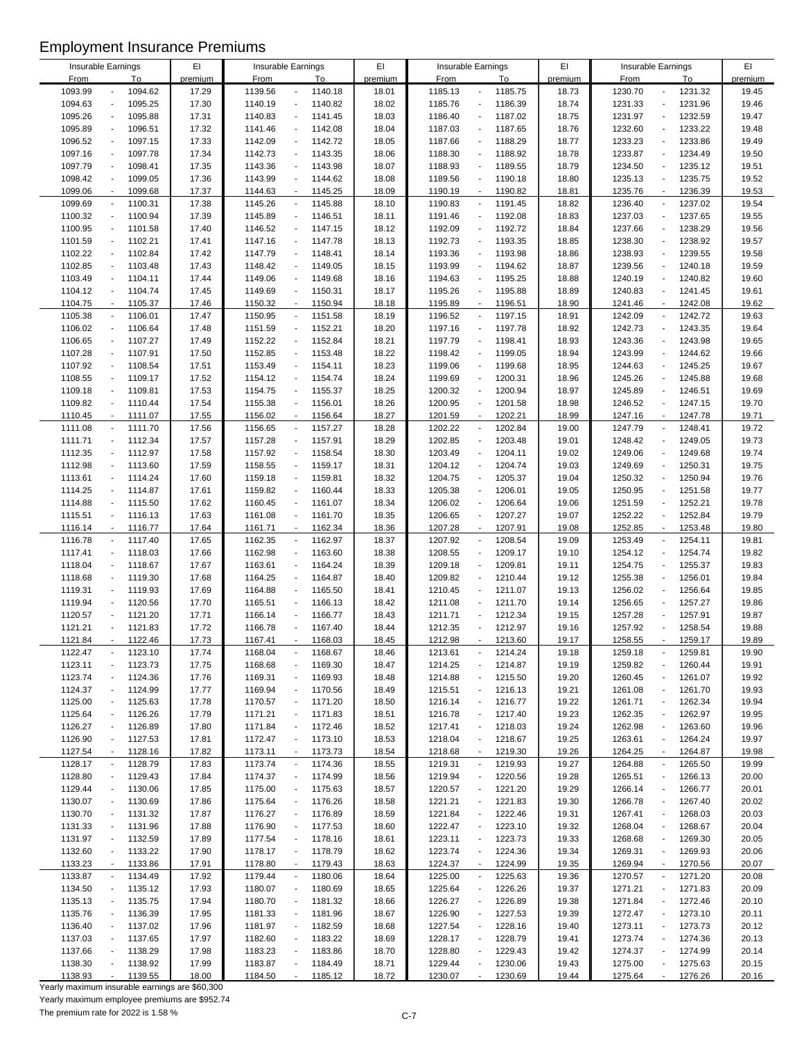# Employment Insurance Premiums

| Insurable Earnings From | To | EI premium | Insurable Earnings From | To | EI premium | Insurable Earnings From | To | EI premium | Insurable Earnings From | To | EI premium |
|---|---|---|---|---|---|---|---|---|---|---|---|
| 1093.99 | 1094.62 | 17.29 | 1139.56 | 1140.18 | 18.01 | 1185.13 | 1185.75 | 18.73 | 1230.70 | 1231.32 | 19.45 |
| 1094.63 | 1095.25 | 17.30 | 1140.19 | 1140.82 | 18.02 | 1185.76 | 1186.39 | 18.74 | 1231.33 | 1231.96 | 19.46 |
| 1095.26 | 1095.88 | 17.31 | 1140.83 | 1141.45 | 18.03 | 1186.40 | 1187.02 | 18.75 | 1231.97 | 1232.59 | 19.47 |
| 1095.89 | 1096.51 | 17.32 | 1141.46 | 1142.08 | 18.04 | 1187.03 | 1187.65 | 18.76 | 1232.60 | 1233.22 | 19.48 |
| 1096.52 | 1097.15 | 17.33 | 1142.09 | 1142.72 | 18.05 | 1187.66 | 1188.29 | 18.77 | 1233.23 | 1233.86 | 19.49 |
| 1097.16 | 1097.78 | 17.34 | 1142.73 | 1143.35 | 18.06 | 1188.30 | 1188.92 | 18.78 | 1233.87 | 1234.49 | 19.50 |
| 1097.79 | 1098.41 | 17.35 | 1143.36 | 1143.98 | 18.07 | 1188.93 | 1189.55 | 18.79 | 1234.50 | 1235.12 | 19.51 |
| 1098.42 | 1099.05 | 17.36 | 1143.99 | 1144.62 | 18.08 | 1189.56 | 1190.18 | 18.80 | 1235.13 | 1235.75 | 19.52 |
| 1099.06 | 1099.68 | 17.37 | 1144.63 | 1145.25 | 18.09 | 1190.19 | 1190.82 | 18.81 | 1235.76 | 1236.39 | 19.53 |
| 1099.69 | 1100.31 | 17.38 | 1145.26 | 1145.88 | 18.10 | 1190.83 | 1191.45 | 18.82 | 1236.40 | 1237.02 | 19.54 |
| 1100.32 | 1100.94 | 17.39 | 1145.89 | 1146.51 | 18.11 | 1191.46 | 1192.08 | 18.83 | 1237.03 | 1237.65 | 19.55 |
| 1100.95 | 1101.58 | 17.40 | 1146.52 | 1147.15 | 18.12 | 1192.09 | 1192.72 | 18.84 | 1237.66 | 1238.29 | 19.56 |
| 1101.59 | 1102.21 | 17.41 | 1147.16 | 1147.78 | 18.13 | 1192.73 | 1193.35 | 18.85 | 1238.30 | 1238.92 | 19.57 |
| 1102.22 | 1102.84 | 17.42 | 1147.79 | 1148.41 | 18.14 | 1193.36 | 1193.98 | 18.86 | 1238.93 | 1239.55 | 19.58 |
| 1102.85 | 1103.48 | 17.43 | 1148.42 | 1149.05 | 18.15 | 1193.99 | 1194.62 | 18.87 | 1239.56 | 1240.18 | 19.59 |
| 1103.49 | 1104.11 | 17.44 | 1149.06 | 1149.68 | 18.16 | 1194.63 | 1195.25 | 18.88 | 1240.19 | 1240.82 | 19.60 |
| 1104.12 | 1104.74 | 17.45 | 1149.69 | 1150.31 | 18.17 | 1195.26 | 1195.88 | 18.89 | 1240.83 | 1241.45 | 19.61 |
| 1104.75 | 1105.37 | 17.46 | 1150.32 | 1150.94 | 18.18 | 1195.89 | 1196.51 | 18.90 | 1241.46 | 1242.08 | 19.62 |
| 1105.38 | 1106.01 | 17.47 | 1150.95 | 1151.58 | 18.19 | 1196.52 | 1197.15 | 18.91 | 1242.09 | 1242.72 | 19.63 |
| 1106.02 | 1106.64 | 17.48 | 1151.59 | 1152.21 | 18.20 | 1197.16 | 1197.78 | 18.92 | 1242.73 | 1243.35 | 19.64 |
| 1106.65 | 1107.27 | 17.49 | 1152.22 | 1152.84 | 18.21 | 1197.79 | 1198.41 | 18.93 | 1243.36 | 1243.98 | 19.65 |
| 1107.28 | 1107.91 | 17.50 | 1152.85 | 1153.48 | 18.22 | 1198.42 | 1199.05 | 18.94 | 1243.99 | 1244.62 | 19.66 |
| 1107.92 | 1108.54 | 17.51 | 1153.49 | 1154.11 | 18.23 | 1199.06 | 1199.68 | 18.95 | 1244.63 | 1245.25 | 19.67 |
| 1108.55 | 1109.17 | 17.52 | 1154.12 | 1154.74 | 18.24 | 1199.69 | 1200.31 | 18.96 | 1245.26 | 1245.88 | 19.68 |
| 1109.18 | 1109.81 | 17.53 | 1154.75 | 1155.37 | 18.25 | 1200.32 | 1200.94 | 18.97 | 1245.89 | 1246.51 | 19.69 |
| 1109.82 | 1110.44 | 17.54 | 1155.38 | 1156.01 | 18.26 | 1200.95 | 1201.58 | 18.98 | 1246.52 | 1247.15 | 19.70 |
| 1110.45 | 1111.07 | 17.55 | 1156.02 | 1156.64 | 18.27 | 1201.59 | 1202.21 | 18.99 | 1247.16 | 1247.78 | 19.71 |
| 1111.08 | 1111.70 | 17.56 | 1156.65 | 1157.27 | 18.28 | 1202.22 | 1202.84 | 19.00 | 1247.79 | 1248.41 | 19.72 |
| 1111.71 | 1112.34 | 17.57 | 1157.28 | 1157.91 | 18.29 | 1202.85 | 1203.48 | 19.01 | 1248.42 | 1249.05 | 19.73 |
| 1112.35 | 1112.97 | 17.58 | 1157.92 | 1158.54 | 18.30 | 1203.49 | 1204.11 | 19.02 | 1249.06 | 1249.68 | 19.74 |
| 1112.98 | 1113.60 | 17.59 | 1158.55 | 1159.17 | 18.31 | 1204.12 | 1204.74 | 19.03 | 1249.69 | 1250.31 | 19.75 |
| 1113.61 | 1114.24 | 17.60 | 1159.18 | 1159.81 | 18.32 | 1204.75 | 1205.37 | 19.04 | 1250.32 | 1250.94 | 19.76 |
| 1114.25 | 1114.87 | 17.61 | 1159.82 | 1160.44 | 18.33 | 1205.38 | 1206.01 | 19.05 | 1250.95 | 1251.58 | 19.77 |
| 1114.88 | 1115.50 | 17.62 | 1160.45 | 1161.07 | 18.34 | 1206.02 | 1206.64 | 19.06 | 1251.59 | 1252.21 | 19.78 |
| 1115.51 | 1116.13 | 17.63 | 1161.08 | 1161.70 | 18.35 | 1206.65 | 1207.27 | 19.07 | 1252.22 | 1252.84 | 19.79 |
| 1116.14 | 1116.77 | 17.64 | 1161.71 | 1162.34 | 18.36 | 1207.28 | 1207.91 | 19.08 | 1252.85 | 1253.48 | 19.80 |
| 1116.78 | 1117.40 | 17.65 | 1162.35 | 1162.97 | 18.37 | 1207.92 | 1208.54 | 19.09 | 1253.49 | 1254.11 | 19.81 |
| 1117.41 | 1118.03 | 17.66 | 1162.98 | 1163.60 | 18.38 | 1208.55 | 1209.17 | 19.10 | 1254.12 | 1254.74 | 19.82 |
| 1118.04 | 1118.67 | 17.67 | 1163.61 | 1164.24 | 18.39 | 1209.18 | 1209.81 | 19.11 | 1254.75 | 1255.37 | 19.83 |
| 1118.68 | 1119.30 | 17.68 | 1164.25 | 1164.87 | 18.40 | 1209.82 | 1210.44 | 19.12 | 1255.38 | 1256.01 | 19.84 |
| 1119.31 | 1119.93 | 17.69 | 1164.88 | 1165.50 | 18.41 | 1210.45 | 1211.07 | 19.13 | 1256.02 | 1256.64 | 19.85 |
| 1119.94 | 1120.56 | 17.70 | 1165.51 | 1166.13 | 18.42 | 1211.08 | 1211.70 | 19.14 | 1256.65 | 1257.27 | 19.86 |
| 1120.57 | 1121.20 | 17.71 | 1166.14 | 1166.77 | 18.43 | 1211.71 | 1212.34 | 19.15 | 1257.28 | 1257.91 | 19.87 |
| 1121.21 | 1121.83 | 17.72 | 1166.78 | 1167.40 | 18.44 | 1212.35 | 1212.97 | 19.16 | 1257.92 | 1258.54 | 19.88 |
| 1121.84 | 1122.46 | 17.73 | 1167.41 | 1168.03 | 18.45 | 1212.98 | 1213.60 | 19.17 | 1258.55 | 1259.17 | 19.89 |
| 1122.47 | 1123.10 | 17.74 | 1168.04 | 1168.67 | 18.46 | 1213.61 | 1214.24 | 19.18 | 1259.18 | 1259.81 | 19.90 |
| 1123.11 | 1123.73 | 17.75 | 1168.68 | 1169.30 | 18.47 | 1214.25 | 1214.87 | 19.19 | 1259.82 | 1260.44 | 19.91 |
| 1123.74 | 1124.36 | 17.76 | 1169.31 | 1169.93 | 18.48 | 1214.88 | 1215.50 | 19.20 | 1260.45 | 1261.07 | 19.92 |
| 1124.37 | 1124.99 | 17.77 | 1169.94 | 1170.56 | 18.49 | 1215.51 | 1216.13 | 19.21 | 1261.08 | 1261.70 | 19.93 |
| 1125.00 | 1125.63 | 17.78 | 1170.57 | 1171.20 | 18.50 | 1216.14 | 1216.77 | 19.22 | 1261.71 | 1262.34 | 19.94 |
| 1125.64 | 1126.26 | 17.79 | 1171.21 | 1171.83 | 18.51 | 1216.78 | 1217.40 | 19.23 | 1262.35 | 1262.97 | 19.95 |
| 1126.27 | 1126.89 | 17.80 | 1171.84 | 1172.46 | 18.52 | 1217.41 | 1218.03 | 19.24 | 1262.98 | 1263.60 | 19.96 |
| 1126.90 | 1127.53 | 17.81 | 1172.47 | 1173.10 | 18.53 | 1218.04 | 1218.67 | 19.25 | 1263.61 | 1264.24 | 19.97 |
| 1127.54 | 1128.16 | 17.82 | 1173.11 | 1173.73 | 18.54 | 1218.68 | 1219.30 | 19.26 | 1264.25 | 1264.87 | 19.98 |
| 1128.17 | 1128.79 | 17.83 | 1173.74 | 1174.36 | 18.55 | 1219.31 | 1219.93 | 19.27 | 1264.88 | 1265.50 | 19.99 |
| 1128.80 | 1129.43 | 17.84 | 1174.37 | 1174.99 | 18.56 | 1219.94 | 1220.56 | 19.28 | 1265.51 | 1266.13 | 20.00 |
| 1129.44 | 1130.06 | 17.85 | 1175.00 | 1175.63 | 18.57 | 1220.57 | 1221.20 | 19.29 | 1266.14 | 1266.77 | 20.01 |
| 1130.07 | 1130.69 | 17.86 | 1175.64 | 1176.26 | 18.58 | 1221.21 | 1221.83 | 19.30 | 1266.78 | 1267.40 | 20.02 |
| 1130.70 | 1131.32 | 17.87 | 1176.27 | 1176.89 | 18.59 | 1221.84 | 1222.46 | 19.31 | 1267.41 | 1268.03 | 20.03 |
| 1131.33 | 1131.96 | 17.88 | 1176.90 | 1177.53 | 18.60 | 1222.47 | 1223.10 | 19.32 | 1268.04 | 1268.67 | 20.04 |
| 1131.97 | 1132.59 | 17.89 | 1177.54 | 1178.16 | 18.61 | 1223.11 | 1223.73 | 19.33 | 1268.68 | 1269.30 | 20.05 |
| 1132.60 | 1133.22 | 17.90 | 1178.17 | 1178.79 | 18.62 | 1223.74 | 1224.36 | 19.34 | 1269.31 | 1269.93 | 20.06 |
| 1133.23 | 1133.86 | 17.91 | 1178.80 | 1179.43 | 18.63 | 1224.37 | 1224.99 | 19.35 | 1269.94 | 1270.56 | 20.07 |
| 1133.87 | 1134.49 | 17.92 | 1179.44 | 1180.06 | 18.64 | 1225.00 | 1225.63 | 19.36 | 1270.57 | 1271.20 | 20.08 |
| 1134.50 | 1135.12 | 17.93 | 1180.07 | 1180.69 | 18.65 | 1225.64 | 1226.26 | 19.37 | 1271.21 | 1271.83 | 20.09 |
| 1135.13 | 1135.75 | 17.94 | 1180.70 | 1181.32 | 18.66 | 1226.27 | 1226.89 | 19.38 | 1271.84 | 1272.46 | 20.10 |
| 1135.76 | 1136.39 | 17.95 | 1181.33 | 1181.96 | 18.67 | 1226.90 | 1227.53 | 19.39 | 1272.47 | 1273.10 | 20.11 |
| 1136.40 | 1137.02 | 17.96 | 1181.97 | 1182.59 | 18.68 | 1227.54 | 1228.16 | 19.40 | 1273.11 | 1273.73 | 20.12 |
| 1137.03 | 1137.65 | 17.97 | 1182.60 | 1183.22 | 18.69 | 1228.17 | 1228.79 | 19.41 | 1273.74 | 1274.36 | 20.13 |
| 1137.66 | 1138.29 | 17.98 | 1183.23 | 1183.86 | 18.70 | 1228.80 | 1229.43 | 19.42 | 1274.37 | 1274.99 | 20.14 |
| 1138.30 | 1138.92 | 17.99 | 1183.87 | 1184.49 | 18.71 | 1229.44 | 1230.06 | 19.43 | 1275.00 | 1275.63 | 20.15 |
| 1138.93 | 1139.55 | 18.00 | 1184.50 | 1185.12 | 18.72 | 1230.07 | 1230.69 | 19.44 | 1275.64 | 1276.26 | 20.16 |

Yearly maximum insurable earnings are $60,300

Yearly maximum employee premiums are $952.74

The premium rate for 2022 is 1.58 %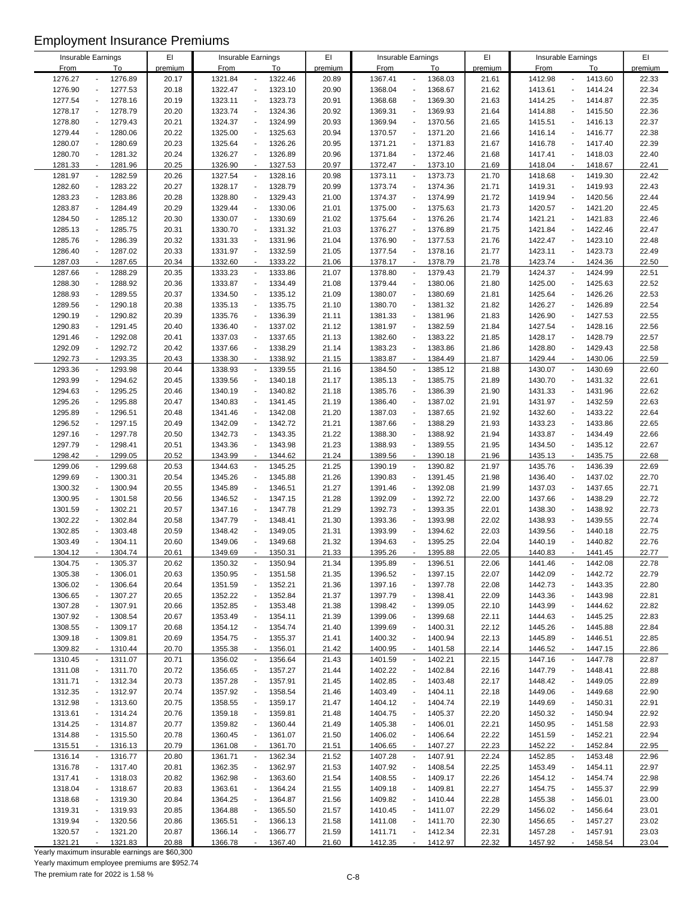# Employment Insurance Premiums

| Insurable Earnings From | To | EI premium | Insurable Earnings From | To | EI premium | Insurable Earnings From | To | EI premium | Insurable Earnings From | To | EI premium |
|---|---|---|---|---|---|---|---|---|---|---|---|
| 1276.27 | 1276.89 | 20.17 | 1321.84 | 1322.46 | 20.89 | 1367.41 | 1368.03 | 21.61 | 1412.98 | 1413.60 | 22.33 |
| 1276.90 | 1277.53 | 20.18 | 1322.47 | 1323.10 | 20.90 | 1368.04 | 1368.67 | 21.62 | 1413.61 | 1414.24 | 22.34 |
| 1277.54 | 1278.16 | 20.19 | 1323.11 | 1323.73 | 20.91 | 1368.68 | 1369.30 | 21.63 | 1414.25 | 1414.87 | 22.35 |
| 1278.17 | 1278.79 | 20.20 | 1323.74 | 1324.36 | 20.92 | 1369.31 | 1369.93 | 21.64 | 1414.88 | 1415.50 | 22.36 |
| 1278.80 | 1279.43 | 20.21 | 1324.37 | 1324.99 | 20.93 | 1369.94 | 1370.56 | 21.65 | 1415.51 | 1416.13 | 22.37 |
| 1279.44 | 1280.06 | 20.22 | 1325.00 | 1325.63 | 20.94 | 1370.57 | 1371.20 | 21.66 | 1416.14 | 1416.77 | 22.38 |
| 1280.07 | 1280.69 | 20.23 | 1325.64 | 1326.26 | 20.95 | 1371.21 | 1371.83 | 21.67 | 1416.78 | 1417.40 | 22.39 |
| 1280.70 | 1281.32 | 20.24 | 1326.27 | 1326.89 | 20.96 | 1371.84 | 1372.46 | 21.68 | 1417.41 | 1418.03 | 22.40 |
| 1281.33 | 1281.96 | 20.25 | 1326.90 | 1327.53 | 20.97 | 1372.47 | 1373.10 | 21.69 | 1418.04 | 1418.67 | 22.41 |
| 1281.97 | 1282.59 | 20.26 | 1327.54 | 1328.16 | 20.98 | 1373.11 | 1373.73 | 21.70 | 1418.68 | 1419.30 | 22.42 |
| 1282.60 | 1283.22 | 20.27 | 1328.17 | 1328.79 | 20.99 | 1373.74 | 1374.36 | 21.71 | 1419.31 | 1419.93 | 22.43 |
| 1283.23 | 1283.86 | 20.28 | 1328.80 | 1329.43 | 21.00 | 1374.37 | 1374.99 | 21.72 | 1419.94 | 1420.56 | 22.44 |
| 1283.87 | 1284.49 | 20.29 | 1329.44 | 1330.06 | 21.01 | 1375.00 | 1375.63 | 21.73 | 1420.57 | 1421.20 | 22.45 |
| 1284.50 | 1285.12 | 20.30 | 1330.07 | 1330.69 | 21.02 | 1375.64 | 1376.26 | 21.74 | 1421.21 | 1421.83 | 22.46 |
| 1285.13 | 1285.75 | 20.31 | 1330.70 | 1331.32 | 21.03 | 1376.27 | 1376.89 | 21.75 | 1421.84 | 1422.46 | 22.47 |
| 1285.76 | 1286.39 | 20.32 | 1331.33 | 1331.96 | 21.04 | 1376.90 | 1377.53 | 21.76 | 1422.47 | 1423.10 | 22.48 |
| 1286.40 | 1287.02 | 20.33 | 1331.97 | 1332.59 | 21.05 | 1377.54 | 1378.16 | 21.77 | 1423.11 | 1423.73 | 22.49 |
| 1287.03 | 1287.65 | 20.34 | 1332.60 | 1333.22 | 21.06 | 1378.17 | 1378.79 | 21.78 | 1423.74 | 1424.36 | 22.50 |
| 1287.66 | 1288.29 | 20.35 | 1333.23 | 1333.86 | 21.07 | 1378.80 | 1379.43 | 21.79 | 1424.37 | 1424.99 | 22.51 |
| 1288.30 | 1288.92 | 20.36 | 1333.87 | 1334.49 | 21.08 | 1379.44 | 1380.06 | 21.80 | 1425.00 | 1425.63 | 22.52 |
| 1288.93 | 1289.55 | 20.37 | 1334.50 | 1335.12 | 21.09 | 1380.07 | 1380.69 | 21.81 | 1425.64 | 1426.26 | 22.53 |
| 1289.56 | 1290.18 | 20.38 | 1335.13 | 1335.75 | 21.10 | 1380.70 | 1381.32 | 21.82 | 1426.27 | 1426.89 | 22.54 |
| 1290.19 | 1290.82 | 20.39 | 1335.76 | 1336.39 | 21.11 | 1381.33 | 1381.96 | 21.83 | 1426.90 | 1427.53 | 22.55 |
| 1290.83 | 1291.45 | 20.40 | 1336.40 | 1337.02 | 21.12 | 1381.97 | 1382.59 | 21.84 | 1427.54 | 1428.16 | 22.56 |
| 1291.46 | 1292.08 | 20.41 | 1337.03 | 1337.65 | 21.13 | 1382.60 | 1383.22 | 21.85 | 1428.17 | 1428.79 | 22.57 |
| 1292.09 | 1292.72 | 20.42 | 1337.66 | 1338.29 | 21.14 | 1383.23 | 1383.86 | 21.86 | 1428.80 | 1429.43 | 22.58 |
| 1292.73 | 1293.35 | 20.43 | 1338.30 | 1338.92 | 21.15 | 1383.87 | 1384.49 | 21.87 | 1429.44 | 1430.06 | 22.59 |
| 1293.36 | 1293.98 | 20.44 | 1338.93 | 1339.55 | 21.16 | 1384.50 | 1385.12 | 21.88 | 1430.07 | 1430.69 | 22.60 |
| 1293.99 | 1294.62 | 20.45 | 1339.56 | 1340.18 | 21.17 | 1385.13 | 1385.75 | 21.89 | 1430.70 | 1431.32 | 22.61 |
| 1294.63 | 1295.25 | 20.46 | 1340.19 | 1340.82 | 21.18 | 1385.76 | 1386.39 | 21.90 | 1431.33 | 1431.96 | 22.62 |
| 1295.26 | 1295.88 | 20.47 | 1340.83 | 1341.45 | 21.19 | 1386.40 | 1387.02 | 21.91 | 1431.97 | 1432.59 | 22.63 |
| 1295.89 | 1296.51 | 20.48 | 1341.46 | 1342.08 | 21.20 | 1387.03 | 1387.65 | 21.92 | 1432.60 | 1433.22 | 22.64 |
| 1296.52 | 1297.15 | 20.49 | 1342.09 | 1342.72 | 21.21 | 1387.66 | 1388.29 | 21.93 | 1433.23 | 1433.86 | 22.65 |
| 1297.16 | 1297.78 | 20.50 | 1342.73 | 1343.35 | 21.22 | 1388.30 | 1388.92 | 21.94 | 1433.87 | 1434.49 | 22.66 |
| 1297.79 | 1298.41 | 20.51 | 1343.36 | 1343.98 | 21.23 | 1388.93 | 1389.55 | 21.95 | 1434.50 | 1435.12 | 22.67 |
| 1298.42 | 1299.05 | 20.52 | 1343.99 | 1344.62 | 21.24 | 1389.56 | 1390.18 | 21.96 | 1435.13 | 1435.75 | 22.68 |
| 1299.06 | 1299.68 | 20.53 | 1344.63 | 1345.25 | 21.25 | 1390.19 | 1390.82 | 21.97 | 1435.76 | 1436.39 | 22.69 |
| 1299.69 | 1300.31 | 20.54 | 1345.26 | 1345.88 | 21.26 | 1390.83 | 1391.45 | 21.98 | 1436.40 | 1437.02 | 22.70 |
| 1300.32 | 1300.94 | 20.55 | 1345.89 | 1346.51 | 21.27 | 1391.46 | 1392.08 | 21.99 | 1437.03 | 1437.65 | 22.71 |
| 1300.95 | 1301.58 | 20.56 | 1346.52 | 1347.15 | 21.28 | 1392.09 | 1392.72 | 22.00 | 1437.66 | 1438.29 | 22.72 |
| 1301.59 | 1302.21 | 20.57 | 1347.16 | 1347.78 | 21.29 | 1392.73 | 1393.35 | 22.01 | 1438.30 | 1438.92 | 22.73 |
| 1302.22 | 1302.84 | 20.58 | 1347.79 | 1348.41 | 21.30 | 1393.36 | 1393.98 | 22.02 | 1438.93 | 1439.55 | 22.74 |
| 1302.85 | 1303.48 | 20.59 | 1348.42 | 1349.05 | 21.31 | 1393.99 | 1394.62 | 22.03 | 1439.56 | 1440.18 | 22.75 |
| 1303.49 | 1304.11 | 20.60 | 1349.06 | 1349.68 | 21.32 | 1394.63 | 1395.25 | 22.04 | 1440.19 | 1440.82 | 22.76 |
| 1304.12 | 1304.74 | 20.61 | 1349.69 | 1350.31 | 21.33 | 1395.26 | 1395.88 | 22.05 | 1440.83 | 1441.45 | 22.77 |
| 1304.75 | 1305.37 | 20.62 | 1350.32 | 1350.94 | 21.34 | 1395.89 | 1396.51 | 22.06 | 1441.46 | 1442.08 | 22.78 |
| 1305.38 | 1306.01 | 20.63 | 1350.95 | 1351.58 | 21.35 | 1396.52 | 1397.15 | 22.07 | 1442.09 | 1442.72 | 22.79 |
| 1306.02 | 1306.64 | 20.64 | 1351.59 | 1352.21 | 21.36 | 1397.16 | 1397.78 | 22.08 | 1442.73 | 1443.35 | 22.80 |
| 1306.65 | 1307.27 | 20.65 | 1352.22 | 1352.84 | 21.37 | 1397.79 | 1398.41 | 22.09 | 1443.36 | 1443.98 | 22.81 |
| 1307.28 | 1307.91 | 20.66 | 1352.85 | 1353.48 | 21.38 | 1398.42 | 1399.05 | 22.10 | 1443.99 | 1444.62 | 22.82 |
| 1307.92 | 1308.54 | 20.67 | 1353.49 | 1354.11 | 21.39 | 1399.06 | 1399.68 | 22.11 | 1444.63 | 1445.25 | 22.83 |
| 1308.55 | 1309.17 | 20.68 | 1354.12 | 1354.74 | 21.40 | 1399.69 | 1400.31 | 22.12 | 1445.26 | 1445.88 | 22.84 |
| 1309.18 | 1309.81 | 20.69 | 1354.75 | 1355.37 | 21.41 | 1400.32 | 1400.94 | 22.13 | 1445.89 | 1446.51 | 22.85 |
| 1309.82 | 1310.44 | 20.70 | 1355.38 | 1356.01 | 21.42 | 1400.95 | 1401.58 | 22.14 | 1446.52 | 1447.15 | 22.86 |
| 1310.45 | 1311.07 | 20.71 | 1356.02 | 1356.64 | 21.43 | 1401.59 | 1402.21 | 22.15 | 1447.16 | 1447.78 | 22.87 |
| 1311.08 | 1311.70 | 20.72 | 1356.65 | 1357.27 | 21.44 | 1402.22 | 1402.84 | 22.16 | 1447.79 | 1448.41 | 22.88 |
| 1311.71 | 1312.34 | 20.73 | 1357.28 | 1357.91 | 21.45 | 1402.85 | 1403.48 | 22.17 | 1448.42 | 1449.05 | 22.89 |
| 1312.35 | 1312.97 | 20.74 | 1357.92 | 1358.54 | 21.46 | 1403.49 | 1404.11 | 22.18 | 1449.06 | 1449.68 | 22.90 |
| 1312.98 | 1313.60 | 20.75 | 1358.55 | 1359.17 | 21.47 | 1404.12 | 1404.74 | 22.19 | 1449.69 | 1450.31 | 22.91 |
| 1313.61 | 1314.24 | 20.76 | 1359.18 | 1359.81 | 21.48 | 1404.75 | 1405.37 | 22.20 | 1450.32 | 1450.94 | 22.92 |
| 1314.25 | 1314.87 | 20.77 | 1359.82 | 1360.44 | 21.49 | 1405.38 | 1406.01 | 22.21 | 1450.95 | 1451.58 | 22.93 |
| 1314.88 | 1315.50 | 20.78 | 1360.45 | 1361.07 | 21.50 | 1406.02 | 1406.64 | 22.22 | 1451.59 | 1452.21 | 22.94 |
| 1315.51 | 1316.13 | 20.79 | 1361.08 | 1361.70 | 21.51 | 1406.65 | 1407.27 | 22.23 | 1452.22 | 1452.84 | 22.95 |
| 1316.14 | 1316.77 | 20.80 | 1361.71 | 1362.34 | 21.52 | 1407.28 | 1407.91 | 22.24 | 1452.85 | 1453.48 | 22.96 |
| 1316.78 | 1317.40 | 20.81 | 1362.35 | 1362.97 | 21.53 | 1407.92 | 1408.54 | 22.25 | 1453.49 | 1454.11 | 22.97 |
| 1317.41 | 1318.03 | 20.82 | 1362.98 | 1363.60 | 21.54 | 1408.55 | 1409.17 | 22.26 | 1454.12 | 1454.74 | 22.98 |
| 1318.04 | 1318.67 | 20.83 | 1363.61 | 1364.24 | 21.55 | 1409.18 | 1409.81 | 22.27 | 1454.75 | 1455.37 | 22.99 |
| 1318.68 | 1319.30 | 20.84 | 1364.25 | 1364.87 | 21.56 | 1409.82 | 1410.44 | 22.28 | 1455.38 | 1456.01 | 23.00 |
| 1319.31 | 1319.93 | 20.85 | 1364.88 | 1365.50 | 21.57 | 1410.45 | 1411.07 | 22.29 | 1456.02 | 1456.64 | 23.01 |
| 1319.94 | 1320.56 | 20.86 | 1365.51 | 1366.13 | 21.58 | 1411.08 | 1411.70 | 22.30 | 1456.65 | 1457.27 | 23.02 |
| 1320.57 | 1321.20 | 20.87 | 1366.14 | 1366.77 | 21.59 | 1411.71 | 1412.34 | 22.31 | 1457.28 | 1457.91 | 23.03 |
| 1321.21 | 1321.83 | 20.88 | 1366.78 | 1367.40 | 21.60 | 1412.35 | 1412.97 | 22.32 | 1457.92 | 1458.54 | 23.04 |

Yearly maximum insurable earnings are $60,300

Yearly maximum employee premiums are $952.74

The premium rate for 2022 is 1.58 %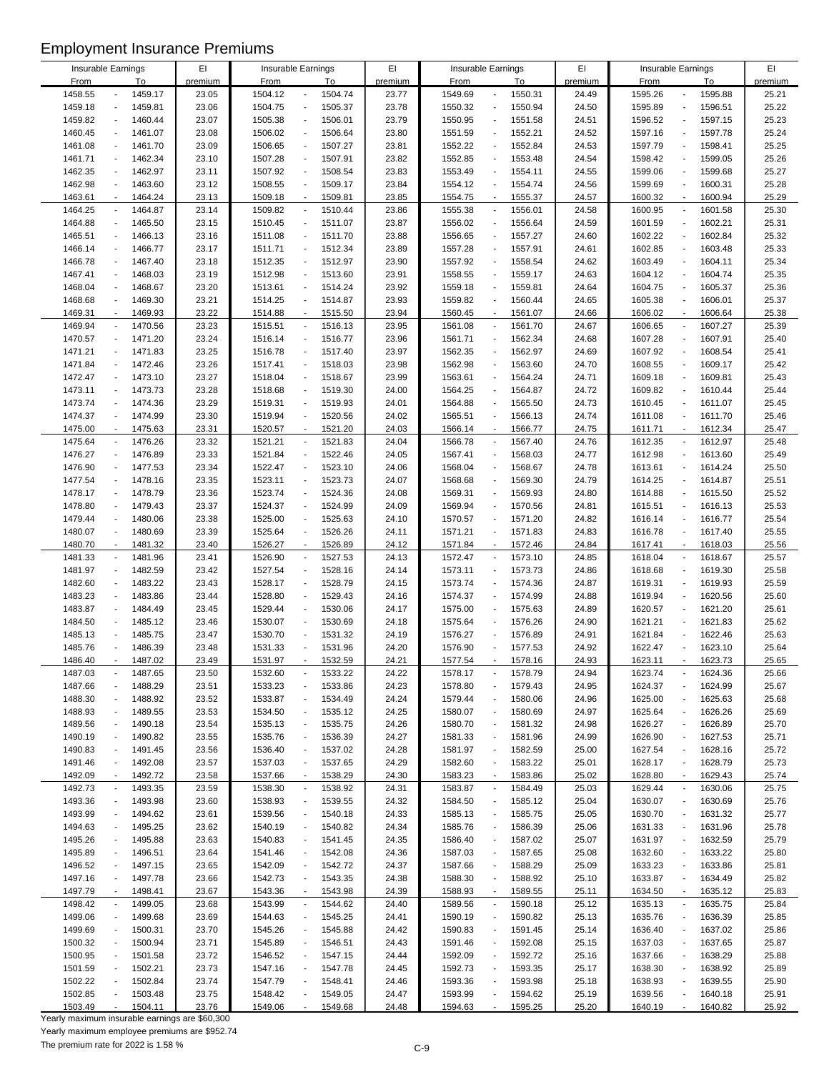# Employment Insurance Premiums

| Insurable Earnings From | To | EI premium | Insurable Earnings From | To | EI premium | Insurable Earnings From | To | EI premium | Insurable Earnings From | To | EI premium |
|---|---|---|---|---|---|---|---|---|---|---|---|
| 1458.55 | 1459.17 | 23.05 | 1504.12 | 1504.74 | 23.77 | 1549.69 | 1550.31 | 24.49 | 1595.26 | 1595.88 | 25.21 |
| 1459.18 | 1459.81 | 23.06 | 1504.75 | 1505.37 | 23.78 | 1550.32 | 1550.94 | 24.50 | 1595.89 | 1596.51 | 25.22 |
| 1459.82 | 1460.44 | 23.07 | 1505.38 | 1506.01 | 23.79 | 1550.95 | 1551.58 | 24.51 | 1596.52 | 1597.15 | 25.23 |
| 1460.45 | 1461.07 | 23.08 | 1506.02 | 1506.64 | 23.80 | 1551.59 | 1552.21 | 24.52 | 1597.16 | 1597.78 | 25.24 |
| 1461.08 | 1461.70 | 23.09 | 1506.65 | 1507.27 | 23.81 | 1552.22 | 1552.84 | 24.53 | 1597.79 | 1598.41 | 25.25 |
| 1461.71 | 1462.34 | 23.10 | 1507.28 | 1507.91 | 23.82 | 1552.85 | 1553.48 | 24.54 | 1598.42 | 1599.05 | 25.26 |
| 1462.35 | 1462.97 | 23.11 | 1507.92 | 1508.54 | 23.83 | 1553.49 | 1554.11 | 24.55 | 1599.06 | 1599.68 | 25.27 |
| 1462.98 | 1463.60 | 23.12 | 1508.55 | 1509.17 | 23.84 | 1554.12 | 1554.74 | 24.56 | 1599.69 | 1600.31 | 25.28 |
| 1463.61 | 1464.24 | 23.13 | 1509.18 | 1509.81 | 23.85 | 1554.75 | 1555.37 | 24.57 | 1600.32 | 1600.94 | 25.29 |
| 1464.25 | 1464.87 | 23.14 | 1509.82 | 1510.44 | 23.86 | 1555.38 | 1556.01 | 24.58 | 1600.95 | 1601.58 | 25.30 |
| 1464.88 | 1465.50 | 23.15 | 1510.45 | 1511.07 | 23.87 | 1556.02 | 1556.64 | 24.59 | 1601.59 | 1602.21 | 25.31 |
| 1465.51 | 1466.13 | 23.16 | 1511.08 | 1511.70 | 23.88 | 1556.65 | 1557.27 | 24.60 | 1602.22 | 1602.84 | 25.32 |
| 1466.14 | 1466.77 | 23.17 | 1511.71 | 1512.34 | 23.89 | 1557.28 | 1557.91 | 24.61 | 1602.85 | 1603.48 | 25.33 |
| 1466.78 | 1467.40 | 23.18 | 1512.35 | 1512.97 | 23.90 | 1557.92 | 1558.54 | 24.62 | 1603.49 | 1604.11 | 25.34 |
| 1467.41 | 1468.03 | 23.19 | 1512.98 | 1513.60 | 23.91 | 1558.55 | 1559.17 | 24.63 | 1604.12 | 1604.74 | 25.35 |
| 1468.04 | 1468.67 | 23.20 | 1513.61 | 1514.24 | 23.92 | 1559.18 | 1559.81 | 24.64 | 1604.75 | 1605.37 | 25.36 |
| 1468.68 | 1469.30 | 23.21 | 1514.25 | 1514.87 | 23.93 | 1559.82 | 1560.44 | 24.65 | 1605.38 | 1606.01 | 25.37 |
| 1469.31 | 1469.93 | 23.22 | 1514.88 | 1515.50 | 23.94 | 1560.45 | 1561.07 | 24.66 | 1606.02 | 1606.64 | 25.38 |
| 1469.94 | 1470.56 | 23.23 | 1515.51 | 1516.13 | 23.95 | 1561.08 | 1561.70 | 24.67 | 1606.65 | 1607.27 | 25.39 |
| 1470.57 | 1471.20 | 23.24 | 1516.14 | 1516.77 | 23.96 | 1561.71 | 1562.34 | 24.68 | 1607.28 | 1607.91 | 25.40 |
| 1471.21 | 1471.83 | 23.25 | 1516.78 | 1517.40 | 23.97 | 1562.35 | 1562.97 | 24.69 | 1607.92 | 1608.54 | 25.41 |
| 1471.84 | 1472.46 | 23.26 | 1517.41 | 1518.03 | 23.98 | 1562.98 | 1563.60 | 24.70 | 1608.55 | 1609.17 | 25.42 |
| 1472.47 | 1473.10 | 23.27 | 1518.04 | 1518.67 | 23.99 | 1563.61 | 1564.24 | 24.71 | 1609.18 | 1609.81 | 25.43 |
| 1473.11 | 1473.73 | 23.28 | 1518.68 | 1519.30 | 24.00 | 1564.25 | 1564.87 | 24.72 | 1609.82 | 1610.44 | 25.44 |
| 1473.74 | 1474.36 | 23.29 | 1519.31 | 1519.93 | 24.01 | 1564.88 | 1565.50 | 24.73 | 1610.45 | 1611.07 | 25.45 |
| 1474.37 | 1474.99 | 23.30 | 1519.94 | 1520.56 | 24.02 | 1565.51 | 1566.13 | 24.74 | 1611.08 | 1611.70 | 25.46 |
| 1475.00 | 1475.63 | 23.31 | 1520.57 | 1521.20 | 24.03 | 1566.14 | 1566.77 | 24.75 | 1611.71 | 1612.34 | 25.47 |
| 1475.64 | 1476.26 | 23.32 | 1521.21 | 1521.83 | 24.04 | 1566.78 | 1567.40 | 24.76 | 1612.35 | 1612.97 | 25.48 |
| 1476.27 | 1476.89 | 23.33 | 1521.84 | 1522.46 | 24.05 | 1567.41 | 1568.03 | 24.77 | 1612.98 | 1613.60 | 25.49 |
| 1476.90 | 1477.53 | 23.34 | 1522.47 | 1523.10 | 24.06 | 1568.04 | 1568.67 | 24.78 | 1613.61 | 1614.24 | 25.50 |
| 1477.54 | 1478.16 | 23.35 | 1523.11 | 1523.73 | 24.07 | 1568.68 | 1569.30 | 24.79 | 1614.25 | 1614.87 | 25.51 |
| 1478.17 | 1478.79 | 23.36 | 1523.74 | 1524.36 | 24.08 | 1569.31 | 1569.93 | 24.80 | 1614.88 | 1615.50 | 25.52 |
| 1478.80 | 1479.43 | 23.37 | 1524.37 | 1524.99 | 24.09 | 1569.94 | 1570.56 | 24.81 | 1615.51 | 1616.13 | 25.53 |
| 1479.44 | 1480.06 | 23.38 | 1525.00 | 1525.63 | 24.10 | 1570.57 | 1571.20 | 24.82 | 1616.14 | 1616.77 | 25.54 |
| 1480.07 | 1480.69 | 23.39 | 1525.64 | 1526.26 | 24.11 | 1571.21 | 1571.83 | 24.83 | 1616.78 | 1617.40 | 25.55 |
| 1480.70 | 1481.32 | 23.40 | 1526.27 | 1526.89 | 24.12 | 1571.84 | 1572.46 | 24.84 | 1617.41 | 1618.03 | 25.56 |
| 1481.33 | 1481.96 | 23.41 | 1526.90 | 1527.53 | 24.13 | 1572.47 | 1573.10 | 24.85 | 1618.04 | 1618.67 | 25.57 |
| 1481.97 | 1482.59 | 23.42 | 1527.54 | 1528.16 | 24.14 | 1573.11 | 1573.73 | 24.86 | 1618.68 | 1619.30 | 25.58 |
| 1482.60 | 1483.22 | 23.43 | 1528.17 | 1528.79 | 24.15 | 1573.74 | 1574.36 | 24.87 | 1619.31 | 1619.93 | 25.59 |
| 1483.23 | 1483.86 | 23.44 | 1528.80 | 1529.43 | 24.16 | 1574.37 | 1574.99 | 24.88 | 1619.94 | 1620.56 | 25.60 |
| 1483.87 | 1484.49 | 23.45 | 1529.44 | 1530.06 | 24.17 | 1575.00 | 1575.63 | 24.89 | 1620.57 | 1621.20 | 25.61 |
| 1484.50 | 1485.12 | 23.46 | 1530.07 | 1530.69 | 24.18 | 1575.64 | 1576.26 | 24.90 | 1621.21 | 1621.83 | 25.62 |
| 1485.13 | 1485.75 | 23.47 | 1530.70 | 1531.32 | 24.19 | 1576.27 | 1576.89 | 24.91 | 1621.84 | 1622.46 | 25.63 |
| 1485.76 | 1486.39 | 23.48 | 1531.33 | 1531.96 | 24.20 | 1576.90 | 1577.53 | 24.92 | 1622.47 | 1623.10 | 25.64 |
| 1486.40 | 1487.02 | 23.49 | 1531.97 | 1532.59 | 24.21 | 1577.54 | 1578.16 | 24.93 | 1623.11 | 1623.73 | 25.65 |
| 1487.03 | 1487.65 | 23.50 | 1532.60 | 1533.22 | 24.22 | 1578.17 | 1578.79 | 24.94 | 1623.74 | 1624.36 | 25.66 |
| 1487.66 | 1488.29 | 23.51 | 1533.23 | 1533.86 | 24.23 | 1578.80 | 1579.43 | 24.95 | 1624.37 | 1624.99 | 25.67 |
| 1488.30 | 1488.92 | 23.52 | 1533.87 | 1534.49 | 24.24 | 1579.44 | 1580.06 | 24.96 | 1625.00 | 1625.63 | 25.68 |
| 1488.93 | 1489.55 | 23.53 | 1534.50 | 1535.12 | 24.25 | 1580.07 | 1580.69 | 24.97 | 1625.64 | 1626.26 | 25.69 |
| 1489.56 | 1490.18 | 23.54 | 1535.13 | 1535.75 | 24.26 | 1580.70 | 1581.32 | 24.98 | 1626.27 | 1626.89 | 25.70 |
| 1490.19 | 1490.82 | 23.55 | 1535.76 | 1536.39 | 24.27 | 1581.33 | 1581.96 | 24.99 | 1626.90 | 1627.53 | 25.71 |
| 1490.83 | 1491.45 | 23.56 | 1536.40 | 1537.02 | 24.28 | 1581.97 | 1582.59 | 25.00 | 1627.54 | 1628.16 | 25.72 |
| 1491.46 | 1492.08 | 23.57 | 1537.03 | 1537.65 | 24.29 | 1582.60 | 1583.22 | 25.01 | 1628.17 | 1628.79 | 25.73 |
| 1492.09 | 1492.72 | 23.58 | 1537.66 | 1538.29 | 24.30 | 1583.23 | 1583.86 | 25.02 | 1628.80 | 1629.43 | 25.74 |
| 1492.73 | 1493.35 | 23.59 | 1538.30 | 1538.92 | 24.31 | 1583.87 | 1584.49 | 25.03 | 1629.44 | 1630.06 | 25.75 |
| 1493.36 | 1493.98 | 23.60 | 1538.93 | 1539.55 | 24.32 | 1584.50 | 1585.12 | 25.04 | 1630.07 | 1630.69 | 25.76 |
| 1493.99 | 1494.62 | 23.61 | 1539.56 | 1540.18 | 24.33 | 1585.13 | 1585.75 | 25.05 | 1630.70 | 1631.32 | 25.77 |
| 1494.63 | 1495.25 | 23.62 | 1540.19 | 1540.82 | 24.34 | 1585.76 | 1586.39 | 25.06 | 1631.33 | 1631.96 | 25.78 |
| 1495.26 | 1495.88 | 23.63 | 1540.83 | 1541.45 | 24.35 | 1586.40 | 1587.02 | 25.07 | 1631.97 | 1632.59 | 25.79 |
| 1495.89 | 1496.51 | 23.64 | 1541.46 | 1542.08 | 24.36 | 1587.03 | 1587.65 | 25.08 | 1632.60 | 1633.22 | 25.80 |
| 1496.52 | 1497.15 | 23.65 | 1542.09 | 1542.72 | 24.37 | 1587.66 | 1588.29 | 25.09 | 1633.23 | 1633.86 | 25.81 |
| 1497.16 | 1497.78 | 23.66 | 1542.73 | 1543.35 | 24.38 | 1588.30 | 1588.92 | 25.10 | 1633.87 | 1634.49 | 25.82 |
| 1497.79 | 1498.41 | 23.67 | 1543.36 | 1543.98 | 24.39 | 1588.93 | 1589.55 | 25.11 | 1634.50 | 1635.12 | 25.83 |
| 1498.42 | 1499.05 | 23.68 | 1543.99 | 1544.62 | 24.40 | 1589.56 | 1590.18 | 25.12 | 1635.13 | 1635.75 | 25.84 |
| 1499.06 | 1499.68 | 23.69 | 1544.63 | 1545.25 | 24.41 | 1590.19 | 1590.82 | 25.13 | 1635.76 | 1636.39 | 25.85 |
| 1499.69 | 1500.31 | 23.70 | 1545.26 | 1545.88 | 24.42 | 1590.83 | 1591.45 | 25.14 | 1636.40 | 1637.02 | 25.86 |
| 1500.32 | 1500.94 | 23.71 | 1545.89 | 1546.51 | 24.43 | 1591.46 | 1592.08 | 25.15 | 1637.03 | 1637.65 | 25.87 |
| 1500.95 | 1501.58 | 23.72 | 1546.52 | 1547.15 | 24.44 | 1592.09 | 1592.72 | 25.16 | 1637.66 | 1638.29 | 25.88 |
| 1501.59 | 1502.21 | 23.73 | 1547.16 | 1547.78 | 24.45 | 1592.73 | 1593.35 | 25.17 | 1638.30 | 1638.92 | 25.89 |
| 1502.22 | 1502.84 | 23.74 | 1547.79 | 1548.41 | 24.46 | 1593.36 | 1593.98 | 25.18 | 1638.93 | 1639.55 | 25.90 |
| 1502.85 | 1503.48 | 23.75 | 1548.42 | 1549.05 | 24.47 | 1593.99 | 1594.62 | 25.19 | 1639.56 | 1640.18 | 25.91 |
| 1503.49 | 1504.11 | 23.76 | 1549.06 | 1549.68 | 24.48 | 1594.63 | 1595.25 | 25.20 | 1640.19 | 1640.82 | 25.92 |

Yearly maximum insurable earnings are $60,300

Yearly maximum employee premiums are $952.74

The premium rate for 2022 is 1.58 %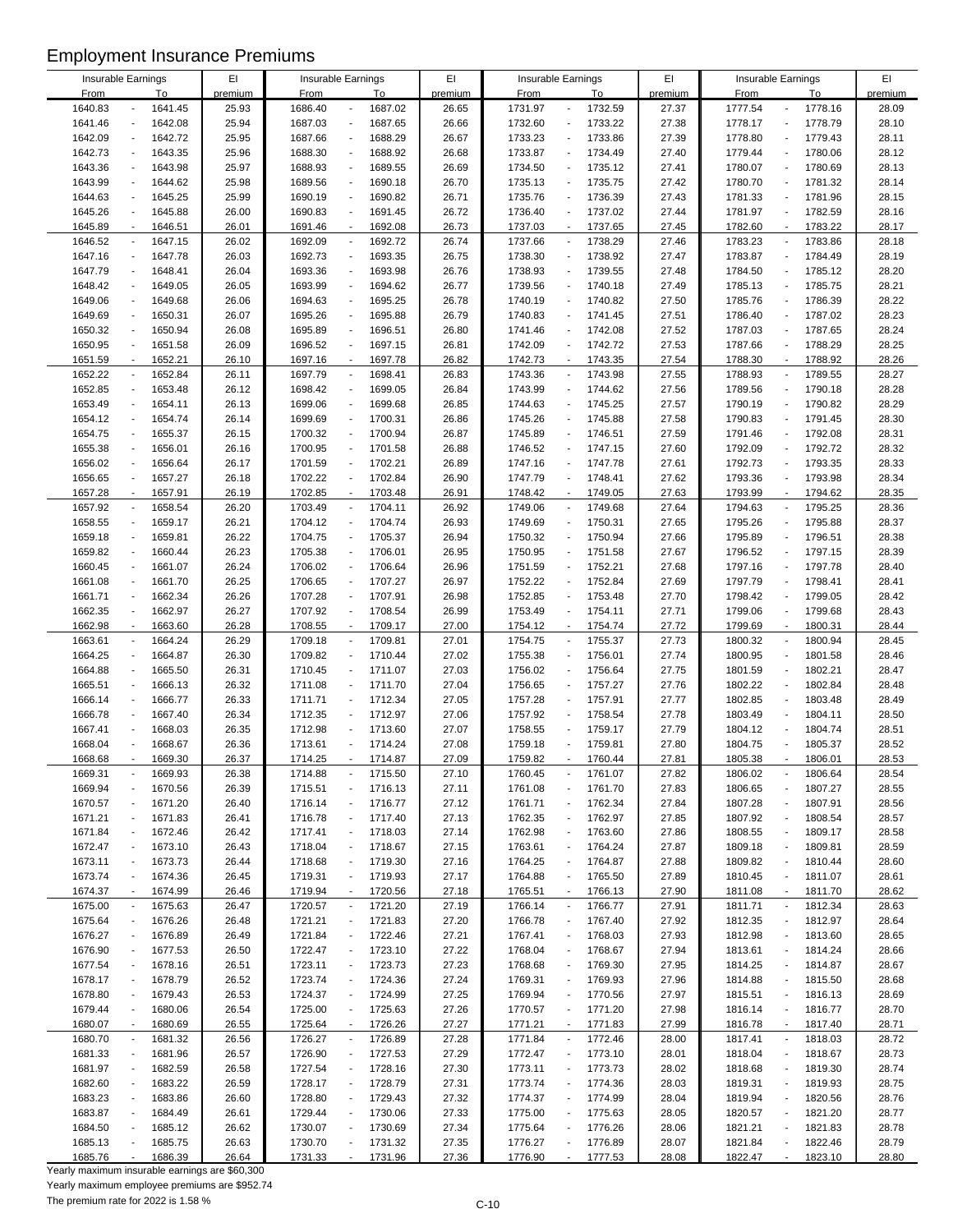# Employment Insurance Premiums

| Insurable Earnings From | To | EI premium | Insurable Earnings From | To | EI premium | Insurable Earnings From | To | EI premium | Insurable Earnings From | To | EI premium |
|---|---|---|---|---|---|---|---|---|---|---|---|
| 1640.83 | 1641.45 | 25.93 | 1686.40 | 1687.02 | 26.65 | 1731.97 | 1732.59 | 27.37 | 1777.54 | 1778.16 | 28.09 |
| 1641.46 | 1642.08 | 25.94 | 1687.03 | 1687.65 | 26.66 | 1732.60 | 1733.22 | 27.38 | 1778.17 | 1778.79 | 28.10 |
| 1642.09 | 1642.72 | 25.95 | 1687.66 | 1688.29 | 26.67 | 1733.23 | 1733.86 | 27.39 | 1778.80 | 1779.43 | 28.11 |
| 1642.73 | 1643.35 | 25.96 | 1688.30 | 1688.92 | 26.68 | 1733.87 | 1734.49 | 27.40 | 1779.44 | 1780.06 | 28.12 |
| 1643.36 | 1643.98 | 25.97 | 1688.93 | 1689.55 | 26.69 | 1734.50 | 1735.12 | 27.41 | 1780.07 | 1780.69 | 28.13 |
| 1643.99 | 1644.62 | 25.98 | 1689.56 | 1690.18 | 26.70 | 1735.13 | 1735.75 | 27.42 | 1780.70 | 1781.32 | 28.14 |
| 1644.63 | 1645.25 | 25.99 | 1690.19 | 1690.82 | 26.71 | 1735.76 | 1736.39 | 27.43 | 1781.33 | 1781.96 | 28.15 |
| 1645.26 | 1645.88 | 26.00 | 1690.83 | 1691.45 | 26.72 | 1736.40 | 1737.02 | 27.44 | 1781.97 | 1782.59 | 28.16 |
| 1645.89 | 1646.51 | 26.01 | 1691.46 | 1692.08 | 26.73 | 1737.03 | 1737.65 | 27.45 | 1782.60 | 1783.22 | 28.17 |
| 1646.52 | 1647.15 | 26.02 | 1692.09 | 1692.72 | 26.74 | 1737.66 | 1738.29 | 27.46 | 1783.23 | 1783.86 | 28.18 |
| 1647.16 | 1647.78 | 26.03 | 1692.73 | 1693.35 | 26.75 | 1738.30 | 1738.92 | 27.47 | 1783.87 | 1784.49 | 28.19 |
| 1647.79 | 1648.41 | 26.04 | 1693.36 | 1693.98 | 26.76 | 1738.93 | 1739.55 | 27.48 | 1784.50 | 1785.12 | 28.20 |
| 1648.42 | 1649.05 | 26.05 | 1693.99 | 1694.62 | 26.77 | 1739.56 | 1740.18 | 27.49 | 1785.13 | 1785.75 | 28.21 |
| 1649.06 | 1649.68 | 26.06 | 1694.63 | 1695.25 | 26.78 | 1740.19 | 1740.82 | 27.50 | 1785.76 | 1786.39 | 28.22 |
| 1649.69 | 1650.31 | 26.07 | 1695.26 | 1695.88 | 26.79 | 1740.83 | 1741.45 | 27.51 | 1786.40 | 1787.02 | 28.23 |
| 1650.32 | 1650.94 | 26.08 | 1695.89 | 1696.51 | 26.80 | 1741.46 | 1742.08 | 27.52 | 1787.03 | 1787.65 | 28.24 |
| 1650.95 | 1651.58 | 26.09 | 1696.52 | 1697.15 | 26.81 | 1742.09 | 1742.72 | 27.53 | 1787.66 | 1788.29 | 28.25 |
| 1651.59 | 1652.21 | 26.10 | 1697.16 | 1697.78 | 26.82 | 1742.73 | 1743.35 | 27.54 | 1788.30 | 1788.92 | 28.26 |
| 1652.22 | 1652.84 | 26.11 | 1697.79 | 1698.41 | 26.83 | 1743.36 | 1743.98 | 27.55 | 1788.93 | 1789.55 | 28.27 |
| 1652.85 | 1653.48 | 26.12 | 1698.42 | 1699.05 | 26.84 | 1743.99 | 1744.62 | 27.56 | 1789.56 | 1790.18 | 28.28 |
| 1653.49 | 1654.11 | 26.13 | 1699.06 | 1699.68 | 26.85 | 1744.63 | 1745.25 | 27.57 | 1790.19 | 1790.82 | 28.29 |
| 1654.12 | 1654.74 | 26.14 | 1699.69 | 1700.31 | 26.86 | 1745.26 | 1745.88 | 27.58 | 1790.83 | 1791.45 | 28.30 |
| 1654.75 | 1655.37 | 26.15 | 1700.32 | 1700.94 | 26.87 | 1745.89 | 1746.51 | 27.59 | 1791.46 | 1792.08 | 28.31 |
| 1655.38 | 1656.01 | 26.16 | 1700.95 | 1701.58 | 26.88 | 1746.52 | 1747.15 | 27.60 | 1792.09 | 1792.72 | 28.32 |
| 1656.02 | 1656.64 | 26.17 | 1701.59 | 1702.21 | 26.89 | 1747.16 | 1747.78 | 27.61 | 1792.73 | 1793.35 | 28.33 |
| 1656.65 | 1657.27 | 26.18 | 1702.22 | 1702.84 | 26.90 | 1747.79 | 1748.41 | 27.62 | 1793.36 | 1793.98 | 28.34 |
| 1657.28 | 1657.91 | 26.19 | 1702.85 | 1703.48 | 26.91 | 1748.42 | 1749.05 | 27.63 | 1793.99 | 1794.62 | 28.35 |
| 1657.92 | 1658.54 | 26.20 | 1703.49 | 1704.11 | 26.92 | 1749.06 | 1749.68 | 27.64 | 1794.63 | 1795.25 | 28.36 |
| 1658.55 | 1659.17 | 26.21 | 1704.12 | 1704.74 | 26.93 | 1749.69 | 1750.31 | 27.65 | 1795.26 | 1795.88 | 28.37 |
| 1659.18 | 1659.81 | 26.22 | 1704.75 | 1705.37 | 26.94 | 1750.32 | 1750.94 | 27.66 | 1795.89 | 1796.51 | 28.38 |
| 1659.82 | 1660.44 | 26.23 | 1705.38 | 1706.01 | 26.95 | 1750.95 | 1751.58 | 27.67 | 1796.52 | 1797.15 | 28.39 |
| 1660.45 | 1661.07 | 26.24 | 1706.02 | 1706.64 | 26.96 | 1751.59 | 1752.21 | 27.68 | 1797.16 | 1797.78 | 28.40 |
| 1661.08 | 1661.70 | 26.25 | 1706.65 | 1707.27 | 26.97 | 1752.22 | 1752.84 | 27.69 | 1797.79 | 1798.41 | 28.41 |
| 1661.71 | 1662.34 | 26.26 | 1707.28 | 1707.91 | 26.98 | 1752.85 | 1753.48 | 27.70 | 1798.42 | 1799.05 | 28.42 |
| 1662.35 | 1662.97 | 26.27 | 1707.92 | 1708.54 | 26.99 | 1753.49 | 1754.11 | 27.71 | 1799.06 | 1799.68 | 28.43 |
| 1662.98 | 1663.60 | 26.28 | 1708.55 | 1709.17 | 27.00 | 1754.12 | 1754.74 | 27.72 | 1799.69 | 1800.31 | 28.44 |
| 1663.61 | 1664.24 | 26.29 | 1709.18 | 1709.81 | 27.01 | 1754.75 | 1755.37 | 27.73 | 1800.32 | 1800.94 | 28.45 |
| 1664.25 | 1664.87 | 26.30 | 1709.82 | 1710.44 | 27.02 | 1755.38 | 1756.01 | 27.74 | 1800.95 | 1801.58 | 28.46 |
| 1664.88 | 1665.50 | 26.31 | 1710.45 | 1711.07 | 27.03 | 1756.02 | 1756.64 | 27.75 | 1801.59 | 1802.21 | 28.47 |
| 1665.51 | 1666.13 | 26.32 | 1711.08 | 1711.70 | 27.04 | 1756.65 | 1757.27 | 27.76 | 1802.22 | 1802.84 | 28.48 |
| 1666.14 | 1666.77 | 26.33 | 1711.71 | 1712.34 | 27.05 | 1757.28 | 1757.91 | 27.77 | 1802.85 | 1803.48 | 28.49 |
| 1666.78 | 1667.40 | 26.34 | 1712.35 | 1712.97 | 27.06 | 1757.92 | 1758.54 | 27.78 | 1803.49 | 1804.11 | 28.50 |
| 1667.41 | 1668.03 | 26.35 | 1712.98 | 1713.60 | 27.07 | 1758.55 | 1759.17 | 27.79 | 1804.12 | 1804.74 | 28.51 |
| 1668.04 | 1668.67 | 26.36 | 1713.61 | 1714.24 | 27.08 | 1759.18 | 1759.81 | 27.80 | 1804.75 | 1805.37 | 28.52 |
| 1668.68 | 1669.30 | 26.37 | 1714.25 | 1714.87 | 27.09 | 1759.82 | 1760.44 | 27.81 | 1805.38 | 1806.01 | 28.53 |
| 1669.31 | 1669.93 | 26.38 | 1714.88 | 1715.50 | 27.10 | 1760.45 | 1761.07 | 27.82 | 1806.02 | 1806.64 | 28.54 |
| 1669.94 | 1670.56 | 26.39 | 1715.51 | 1716.13 | 27.11 | 1761.08 | 1761.70 | 27.83 | 1806.65 | 1807.27 | 28.55 |
| 1670.57 | 1671.20 | 26.40 | 1716.14 | 1716.77 | 27.12 | 1761.71 | 1762.34 | 27.84 | 1807.28 | 1807.91 | 28.56 |
| 1671.21 | 1671.83 | 26.41 | 1716.78 | 1717.40 | 27.13 | 1762.35 | 1762.97 | 27.85 | 1807.92 | 1808.54 | 28.57 |
| 1671.84 | 1672.46 | 26.42 | 1717.41 | 1718.03 | 27.14 | 1762.98 | 1763.60 | 27.86 | 1808.55 | 1809.17 | 28.58 |
| 1672.47 | 1673.10 | 26.43 | 1718.04 | 1718.67 | 27.15 | 1763.61 | 1764.24 | 27.87 | 1809.18 | 1809.81 | 28.59 |
| 1673.11 | 1673.73 | 26.44 | 1718.68 | 1719.30 | 27.16 | 1764.25 | 1764.87 | 27.88 | 1809.82 | 1810.44 | 28.60 |
| 1673.74 | 1674.36 | 26.45 | 1719.31 | 1719.93 | 27.17 | 1764.88 | 1765.50 | 27.89 | 1810.45 | 1811.07 | 28.61 |
| 1674.37 | 1674.99 | 26.46 | 1719.94 | 1720.56 | 27.18 | 1765.51 | 1766.13 | 27.90 | 1811.08 | 1811.70 | 28.62 |
| 1675.00 | 1675.63 | 26.47 | 1720.57 | 1721.20 | 27.19 | 1766.14 | 1766.77 | 27.91 | 1811.71 | 1812.34 | 28.63 |
| 1675.64 | 1676.26 | 26.48 | 1721.21 | 1721.83 | 27.20 | 1766.78 | 1767.40 | 27.92 | 1812.35 | 1812.97 | 28.64 |
| 1676.27 | 1676.89 | 26.49 | 1721.84 | 1722.46 | 27.21 | 1767.41 | 1768.03 | 27.93 | 1812.98 | 1813.60 | 28.65 |
| 1676.90 | 1677.53 | 26.50 | 1722.47 | 1723.10 | 27.22 | 1768.04 | 1768.67 | 27.94 | 1813.61 | 1814.24 | 28.66 |
| 1677.54 | 1678.16 | 26.51 | 1723.11 | 1723.73 | 27.23 | 1768.68 | 1769.30 | 27.95 | 1814.25 | 1814.87 | 28.67 |
| 1678.17 | 1678.79 | 26.52 | 1723.74 | 1724.36 | 27.24 | 1769.31 | 1769.93 | 27.96 | 1814.88 | 1815.50 | 28.68 |
| 1678.80 | 1679.43 | 26.53 | 1724.37 | 1724.99 | 27.25 | 1769.94 | 1770.56 | 27.97 | 1815.51 | 1816.13 | 28.69 |
| 1679.44 | 1680.06 | 26.54 | 1725.00 | 1725.63 | 27.26 | 1770.57 | 1771.20 | 27.98 | 1816.14 | 1816.77 | 28.70 |
| 1680.07 | 1680.69 | 26.55 | 1725.64 | 1726.26 | 27.27 | 1771.21 | 1771.83 | 27.99 | 1816.78 | 1817.40 | 28.71 |
| 1680.70 | 1681.32 | 26.56 | 1726.27 | 1726.89 | 27.28 | 1771.84 | 1772.46 | 28.00 | 1817.41 | 1818.03 | 28.72 |
| 1681.33 | 1681.96 | 26.57 | 1726.90 | 1727.53 | 27.29 | 1772.47 | 1773.10 | 28.01 | 1818.04 | 1818.67 | 28.73 |
| 1681.97 | 1682.59 | 26.58 | 1727.54 | 1728.16 | 27.30 | 1773.11 | 1773.73 | 28.02 | 1818.68 | 1819.30 | 28.74 |
| 1682.60 | 1683.22 | 26.59 | 1728.17 | 1728.79 | 27.31 | 1773.74 | 1774.36 | 28.03 | 1819.31 | 1819.93 | 28.75 |
| 1683.23 | 1683.86 | 26.60 | 1728.80 | 1729.43 | 27.32 | 1774.37 | 1774.99 | 28.04 | 1819.94 | 1820.56 | 28.76 |
| 1683.87 | 1684.49 | 26.61 | 1729.44 | 1730.06 | 27.33 | 1775.00 | 1775.63 | 28.05 | 1820.57 | 1821.20 | 28.77 |
| 1684.50 | 1685.12 | 26.62 | 1730.07 | 1730.69 | 27.34 | 1775.64 | 1776.26 | 28.06 | 1821.21 | 1821.83 | 28.78 |
| 1685.13 | 1685.75 | 26.63 | 1730.70 | 1731.32 | 27.35 | 1776.27 | 1776.89 | 28.07 | 1821.84 | 1822.46 | 28.79 |
| 1685.76 | 1686.39 | 26.64 | 1731.33 | 1731.96 | 27.36 | 1776.90 | 1777.53 | 28.08 | 1822.47 | 1823.10 | 28.80 |

Yearly maximum insurable earnings are $60,300

Yearly maximum employee premiums are $952.74

The premium rate for 2022 is 1.58 %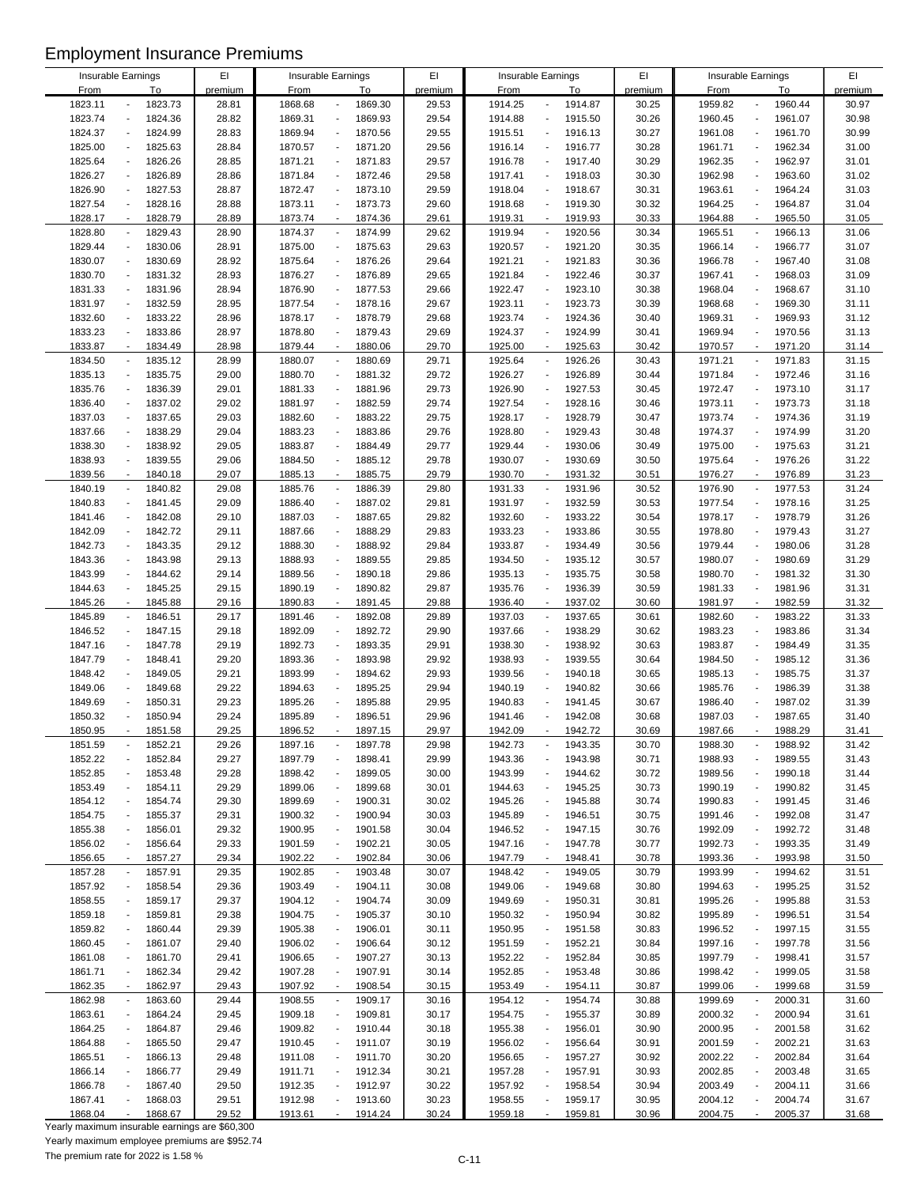# Employment Insurance Premiums

| Insurable Earnings From | To | EI premium | Insurable Earnings From | To | EI premium | Insurable Earnings From | To | EI premium | Insurable Earnings From | To | EI premium |
|---|---|---|---|---|---|---|---|---|---|---|---|
| 1823.11 | 1823.73 | 28.81 | 1868.68 | 1869.30 | 29.53 | 1914.25 | 1914.87 | 30.25 | 1959.82 | 1960.44 | 30.97 |
| 1823.74 | 1824.36 | 28.82 | 1869.31 | 1869.93 | 29.54 | 1914.88 | 1915.50 | 30.26 | 1960.45 | 1961.07 | 30.98 |
| 1824.37 | 1824.99 | 28.83 | 1869.94 | 1870.56 | 29.55 | 1915.51 | 1916.13 | 30.27 | 1961.08 | 1961.70 | 30.99 |
| 1825.00 | 1825.63 | 28.84 | 1870.57 | 1871.20 | 29.56 | 1916.14 | 1916.77 | 30.28 | 1961.71 | 1962.34 | 31.00 |
| 1825.64 | 1826.26 | 28.85 | 1871.21 | 1871.83 | 29.57 | 1916.78 | 1917.40 | 30.29 | 1962.35 | 1962.97 | 31.01 |
| 1826.27 | 1826.89 | 28.86 | 1871.84 | 1872.46 | 29.58 | 1917.41 | 1918.03 | 30.30 | 1962.98 | 1963.60 | 31.02 |
| 1826.90 | 1827.53 | 28.87 | 1872.47 | 1873.10 | 29.59 | 1918.04 | 1918.67 | 30.31 | 1963.61 | 1964.24 | 31.03 |
| 1827.54 | 1828.16 | 28.88 | 1873.11 | 1873.73 | 29.60 | 1918.68 | 1919.30 | 30.32 | 1964.25 | 1964.87 | 31.04 |
| 1828.17 | 1828.79 | 28.89 | 1873.74 | 1874.36 | 29.61 | 1919.31 | 1919.93 | 30.33 | 1964.88 | 1965.50 | 31.05 |
| 1828.80 | 1829.43 | 28.90 | 1874.37 | 1874.99 | 29.62 | 1919.94 | 1920.56 | 30.34 | 1965.51 | 1966.13 | 31.06 |
| 1829.44 | 1830.06 | 28.91 | 1875.00 | 1875.63 | 29.63 | 1920.57 | 1921.20 | 30.35 | 1966.14 | 1966.77 | 31.07 |
| 1830.07 | 1830.69 | 28.92 | 1875.64 | 1876.26 | 29.64 | 1921.21 | 1921.83 | 30.36 | 1966.78 | 1967.40 | 31.08 |
| 1830.70 | 1831.32 | 28.93 | 1876.27 | 1876.89 | 29.65 | 1921.84 | 1922.46 | 30.37 | 1967.41 | 1968.03 | 31.09 |
| 1831.33 | 1831.96 | 28.94 | 1876.90 | 1877.53 | 29.66 | 1922.47 | 1923.10 | 30.38 | 1968.04 | 1968.67 | 31.10 |
| 1831.97 | 1832.59 | 28.95 | 1877.54 | 1878.16 | 29.67 | 1923.11 | 1923.73 | 30.39 | 1968.68 | 1969.30 | 31.11 |
| 1832.60 | 1833.22 | 28.96 | 1878.17 | 1878.79 | 29.68 | 1923.74 | 1924.36 | 30.40 | 1969.31 | 1969.93 | 31.12 |
| 1833.23 | 1833.86 | 28.97 | 1878.80 | 1879.43 | 29.69 | 1924.37 | 1924.99 | 30.41 | 1969.94 | 1970.56 | 31.13 |
| 1833.87 | 1834.49 | 28.98 | 1879.44 | 1880.06 | 29.70 | 1925.00 | 1925.63 | 30.42 | 1970.57 | 1971.20 | 31.14 |
| 1834.50 | 1835.12 | 28.99 | 1880.07 | 1880.69 | 29.71 | 1925.64 | 1926.26 | 30.43 | 1971.21 | 1971.83 | 31.15 |
| 1835.13 | 1835.75 | 29.00 | 1880.70 | 1881.32 | 29.72 | 1926.27 | 1926.89 | 30.44 | 1971.84 | 1972.46 | 31.16 |
| 1835.76 | 1836.39 | 29.01 | 1881.33 | 1881.96 | 29.73 | 1926.90 | 1927.53 | 30.45 | 1972.47 | 1973.10 | 31.17 |
| 1836.40 | 1837.02 | 29.02 | 1881.97 | 1882.59 | 29.74 | 1927.54 | 1928.16 | 30.46 | 1973.11 | 1973.73 | 31.18 |
| 1837.03 | 1837.65 | 29.03 | 1882.60 | 1883.22 | 29.75 | 1928.17 | 1928.79 | 30.47 | 1973.74 | 1974.36 | 31.19 |
| 1837.66 | 1838.29 | 29.04 | 1883.23 | 1883.86 | 29.76 | 1928.80 | 1929.43 | 30.48 | 1974.37 | 1974.99 | 31.20 |
| 1838.30 | 1838.92 | 29.05 | 1883.87 | 1884.49 | 29.77 | 1929.44 | 1930.06 | 30.49 | 1975.00 | 1975.63 | 31.21 |
| 1838.93 | 1839.55 | 29.06 | 1884.50 | 1885.12 | 29.78 | 1930.07 | 1930.69 | 30.50 | 1975.64 | 1976.26 | 31.22 |
| 1839.56 | 1840.18 | 29.07 | 1885.13 | 1885.75 | 29.79 | 1930.70 | 1931.32 | 30.51 | 1976.27 | 1976.89 | 31.23 |
| 1840.19 | 1840.82 | 29.08 | 1885.76 | 1886.39 | 29.80 | 1931.33 | 1931.96 | 30.52 | 1976.90 | 1977.53 | 31.24 |
| 1840.83 | 1841.45 | 29.09 | 1886.40 | 1887.02 | 29.81 | 1931.97 | 1932.59 | 30.53 | 1977.54 | 1978.16 | 31.25 |
| 1841.46 | 1842.08 | 29.10 | 1887.03 | 1887.65 | 29.82 | 1932.60 | 1933.22 | 30.54 | 1978.17 | 1978.79 | 31.26 |
| 1842.09 | 1842.72 | 29.11 | 1887.66 | 1888.29 | 29.83 | 1933.23 | 1933.86 | 30.55 | 1978.80 | 1979.43 | 31.27 |
| 1842.73 | 1843.35 | 29.12 | 1888.30 | 1888.92 | 29.84 | 1933.87 | 1934.49 | 30.56 | 1979.44 | 1980.06 | 31.28 |
| 1843.36 | 1843.98 | 29.13 | 1888.93 | 1889.55 | 29.85 | 1934.50 | 1935.12 | 30.57 | 1980.07 | 1980.69 | 31.29 |
| 1843.99 | 1844.62 | 29.14 | 1889.56 | 1890.18 | 29.86 | 1935.13 | 1935.75 | 30.58 | 1980.70 | 1981.32 | 31.30 |
| 1844.63 | 1845.25 | 29.15 | 1890.19 | 1890.82 | 29.87 | 1935.76 | 1936.39 | 30.59 | 1981.33 | 1981.96 | 31.31 |
| 1845.26 | 1845.88 | 29.16 | 1890.83 | 1891.45 | 29.88 | 1936.40 | 1937.02 | 30.60 | 1981.97 | 1982.59 | 31.32 |
| 1845.89 | 1846.51 | 29.17 | 1891.46 | 1892.08 | 29.89 | 1937.03 | 1937.65 | 30.61 | 1982.60 | 1983.22 | 31.33 |
| 1846.52 | 1847.15 | 29.18 | 1892.09 | 1892.72 | 29.90 | 1937.66 | 1938.29 | 30.62 | 1983.23 | 1983.86 | 31.34 |
| 1847.16 | 1847.78 | 29.19 | 1892.73 | 1893.35 | 29.91 | 1938.30 | 1938.92 | 30.63 | 1983.87 | 1984.49 | 31.35 |
| 1847.79 | 1848.41 | 29.20 | 1893.36 | 1893.98 | 29.92 | 1938.93 | 1939.55 | 30.64 | 1984.50 | 1985.12 | 31.36 |
| 1848.42 | 1849.05 | 29.21 | 1893.99 | 1894.62 | 29.93 | 1939.56 | 1940.18 | 30.65 | 1985.13 | 1985.75 | 31.37 |
| 1849.06 | 1849.68 | 29.22 | 1894.63 | 1895.25 | 29.94 | 1940.19 | 1940.82 | 30.66 | 1985.76 | 1986.39 | 31.38 |
| 1849.69 | 1850.31 | 29.23 | 1895.26 | 1895.88 | 29.95 | 1940.83 | 1941.45 | 30.67 | 1986.40 | 1987.02 | 31.39 |
| 1850.32 | 1850.94 | 29.24 | 1895.89 | 1896.51 | 29.96 | 1941.46 | 1942.08 | 30.68 | 1987.03 | 1987.65 | 31.40 |
| 1850.95 | 1851.58 | 29.25 | 1896.52 | 1897.15 | 29.97 | 1942.09 | 1942.72 | 30.69 | 1987.66 | 1988.29 | 31.41 |
| 1851.59 | 1852.21 | 29.26 | 1897.16 | 1897.78 | 29.98 | 1942.73 | 1943.35 | 30.70 | 1988.30 | 1988.92 | 31.42 |
| 1852.22 | 1852.84 | 29.27 | 1897.79 | 1898.41 | 29.99 | 1943.36 | 1943.98 | 30.71 | 1988.93 | 1989.55 | 31.43 |
| 1852.85 | 1853.48 | 29.28 | 1898.42 | 1899.05 | 30.00 | 1943.99 | 1944.62 | 30.72 | 1989.56 | 1990.18 | 31.44 |
| 1853.49 | 1854.11 | 29.29 | 1899.06 | 1899.68 | 30.01 | 1944.63 | 1945.25 | 30.73 | 1990.19 | 1990.82 | 31.45 |
| 1854.12 | 1854.74 | 29.30 | 1899.69 | 1900.31 | 30.02 | 1945.26 | 1945.88 | 30.74 | 1990.83 | 1991.45 | 31.46 |
| 1854.75 | 1855.37 | 29.31 | 1900.32 | 1900.94 | 30.03 | 1945.89 | 1946.51 | 30.75 | 1991.46 | 1992.08 | 31.47 |
| 1855.38 | 1856.01 | 29.32 | 1900.95 | 1901.58 | 30.04 | 1946.52 | 1947.15 | 30.76 | 1992.09 | 1992.72 | 31.48 |
| 1856.02 | 1856.64 | 29.33 | 1901.59 | 1902.21 | 30.05 | 1947.16 | 1947.78 | 30.77 | 1992.73 | 1993.35 | 31.49 |
| 1856.65 | 1857.27 | 29.34 | 1902.22 | 1902.84 | 30.06 | 1947.79 | 1948.41 | 30.78 | 1993.36 | 1993.98 | 31.50 |
| 1857.28 | 1857.91 | 29.35 | 1902.85 | 1903.48 | 30.07 | 1948.42 | 1949.05 | 30.79 | 1993.99 | 1994.62 | 31.51 |
| 1857.92 | 1858.54 | 29.36 | 1903.49 | 1904.11 | 30.08 | 1949.06 | 1949.68 | 30.80 | 1994.63 | 1995.25 | 31.52 |
| 1858.55 | 1859.17 | 29.37 | 1904.12 | 1904.74 | 30.09 | 1949.69 | 1950.31 | 30.81 | 1995.26 | 1995.88 | 31.53 |
| 1859.18 | 1859.81 | 29.38 | 1904.75 | 1905.37 | 30.10 | 1950.32 | 1950.94 | 30.82 | 1995.89 | 1996.51 | 31.54 |
| 1859.82 | 1860.44 | 29.39 | 1905.38 | 1906.01 | 30.11 | 1950.95 | 1951.58 | 30.83 | 1996.52 | 1997.15 | 31.55 |
| 1860.45 | 1861.07 | 29.40 | 1906.02 | 1906.64 | 30.12 | 1951.59 | 1952.21 | 30.84 | 1997.16 | 1997.78 | 31.56 |
| 1861.08 | 1861.70 | 29.41 | 1906.65 | 1907.27 | 30.13 | 1952.22 | 1952.84 | 30.85 | 1997.79 | 1998.41 | 31.57 |
| 1861.71 | 1862.34 | 29.42 | 1907.28 | 1907.91 | 30.14 | 1952.85 | 1953.48 | 30.86 | 1998.42 | 1999.05 | 31.58 |
| 1862.35 | 1862.97 | 29.43 | 1907.92 | 1908.54 | 30.15 | 1953.49 | 1954.11 | 30.87 | 1999.06 | 1999.68 | 31.59 |
| 1862.98 | 1863.60 | 29.44 | 1908.55 | 1909.17 | 30.16 | 1954.12 | 1954.74 | 30.88 | 1999.69 | 2000.31 | 31.60 |
| 1863.61 | 1864.24 | 29.45 | 1909.18 | 1909.81 | 30.17 | 1954.75 | 1955.37 | 30.89 | 2000.32 | 2000.94 | 31.61 |
| 1864.25 | 1864.87 | 29.46 | 1909.82 | 1910.44 | 30.18 | 1955.38 | 1956.01 | 30.90 | 2000.95 | 2001.58 | 31.62 |
| 1864.88 | 1865.50 | 29.47 | 1910.45 | 1911.07 | 30.19 | 1956.02 | 1956.64 | 30.91 | 2001.59 | 2002.21 | 31.63 |
| 1865.51 | 1866.13 | 29.48 | 1911.08 | 1911.70 | 30.20 | 1956.65 | 1957.27 | 30.92 | 2002.22 | 2002.84 | 31.64 |
| 1866.14 | 1866.77 | 29.49 | 1911.71 | 1912.34 | 30.21 | 1957.28 | 1957.91 | 30.93 | 2002.85 | 2003.48 | 31.65 |
| 1866.78 | 1867.40 | 29.50 | 1912.35 | 1912.97 | 30.22 | 1957.92 | 1958.54 | 30.94 | 2003.49 | 2004.11 | 31.66 |
| 1867.41 | 1868.03 | 29.51 | 1912.98 | 1913.60 | 30.23 | 1958.55 | 1959.17 | 30.95 | 2004.12 | 2004.74 | 31.67 |
| 1868.04 | 1868.67 | 29.52 | 1913.61 | 1914.24 | 30.24 | 1959.18 | 1959.81 | 30.96 | 2004.75 | 2005.37 | 31.68 |

Yearly maximum insurable earnings are $60,300

Yearly maximum employee premiums are $952.74

The premium rate for 2022 is 1.58 %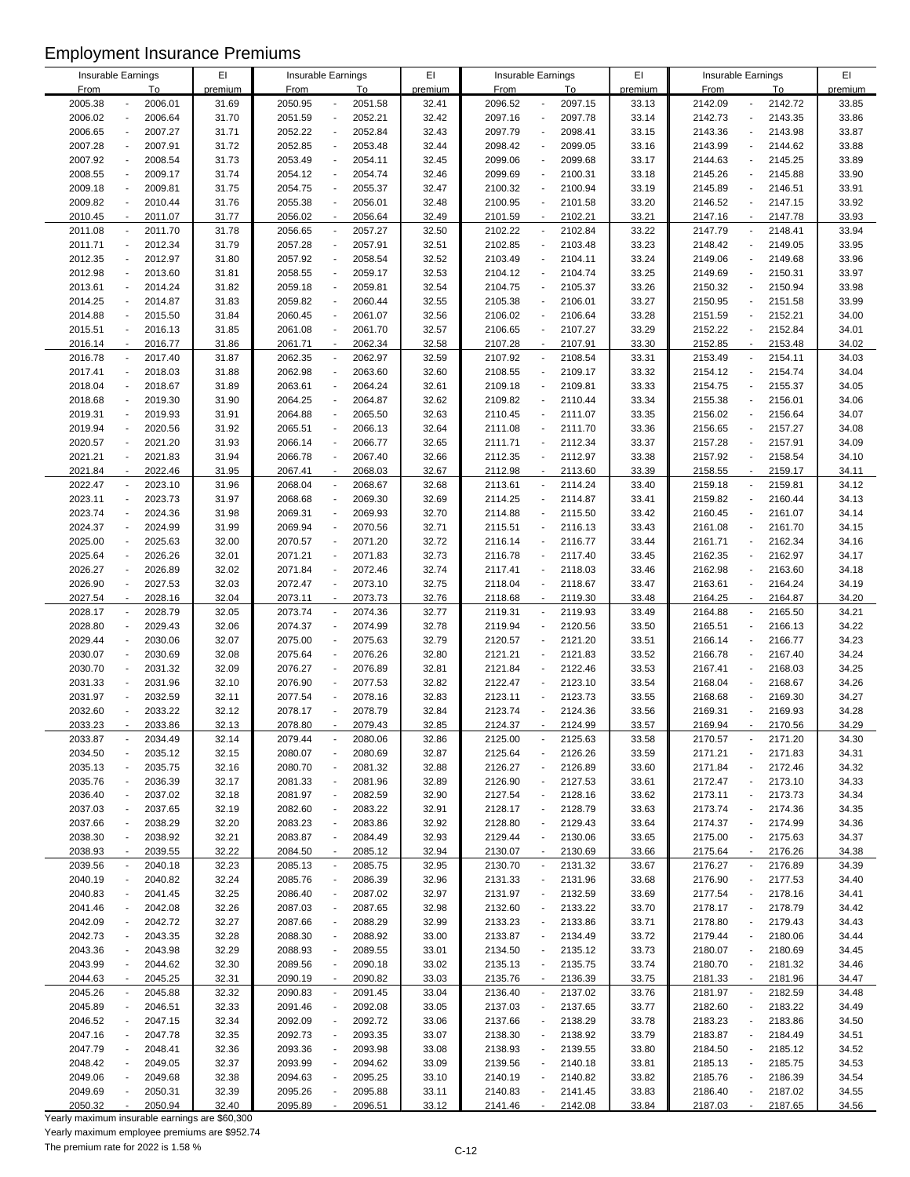# Employment Insurance Premiums

| Insurable Earnings From | To | EI premium | Insurable Earnings From | To | EI premium | Insurable Earnings From | To | EI premium | Insurable Earnings From | To | EI premium |
|---|---|---|---|---|---|---|---|---|---|---|---|
| 2005.38 | 2006.01 | 31.69 | 2050.95 | 2051.58 | 32.41 | 2096.52 | 2097.15 | 33.13 | 2142.09 | 2142.72 | 33.85 |
| 2006.02 | 2006.64 | 31.70 | 2051.59 | 2052.21 | 32.42 | 2097.16 | 2097.78 | 33.14 | 2142.73 | 2143.35 | 33.86 |
| 2006.65 | 2007.27 | 31.71 | 2052.22 | 2052.84 | 32.43 | 2097.79 | 2098.41 | 33.15 | 2143.36 | 2143.98 | 33.87 |
| 2007.28 | 2007.91 | 31.72 | 2052.85 | 2053.48 | 32.44 | 2098.42 | 2099.05 | 33.16 | 2143.99 | 2144.62 | 33.88 |
| 2007.92 | 2008.54 | 31.73 | 2053.49 | 2054.11 | 32.45 | 2099.06 | 2099.68 | 33.17 | 2144.63 | 2145.25 | 33.89 |
| 2008.55 | 2009.17 | 31.74 | 2054.12 | 2054.74 | 32.46 | 2099.69 | 2100.31 | 33.18 | 2145.26 | 2145.88 | 33.90 |
| 2009.18 | 2009.81 | 31.75 | 2054.75 | 2055.37 | 32.47 | 2100.32 | 2100.94 | 33.19 | 2145.89 | 2146.51 | 33.91 |
| 2009.82 | 2010.44 | 31.76 | 2055.38 | 2056.01 | 32.48 | 2100.95 | 2101.58 | 33.20 | 2146.52 | 2147.15 | 33.92 |
| 2010.45 | 2011.07 | 31.77 | 2056.02 | 2056.64 | 32.49 | 2101.59 | 2102.21 | 33.21 | 2147.16 | 2147.78 | 33.93 |
| 2011.08 | 2011.70 | 31.78 | 2056.65 | 2057.27 | 32.50 | 2102.22 | 2102.84 | 33.22 | 2147.79 | 2148.41 | 33.94 |
| 2011.71 | 2012.34 | 31.79 | 2057.28 | 2057.91 | 32.51 | 2102.85 | 2103.48 | 33.23 | 2148.42 | 2149.05 | 33.95 |
| 2012.35 | 2012.97 | 31.80 | 2057.92 | 2058.54 | 32.52 | 2103.49 | 2104.11 | 33.24 | 2149.06 | 2149.68 | 33.96 |
| 2012.98 | 2013.60 | 31.81 | 2058.55 | 2059.17 | 32.53 | 2104.12 | 2104.74 | 33.25 | 2149.69 | 2150.31 | 33.97 |
| 2013.61 | 2014.24 | 31.82 | 2059.18 | 2059.81 | 32.54 | 2104.75 | 2105.37 | 33.26 | 2150.32 | 2150.94 | 33.98 |
| 2014.25 | 2014.87 | 31.83 | 2059.82 | 2060.44 | 32.55 | 2105.38 | 2106.01 | 33.27 | 2150.95 | 2151.58 | 33.99 |
| 2014.88 | 2015.50 | 31.84 | 2060.45 | 2061.07 | 32.56 | 2106.02 | 2106.64 | 33.28 | 2151.59 | 2152.21 | 34.00 |
| 2015.51 | 2016.13 | 31.85 | 2061.08 | 2061.70 | 32.57 | 2106.65 | 2107.27 | 33.29 | 2152.22 | 2152.84 | 34.01 |
| 2016.14 | 2016.77 | 31.86 | 2061.71 | 2062.34 | 32.58 | 2107.28 | 2107.91 | 33.30 | 2152.85 | 2153.48 | 34.02 |
| 2016.78 | 2017.40 | 31.87 | 2062.35 | 2062.97 | 32.59 | 2107.92 | 2108.54 | 33.31 | 2153.49 | 2154.11 | 34.03 |
| 2017.41 | 2018.03 | 31.88 | 2062.98 | 2063.60 | 32.60 | 2108.55 | 2109.17 | 33.32 | 2154.12 | 2154.74 | 34.04 |
| 2018.04 | 2018.67 | 31.89 | 2063.61 | 2064.24 | 32.61 | 2109.18 | 2109.81 | 33.33 | 2154.75 | 2155.37 | 34.05 |
| 2018.68 | 2019.30 | 31.90 | 2064.25 | 2064.87 | 32.62 | 2109.82 | 2110.44 | 33.34 | 2155.38 | 2156.01 | 34.06 |
| 2019.31 | 2019.93 | 31.91 | 2064.88 | 2065.50 | 32.63 | 2110.45 | 2111.07 | 33.35 | 2156.02 | 2156.64 | 34.07 |
| 2019.94 | 2020.56 | 31.92 | 2065.51 | 2066.13 | 32.64 | 2111.08 | 2111.70 | 33.36 | 2156.65 | 2157.27 | 34.08 |
| 2020.57 | 2021.20 | 31.93 | 2066.14 | 2066.77 | 32.65 | 2111.71 | 2112.34 | 33.37 | 2157.28 | 2157.91 | 34.09 |
| 2021.21 | 2021.83 | 31.94 | 2066.78 | 2067.40 | 32.66 | 2112.35 | 2112.97 | 33.38 | 2157.92 | 2158.54 | 34.10 |
| 2021.84 | 2022.46 | 31.95 | 2067.41 | 2068.03 | 32.67 | 2112.98 | 2113.60 | 33.39 | 2158.55 | 2159.17 | 34.11 |
| 2022.47 | 2023.10 | 31.96 | 2068.04 | 2068.67 | 32.68 | 2113.61 | 2114.24 | 33.40 | 2159.18 | 2159.81 | 34.12 |
| 2023.11 | 2023.73 | 31.97 | 2068.68 | 2069.30 | 32.69 | 2114.25 | 2114.87 | 33.41 | 2159.82 | 2160.44 | 34.13 |
| 2023.74 | 2024.36 | 31.98 | 2069.31 | 2069.93 | 32.70 | 2114.88 | 2115.50 | 33.42 | 2160.45 | 2161.07 | 34.14 |
| 2024.37 | 2024.99 | 31.99 | 2069.94 | 2070.56 | 32.71 | 2115.51 | 2116.13 | 33.43 | 2161.08 | 2161.70 | 34.15 |
| 2025.00 | 2025.63 | 32.00 | 2070.57 | 2071.20 | 32.72 | 2116.14 | 2116.77 | 33.44 | 2161.71 | 2162.34 | 34.16 |
| 2025.64 | 2026.26 | 32.01 | 2071.21 | 2071.83 | 32.73 | 2116.78 | 2117.40 | 33.45 | 2162.35 | 2162.97 | 34.17 |
| 2026.27 | 2026.89 | 32.02 | 2071.84 | 2072.46 | 32.74 | 2117.41 | 2118.03 | 33.46 | 2162.98 | 2163.60 | 34.18 |
| 2026.90 | 2027.53 | 32.03 | 2072.47 | 2073.10 | 32.75 | 2118.04 | 2118.67 | 33.47 | 2163.61 | 2164.24 | 34.19 |
| 2027.54 | 2028.16 | 32.04 | 2073.11 | 2073.73 | 32.76 | 2118.68 | 2119.30 | 33.48 | 2164.25 | 2164.87 | 34.20 |
| 2028.17 | 2028.79 | 32.05 | 2073.74 | 2074.36 | 32.77 | 2119.31 | 2119.93 | 33.49 | 2164.88 | 2165.50 | 34.21 |
| 2028.80 | 2029.43 | 32.06 | 2074.37 | 2074.99 | 32.78 | 2119.94 | 2120.56 | 33.50 | 2165.51 | 2166.13 | 34.22 |
| 2029.44 | 2030.06 | 32.07 | 2075.00 | 2075.63 | 32.79 | 2120.57 | 2121.20 | 33.51 | 2166.14 | 2166.77 | 34.23 |
| 2030.07 | 2030.69 | 32.08 | 2075.64 | 2076.26 | 32.80 | 2121.21 | 2121.83 | 33.52 | 2166.78 | 2167.40 | 34.24 |
| 2030.70 | 2031.32 | 32.09 | 2076.27 | 2076.89 | 32.81 | 2121.84 | 2122.46 | 33.53 | 2167.41 | 2168.03 | 34.25 |
| 2031.33 | 2031.96 | 32.10 | 2076.90 | 2077.53 | 32.82 | 2122.47 | 2123.10 | 33.54 | 2168.04 | 2168.67 | 34.26 |
| 2031.97 | 2032.59 | 32.11 | 2077.54 | 2078.16 | 32.83 | 2123.11 | 2123.73 | 33.55 | 2168.68 | 2169.30 | 34.27 |
| 2032.60 | 2033.22 | 32.12 | 2078.17 | 2078.79 | 32.84 | 2123.74 | 2124.36 | 33.56 | 2169.31 | 2169.93 | 34.28 |
| 2033.23 | 2033.86 | 32.13 | 2078.80 | 2079.43 | 32.85 | 2124.37 | 2124.99 | 33.57 | 2169.94 | 2170.56 | 34.29 |
| 2033.87 | 2034.49 | 32.14 | 2079.44 | 2080.06 | 32.86 | 2125.00 | 2125.63 | 33.58 | 2170.57 | 2171.20 | 34.30 |
| 2034.50 | 2035.12 | 32.15 | 2080.07 | 2080.69 | 32.87 | 2125.64 | 2126.26 | 33.59 | 2171.21 | 2171.83 | 34.31 |
| 2035.13 | 2035.75 | 32.16 | 2080.70 | 2081.32 | 32.88 | 2126.27 | 2126.89 | 33.60 | 2171.84 | 2172.46 | 34.32 |
| 2035.76 | 2036.39 | 32.17 | 2081.33 | 2081.96 | 32.89 | 2126.90 | 2127.53 | 33.61 | 2172.47 | 2173.10 | 34.33 |
| 2036.40 | 2037.02 | 32.18 | 2081.97 | 2082.59 | 32.90 | 2127.54 | 2128.16 | 33.62 | 2173.11 | 2173.73 | 34.34 |
| 2037.03 | 2037.65 | 32.19 | 2082.60 | 2083.22 | 32.91 | 2128.17 | 2128.79 | 33.63 | 2173.74 | 2174.36 | 34.35 |
| 2037.66 | 2038.29 | 32.20 | 2083.23 | 2083.86 | 32.92 | 2128.80 | 2129.43 | 33.64 | 2174.37 | 2174.99 | 34.36 |
| 2038.30 | 2038.92 | 32.21 | 2083.87 | 2084.49 | 32.93 | 2129.44 | 2130.06 | 33.65 | 2175.00 | 2175.63 | 34.37 |
| 2038.93 | 2039.55 | 32.22 | 2084.50 | 2085.12 | 32.94 | 2130.07 | 2130.69 | 33.66 | 2175.64 | 2176.26 | 34.38 |
| 2039.56 | 2040.18 | 32.23 | 2085.13 | 2085.75 | 32.95 | 2130.70 | 2131.32 | 33.67 | 2176.27 | 2176.89 | 34.39 |
| 2040.19 | 2040.82 | 32.24 | 2085.76 | 2086.39 | 32.96 | 2131.33 | 2131.96 | 33.68 | 2176.90 | 2177.53 | 34.40 |
| 2040.83 | 2041.45 | 32.25 | 2086.40 | 2087.02 | 32.97 | 2131.97 | 2132.59 | 33.69 | 2177.54 | 2178.16 | 34.41 |
| 2041.46 | 2042.08 | 32.26 | 2087.03 | 2087.65 | 32.98 | 2132.60 | 2133.22 | 33.70 | 2178.17 | 2178.79 | 34.42 |
| 2042.09 | 2042.72 | 32.27 | 2087.66 | 2088.29 | 32.99 | 2133.23 | 2133.86 | 33.71 | 2178.80 | 2179.43 | 34.43 |
| 2042.73 | 2043.35 | 32.28 | 2088.30 | 2088.92 | 33.00 | 2133.87 | 2134.49 | 33.72 | 2179.44 | 2180.06 | 34.44 |
| 2043.36 | 2043.98 | 32.29 | 2088.93 | 2089.55 | 33.01 | 2134.50 | 2135.12 | 33.73 | 2180.07 | 2180.69 | 34.45 |
| 2043.99 | 2044.62 | 32.30 | 2089.56 | 2090.18 | 33.02 | 2135.13 | 2135.75 | 33.74 | 2180.70 | 2181.32 | 34.46 |
| 2044.63 | 2045.25 | 32.31 | 2090.19 | 2090.82 | 33.03 | 2135.76 | 2136.39 | 33.75 | 2181.33 | 2181.96 | 34.47 |
| 2045.26 | 2045.88 | 32.32 | 2090.83 | 2091.45 | 33.04 | 2136.40 | 2137.02 | 33.76 | 2181.97 | 2182.59 | 34.48 |
| 2045.89 | 2046.51 | 32.33 | 2091.46 | 2092.08 | 33.05 | 2137.03 | 2137.65 | 33.77 | 2182.60 | 2183.22 | 34.49 |
| 2046.52 | 2047.15 | 32.34 | 2092.09 | 2092.72 | 33.06 | 2137.66 | 2138.29 | 33.78 | 2183.23 | 2183.86 | 34.50 |
| 2047.16 | 2047.78 | 32.35 | 2092.73 | 2093.35 | 33.07 | 2138.30 | 2138.92 | 33.79 | 2183.87 | 2184.49 | 34.51 |
| 2047.79 | 2048.41 | 32.36 | 2093.36 | 2093.98 | 33.08 | 2138.93 | 2139.55 | 33.80 | 2184.50 | 2185.12 | 34.52 |
| 2048.42 | 2049.05 | 32.37 | 2093.99 | 2094.62 | 33.09 | 2139.56 | 2140.18 | 33.81 | 2185.13 | 2185.75 | 34.53 |
| 2049.06 | 2049.68 | 32.38 | 2094.63 | 2095.25 | 33.10 | 2140.19 | 2140.82 | 33.82 | 2185.76 | 2186.39 | 34.54 |
| 2049.69 | 2050.31 | 32.39 | 2095.26 | 2095.88 | 33.11 | 2140.83 | 2141.45 | 33.83 | 2186.40 | 2187.02 | 34.55 |
| 2050.32 | 2050.94 | 32.40 | 2095.89 | 2096.51 | 33.12 | 2141.46 | 2142.08 | 33.84 | 2187.03 | 2187.65 | 34.56 |

Yearly maximum insurable earnings are $60,300

Yearly maximum employee premiums are $952.74

The premium rate for 2022 is 1.58 %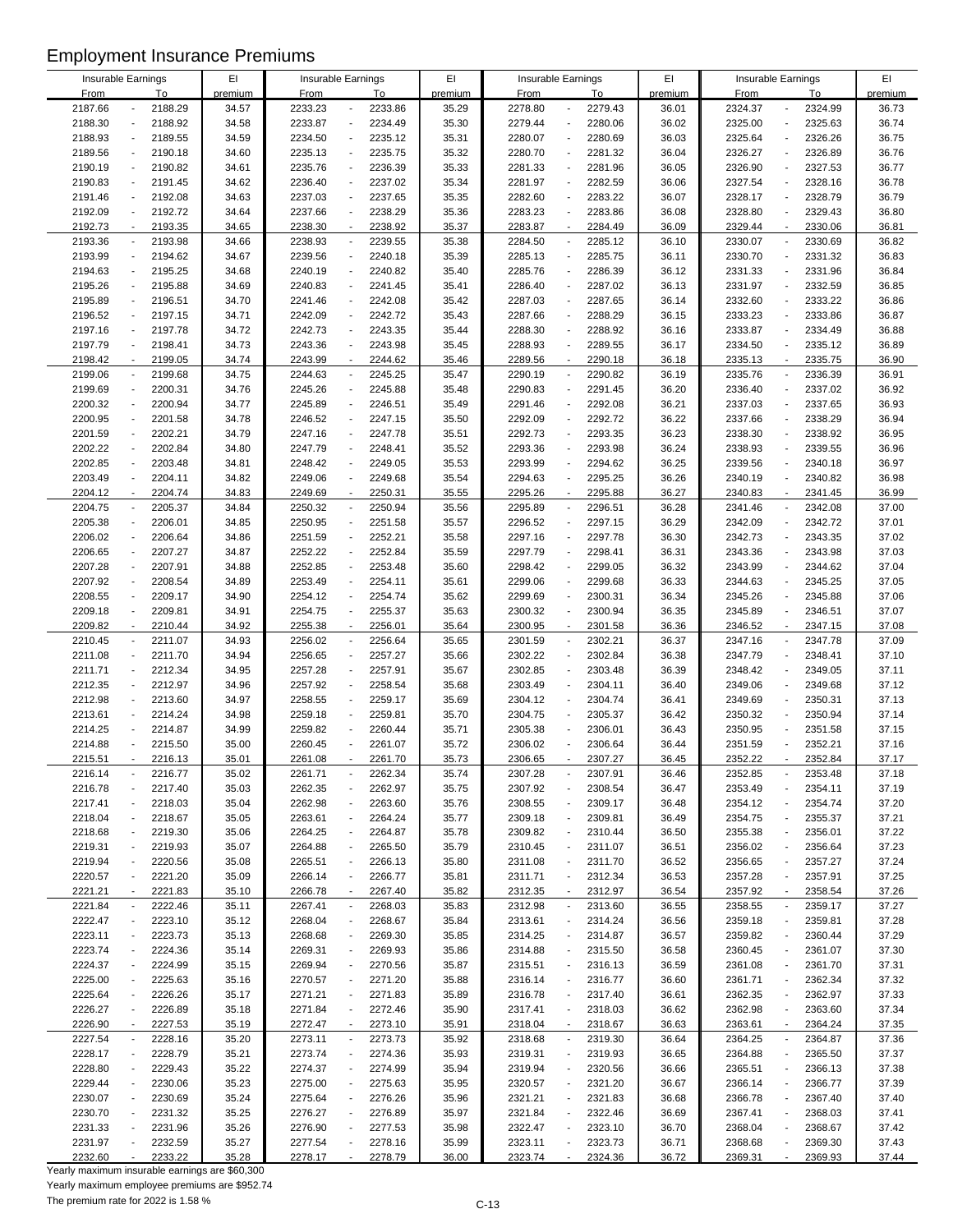# Employment Insurance Premiums

| Insurable Earnings From | To | EI premium | Insurable Earnings From | To | EI premium | Insurable Earnings From | To | EI premium | Insurable Earnings From | To | EI premium |
|---|---|---|---|---|---|---|---|---|---|---|---|
| 2187.66 | 2188.29 | 34.57 | 2233.23 | 2233.86 | 35.29 | 2278.80 | 2279.43 | 36.01 | 2324.37 | 2324.99 | 36.73 |
| 2188.30 | 2188.92 | 34.58 | 2233.87 | 2234.49 | 35.30 | 2279.44 | 2280.06 | 36.02 | 2325.00 | 2325.63 | 36.74 |
| 2188.93 | 2189.55 | 34.59 | 2234.50 | 2235.12 | 35.31 | 2280.07 | 2280.69 | 36.03 | 2325.64 | 2326.26 | 36.75 |
| 2189.56 | 2190.18 | 34.60 | 2235.13 | 2235.75 | 35.32 | 2280.70 | 2281.32 | 36.04 | 2326.27 | 2326.89 | 36.76 |
| 2190.19 | 2190.82 | 34.61 | 2235.76 | 2236.39 | 35.33 | 2281.33 | 2281.96 | 36.05 | 2326.90 | 2327.53 | 36.77 |
| 2190.83 | 2191.45 | 34.62 | 2236.40 | 2237.02 | 35.34 | 2281.97 | 2282.59 | 36.06 | 2327.54 | 2328.16 | 36.78 |
| 2191.46 | 2192.08 | 34.63 | 2237.03 | 2237.65 | 35.35 | 2282.60 | 2283.22 | 36.07 | 2328.17 | 2328.79 | 36.79 |
| 2192.09 | 2192.72 | 34.64 | 2237.66 | 2238.29 | 35.36 | 2283.23 | 2283.86 | 36.08 | 2328.80 | 2329.43 | 36.80 |
| 2192.73 | 2193.35 | 34.65 | 2238.30 | 2238.92 | 35.37 | 2283.87 | 2284.49 | 36.09 | 2329.44 | 2330.06 | 36.81 |
| 2193.36 | 2193.98 | 34.66 | 2238.93 | 2239.55 | 35.38 | 2284.50 | 2285.12 | 36.10 | 2330.07 | 2330.69 | 36.82 |
| 2193.99 | 2194.62 | 34.67 | 2239.56 | 2240.18 | 35.39 | 2285.13 | 2285.75 | 36.11 | 2330.70 | 2331.32 | 36.83 |
| 2194.63 | 2195.25 | 34.68 | 2240.19 | 2240.82 | 35.40 | 2285.76 | 2286.39 | 36.12 | 2331.33 | 2331.96 | 36.84 |
| 2195.26 | 2195.88 | 34.69 | 2240.83 | 2241.45 | 35.41 | 2286.40 | 2287.02 | 36.13 | 2331.97 | 2332.59 | 36.85 |
| 2195.89 | 2196.51 | 34.70 | 2241.46 | 2242.08 | 35.42 | 2287.03 | 2287.65 | 36.14 | 2332.60 | 2333.22 | 36.86 |
| 2196.52 | 2197.15 | 34.71 | 2242.09 | 2242.72 | 35.43 | 2287.66 | 2288.29 | 36.15 | 2333.23 | 2333.86 | 36.87 |
| 2197.16 | 2197.78 | 34.72 | 2242.73 | 2243.35 | 35.44 | 2288.30 | 2288.92 | 36.16 | 2333.87 | 2334.49 | 36.88 |
| 2197.79 | 2198.41 | 34.73 | 2243.36 | 2243.98 | 35.45 | 2288.93 | 2289.55 | 36.17 | 2334.50 | 2335.12 | 36.89 |
| 2198.42 | 2199.05 | 34.74 | 2243.99 | 2244.62 | 35.46 | 2289.56 | 2290.18 | 36.18 | 2335.13 | 2335.75 | 36.90 |
| 2199.06 | 2199.68 | 34.75 | 2244.63 | 2245.25 | 35.47 | 2290.19 | 2290.82 | 36.19 | 2335.76 | 2336.39 | 36.91 |
| 2199.69 | 2200.31 | 34.76 | 2245.26 | 2245.88 | 35.48 | 2290.83 | 2291.45 | 36.20 | 2336.40 | 2337.02 | 36.92 |
| 2200.32 | 2200.94 | 34.77 | 2245.89 | 2246.51 | 35.49 | 2291.46 | 2292.08 | 36.21 | 2337.03 | 2337.65 | 36.93 |
| 2200.95 | 2201.58 | 34.78 | 2246.52 | 2247.15 | 35.50 | 2292.09 | 2292.72 | 36.22 | 2337.66 | 2338.29 | 36.94 |
| 2201.59 | 2202.21 | 34.79 | 2247.16 | 2247.78 | 35.51 | 2292.73 | 2293.35 | 36.23 | 2338.30 | 2338.92 | 36.95 |
| 2202.22 | 2202.84 | 34.80 | 2247.79 | 2248.41 | 35.52 | 2293.36 | 2293.98 | 36.24 | 2338.93 | 2339.55 | 36.96 |
| 2202.85 | 2203.48 | 34.81 | 2248.42 | 2249.05 | 35.53 | 2293.99 | 2294.62 | 36.25 | 2339.56 | 2340.18 | 36.97 |
| 2203.49 | 2204.11 | 34.82 | 2249.06 | 2249.68 | 35.54 | 2294.63 | 2295.25 | 36.26 | 2340.19 | 2340.82 | 36.98 |
| 2204.12 | 2204.74 | 34.83 | 2249.69 | 2250.31 | 35.55 | 2295.26 | 2295.88 | 36.27 | 2340.83 | 2341.45 | 36.99 |
| 2204.75 | 2205.37 | 34.84 | 2250.32 | 2250.94 | 35.56 | 2295.89 | 2296.51 | 36.28 | 2341.46 | 2342.08 | 37.00 |
| 2205.38 | 2206.01 | 34.85 | 2250.95 | 2251.58 | 35.57 | 2296.52 | 2297.15 | 36.29 | 2342.09 | 2342.72 | 37.01 |
| 2206.02 | 2206.64 | 34.86 | 2251.59 | 2252.21 | 35.58 | 2297.16 | 2297.78 | 36.30 | 2342.73 | 2343.35 | 37.02 |
| 2206.65 | 2207.27 | 34.87 | 2252.22 | 2252.84 | 35.59 | 2297.79 | 2298.41 | 36.31 | 2343.36 | 2343.98 | 37.03 |
| 2207.28 | 2207.91 | 34.88 | 2252.85 | 2253.48 | 35.60 | 2298.42 | 2299.05 | 36.32 | 2343.99 | 2344.62 | 37.04 |
| 2207.92 | 2208.54 | 34.89 | 2253.49 | 2254.11 | 35.61 | 2299.06 | 2299.68 | 36.33 | 2344.63 | 2345.25 | 37.05 |
| 2208.55 | 2209.17 | 34.90 | 2254.12 | 2254.74 | 35.62 | 2299.69 | 2300.31 | 36.34 | 2345.26 | 2345.88 | 37.06 |
| 2209.18 | 2209.81 | 34.91 | 2254.75 | 2255.37 | 35.63 | 2300.32 | 2300.94 | 36.35 | 2345.89 | 2346.51 | 37.07 |
| 2209.82 | 2210.44 | 34.92 | 2255.38 | 2256.01 | 35.64 | 2300.95 | 2301.58 | 36.36 | 2346.52 | 2347.15 | 37.08 |
| 2210.45 | 2211.07 | 34.93 | 2256.02 | 2256.64 | 35.65 | 2301.59 | 2302.21 | 36.37 | 2347.16 | 2347.78 | 37.09 |
| 2211.08 | 2211.70 | 34.94 | 2256.65 | 2257.27 | 35.66 | 2302.22 | 2302.84 | 36.38 | 2347.79 | 2348.41 | 37.10 |
| 2211.71 | 2212.34 | 34.95 | 2257.28 | 2257.91 | 35.67 | 2302.85 | 2303.48 | 36.39 | 2348.42 | 2349.05 | 37.11 |
| 2212.35 | 2212.97 | 34.96 | 2257.92 | 2258.54 | 35.68 | 2303.49 | 2304.11 | 36.40 | 2349.06 | 2349.68 | 37.12 |
| 2212.98 | 2213.60 | 34.97 | 2258.55 | 2259.17 | 35.69 | 2304.12 | 2304.74 | 36.41 | 2349.69 | 2350.31 | 37.13 |
| 2213.61 | 2214.24 | 34.98 | 2259.18 | 2259.81 | 35.70 | 2304.75 | 2305.37 | 36.42 | 2350.32 | 2350.94 | 37.14 |
| 2214.25 | 2214.87 | 34.99 | 2259.82 | 2260.44 | 35.71 | 2305.38 | 2306.01 | 36.43 | 2350.95 | 2351.58 | 37.15 |
| 2214.88 | 2215.50 | 35.00 | 2260.45 | 2261.07 | 35.72 | 2306.02 | 2306.64 | 36.44 | 2351.59 | 2352.21 | 37.16 |
| 2215.51 | 2216.13 | 35.01 | 2261.08 | 2261.70 | 35.73 | 2306.65 | 2307.27 | 36.45 | 2352.22 | 2352.84 | 37.17 |
| 2216.14 | 2216.77 | 35.02 | 2261.71 | 2262.34 | 35.74 | 2307.28 | 2307.91 | 36.46 | 2352.85 | 2353.48 | 37.18 |
| 2216.78 | 2217.40 | 35.03 | 2262.35 | 2262.97 | 35.75 | 2307.92 | 2308.54 | 36.47 | 2353.49 | 2354.11 | 37.19 |
| 2217.41 | 2218.03 | 35.04 | 2262.98 | 2263.60 | 35.76 | 2308.55 | 2309.17 | 36.48 | 2354.12 | 2354.74 | 37.20 |
| 2218.04 | 2218.67 | 35.05 | 2263.61 | 2264.24 | 35.77 | 2309.18 | 2309.81 | 36.49 | 2354.75 | 2355.37 | 37.21 |
| 2218.68 | 2219.30 | 35.06 | 2264.25 | 2264.87 | 35.78 | 2309.82 | 2310.44 | 36.50 | 2355.38 | 2356.01 | 37.22 |
| 2219.31 | 2219.93 | 35.07 | 2264.88 | 2265.50 | 35.79 | 2310.45 | 2311.07 | 36.51 | 2356.02 | 2356.64 | 37.23 |
| 2219.94 | 2220.56 | 35.08 | 2265.51 | 2266.13 | 35.80 | 2311.08 | 2311.70 | 36.52 | 2356.65 | 2357.27 | 37.24 |
| 2220.57 | 2221.20 | 35.09 | 2266.14 | 2266.77 | 35.81 | 2311.71 | 2312.34 | 36.53 | 2357.28 | 2357.91 | 37.25 |
| 2221.21 | 2221.83 | 35.10 | 2266.78 | 2267.40 | 35.82 | 2312.35 | 2312.97 | 36.54 | 2357.92 | 2358.54 | 37.26 |
| 2221.84 | 2222.46 | 35.11 | 2267.41 | 2268.03 | 35.83 | 2312.98 | 2313.60 | 36.55 | 2358.55 | 2359.17 | 37.27 |
| 2222.47 | 2223.10 | 35.12 | 2268.04 | 2268.67 | 35.84 | 2313.61 | 2314.24 | 36.56 | 2359.18 | 2359.81 | 37.28 |
| 2223.11 | 2223.73 | 35.13 | 2268.68 | 2269.30 | 35.85 | 2314.25 | 2314.87 | 36.57 | 2359.82 | 2360.44 | 37.29 |
| 2223.74 | 2224.36 | 35.14 | 2269.31 | 2269.93 | 35.86 | 2314.88 | 2315.50 | 36.58 | 2360.45 | 2361.07 | 37.30 |
| 2224.37 | 2224.99 | 35.15 | 2269.94 | 2270.56 | 35.87 | 2315.51 | 2316.13 | 36.59 | 2361.08 | 2361.70 | 37.31 |
| 2225.00 | 2225.63 | 35.16 | 2270.57 | 2271.20 | 35.88 | 2316.14 | 2316.77 | 36.60 | 2361.71 | 2362.34 | 37.32 |
| 2225.64 | 2226.26 | 35.17 | 2271.21 | 2271.83 | 35.89 | 2316.78 | 2317.40 | 36.61 | 2362.35 | 2362.97 | 37.33 |
| 2226.27 | 2226.89 | 35.18 | 2271.84 | 2272.46 | 35.90 | 2317.41 | 2318.03 | 36.62 | 2362.98 | 2363.60 | 37.34 |
| 2226.90 | 2227.53 | 35.19 | 2272.47 | 2273.10 | 35.91 | 2318.04 | 2318.67 | 36.63 | 2363.61 | 2364.24 | 37.35 |
| 2227.54 | 2228.16 | 35.20 | 2273.11 | 2273.73 | 35.92 | 2318.68 | 2319.30 | 36.64 | 2364.25 | 2364.87 | 37.36 |
| 2228.17 | 2228.79 | 35.21 | 2273.74 | 2274.36 | 35.93 | 2319.31 | 2319.93 | 36.65 | 2364.88 | 2365.50 | 37.37 |
| 2228.80 | 2229.43 | 35.22 | 2274.37 | 2274.99 | 35.94 | 2319.94 | 2320.56 | 36.66 | 2365.51 | 2366.13 | 37.38 |
| 2229.44 | 2230.06 | 35.23 | 2275.00 | 2275.63 | 35.95 | 2320.57 | 2321.20 | 36.67 | 2366.14 | 2366.77 | 37.39 |
| 2230.07 | 2230.69 | 35.24 | 2275.64 | 2276.26 | 35.96 | 2321.21 | 2321.83 | 36.68 | 2366.78 | 2367.40 | 37.40 |
| 2230.70 | 2231.32 | 35.25 | 2276.27 | 2276.89 | 35.97 | 2321.84 | 2322.46 | 36.69 | 2367.41 | 2368.03 | 37.41 |
| 2231.33 | 2231.96 | 35.26 | 2276.90 | 2277.53 | 35.98 | 2322.47 | 2323.10 | 36.70 | 2368.04 | 2368.67 | 37.42 |
| 2231.97 | 2232.59 | 35.27 | 2277.54 | 2278.16 | 35.99 | 2323.11 | 2323.73 | 36.71 | 2368.68 | 2369.30 | 37.43 |
| 2232.60 | 2233.22 | 35.28 | 2278.17 | 2278.79 | 36.00 | 2323.74 | 2324.36 | 36.72 | 2369.31 | 2369.93 | 37.44 |

Yearly maximum insurable earnings are $60,300

Yearly maximum employee premiums are $952.74

The premium rate for 2022 is 1.58 %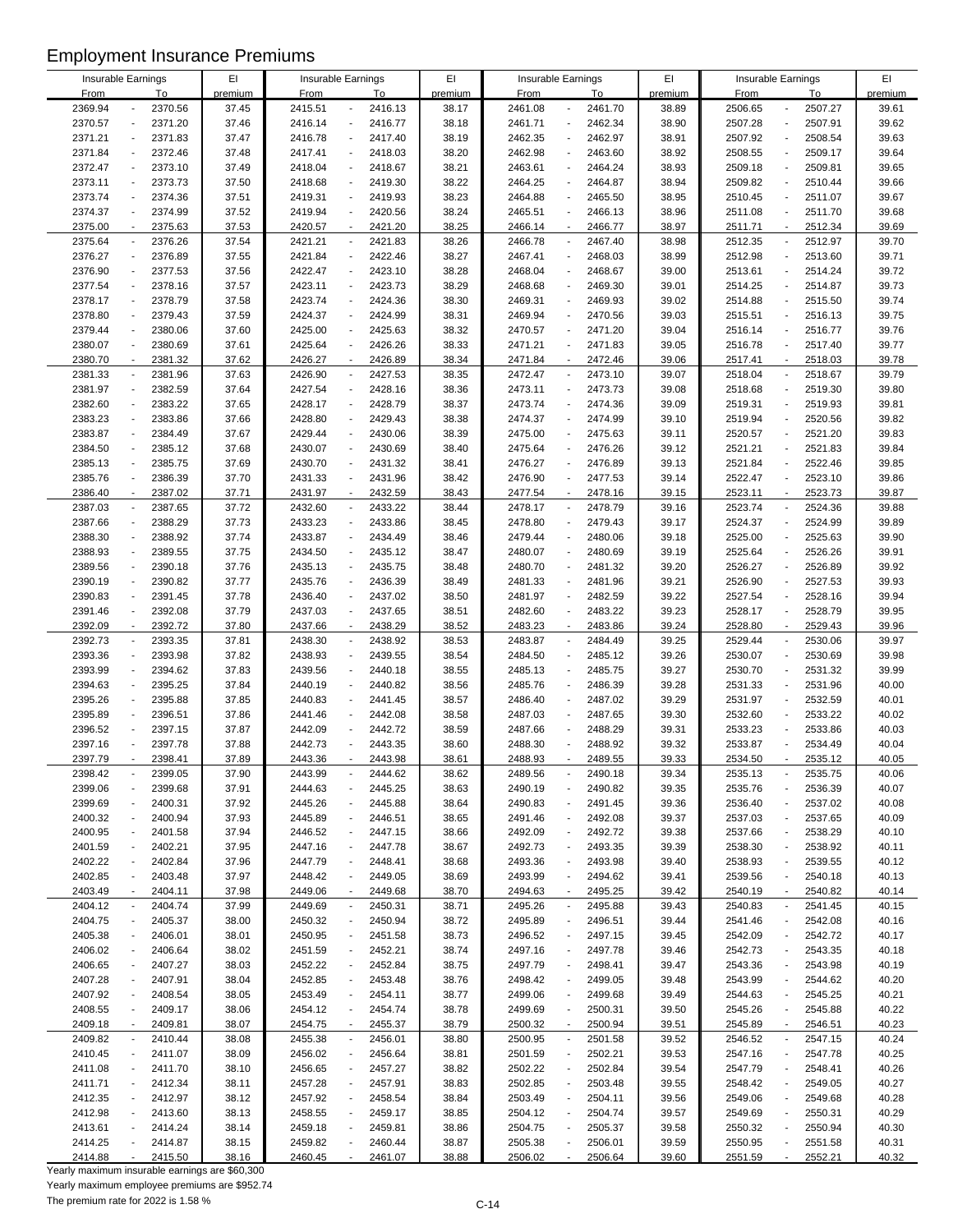# Employment Insurance Premiums

| Insurable Earnings From | To | EI premium | Insurable Earnings From | To | EI premium | Insurable Earnings From | To | EI premium | Insurable Earnings From | To | EI premium |
|---|---|---|---|---|---|---|---|---|---|---|---|
| 2369.94 | 2370.56 | 37.45 | 2415.51 | 2416.13 | 38.17 | 2461.08 | 2461.70 | 38.89 | 2506.65 | 2507.27 | 39.61 |
| 2370.57 | 2371.20 | 37.46 | 2416.14 | 2416.77 | 38.18 | 2461.71 | 2462.34 | 38.90 | 2507.28 | 2507.91 | 39.62 |
| 2371.21 | 2371.83 | 37.47 | 2416.78 | 2417.40 | 38.19 | 2462.35 | 2462.97 | 38.91 | 2507.92 | 2508.54 | 39.63 |
| 2371.84 | 2372.46 | 37.48 | 2417.41 | 2418.03 | 38.20 | 2462.98 | 2463.60 | 38.92 | 2508.55 | 2509.17 | 39.64 |
| 2372.47 | 2373.10 | 37.49 | 2418.04 | 2418.67 | 38.21 | 2463.61 | 2464.24 | 38.93 | 2509.18 | 2509.81 | 39.65 |
| 2373.11 | 2373.73 | 37.50 | 2418.68 | 2419.30 | 38.22 | 2464.25 | 2464.87 | 38.94 | 2509.82 | 2510.44 | 39.66 |
| 2373.74 | 2374.36 | 37.51 | 2419.31 | 2419.93 | 38.23 | 2464.88 | 2465.50 | 38.95 | 2510.45 | 2511.07 | 39.67 |
| 2374.37 | 2374.99 | 37.52 | 2419.94 | 2420.56 | 38.24 | 2465.51 | 2466.13 | 38.96 | 2511.08 | 2511.70 | 39.68 |
| 2375.00 | 2375.63 | 37.53 | 2420.57 | 2421.20 | 38.25 | 2466.14 | 2466.77 | 38.97 | 2511.71 | 2512.34 | 39.69 |
| 2375.64 | 2376.26 | 37.54 | 2421.21 | 2421.83 | 38.26 | 2466.78 | 2467.40 | 38.98 | 2512.35 | 2512.97 | 39.70 |
| 2376.27 | 2376.89 | 37.55 | 2421.84 | 2422.46 | 38.27 | 2467.41 | 2468.03 | 38.99 | 2512.98 | 2513.60 | 39.71 |
| 2376.90 | 2377.53 | 37.56 | 2422.47 | 2423.10 | 38.28 | 2468.04 | 2468.67 | 39.00 | 2513.61 | 2514.24 | 39.72 |
| 2377.54 | 2378.16 | 37.57 | 2423.11 | 2423.73 | 38.29 | 2468.68 | 2469.30 | 39.01 | 2514.25 | 2514.87 | 39.73 |
| 2378.17 | 2378.79 | 37.58 | 2423.74 | 2424.36 | 38.30 | 2469.31 | 2469.93 | 39.02 | 2514.88 | 2515.50 | 39.74 |
| 2378.80 | 2379.43 | 37.59 | 2424.37 | 2424.99 | 38.31 | 2469.94 | 2470.56 | 39.03 | 2515.51 | 2516.13 | 39.75 |
| 2379.44 | 2380.06 | 37.60 | 2425.00 | 2425.63 | 38.32 | 2470.57 | 2471.20 | 39.04 | 2516.14 | 2516.77 | 39.76 |
| 2380.07 | 2380.69 | 37.61 | 2425.64 | 2426.26 | 38.33 | 2471.21 | 2471.83 | 39.05 | 2516.78 | 2517.40 | 39.77 |
| 2380.70 | 2381.32 | 37.62 | 2426.27 | 2426.89 | 38.34 | 2471.84 | 2472.46 | 39.06 | 2517.41 | 2518.03 | 39.78 |
| 2381.33 | 2381.96 | 37.63 | 2426.90 | 2427.53 | 38.35 | 2472.47 | 2473.10 | 39.07 | 2518.04 | 2518.67 | 39.79 |
| 2381.97 | 2382.59 | 37.64 | 2427.54 | 2428.16 | 38.36 | 2473.11 | 2473.73 | 39.08 | 2518.68 | 2519.30 | 39.80 |
| 2382.60 | 2383.22 | 37.65 | 2428.17 | 2428.79 | 38.37 | 2473.74 | 2474.36 | 39.09 | 2519.31 | 2519.93 | 39.81 |
| 2383.23 | 2383.86 | 37.66 | 2428.80 | 2429.43 | 38.38 | 2474.37 | 2474.99 | 39.10 | 2519.94 | 2520.56 | 39.82 |
| 2383.87 | 2384.49 | 37.67 | 2429.44 | 2430.06 | 38.39 | 2475.00 | 2475.63 | 39.11 | 2520.57 | 2521.20 | 39.83 |
| 2384.50 | 2385.12 | 37.68 | 2430.07 | 2430.69 | 38.40 | 2475.64 | 2476.26 | 39.12 | 2521.21 | 2521.83 | 39.84 |
| 2385.13 | 2385.75 | 37.69 | 2430.70 | 2431.32 | 38.41 | 2476.27 | 2476.89 | 39.13 | 2521.84 | 2522.46 | 39.85 |
| 2385.76 | 2386.39 | 37.70 | 2431.33 | 2431.96 | 38.42 | 2476.90 | 2477.53 | 39.14 | 2522.47 | 2523.10 | 39.86 |
| 2386.40 | 2387.02 | 37.71 | 2431.97 | 2432.59 | 38.43 | 2477.54 | 2478.16 | 39.15 | 2523.11 | 2523.73 | 39.87 |
| 2387.03 | 2387.65 | 37.72 | 2432.60 | 2433.22 | 38.44 | 2478.17 | 2478.79 | 39.16 | 2523.74 | 2524.36 | 39.88 |
| 2387.66 | 2388.29 | 37.73 | 2433.23 | 2433.86 | 38.45 | 2478.80 | 2479.43 | 39.17 | 2524.37 | 2524.99 | 39.89 |
| 2388.30 | 2388.92 | 37.74 | 2433.87 | 2434.49 | 38.46 | 2479.44 | 2480.06 | 39.18 | 2525.00 | 2525.63 | 39.90 |
| 2388.93 | 2389.55 | 37.75 | 2434.50 | 2435.12 | 38.47 | 2480.07 | 2480.69 | 39.19 | 2525.64 | 2526.26 | 39.91 |
| 2389.56 | 2390.18 | 37.76 | 2435.13 | 2435.75 | 38.48 | 2480.70 | 2481.32 | 39.20 | 2526.27 | 2526.89 | 39.92 |
| 2390.19 | 2390.82 | 37.77 | 2435.76 | 2436.39 | 38.49 | 2481.33 | 2481.96 | 39.21 | 2526.90 | 2527.53 | 39.93 |
| 2390.83 | 2391.45 | 37.78 | 2436.40 | 2437.02 | 38.50 | 2481.97 | 2482.59 | 39.22 | 2527.54 | 2528.16 | 39.94 |
| 2391.46 | 2392.08 | 37.79 | 2437.03 | 2437.65 | 38.51 | 2482.60 | 2483.22 | 39.23 | 2528.17 | 2528.79 | 39.95 |
| 2392.09 | 2392.72 | 37.80 | 2437.66 | 2438.29 | 38.52 | 2483.23 | 2483.86 | 39.24 | 2528.80 | 2529.43 | 39.96 |
| 2392.73 | 2393.35 | 37.81 | 2438.30 | 2438.92 | 38.53 | 2483.87 | 2484.49 | 39.25 | 2529.44 | 2530.06 | 39.97 |
| 2393.36 | 2393.98 | 37.82 | 2438.93 | 2439.55 | 38.54 | 2484.50 | 2485.12 | 39.26 | 2530.07 | 2530.69 | 39.98 |
| 2393.99 | 2394.62 | 37.83 | 2439.56 | 2440.18 | 38.55 | 2485.13 | 2485.75 | 39.27 | 2530.70 | 2531.32 | 39.99 |
| 2394.63 | 2395.25 | 37.84 | 2440.19 | 2440.82 | 38.56 | 2485.76 | 2486.39 | 39.28 | 2531.33 | 2531.96 | 40.00 |
| 2395.26 | 2395.88 | 37.85 | 2440.83 | 2441.45 | 38.57 | 2486.40 | 2487.02 | 39.29 | 2531.97 | 2532.59 | 40.01 |
| 2395.89 | 2396.51 | 37.86 | 2441.46 | 2442.08 | 38.58 | 2487.03 | 2487.65 | 39.30 | 2532.60 | 2533.22 | 40.02 |
| 2396.52 | 2397.15 | 37.87 | 2442.09 | 2442.72 | 38.59 | 2487.66 | 2488.29 | 39.31 | 2533.23 | 2533.86 | 40.03 |
| 2397.16 | 2397.78 | 37.88 | 2442.73 | 2443.35 | 38.60 | 2488.30 | 2488.92 | 39.32 | 2533.87 | 2534.49 | 40.04 |
| 2397.79 | 2398.41 | 37.89 | 2443.36 | 2443.98 | 38.61 | 2488.93 | 2489.55 | 39.33 | 2534.50 | 2535.12 | 40.05 |
| 2398.42 | 2399.05 | 37.90 | 2443.99 | 2444.62 | 38.62 | 2489.56 | 2490.18 | 39.34 | 2535.13 | 2535.75 | 40.06 |
| 2399.06 | 2399.68 | 37.91 | 2444.63 | 2445.25 | 38.63 | 2490.19 | 2490.82 | 39.35 | 2535.76 | 2536.39 | 40.07 |
| 2399.69 | 2400.31 | 37.92 | 2445.26 | 2445.88 | 38.64 | 2490.83 | 2491.45 | 39.36 | 2536.40 | 2537.02 | 40.08 |
| 2400.32 | 2400.94 | 37.93 | 2445.89 | 2446.51 | 38.65 | 2491.46 | 2492.08 | 39.37 | 2537.03 | 2537.65 | 40.09 |
| 2400.95 | 2401.58 | 37.94 | 2446.52 | 2447.15 | 38.66 | 2492.09 | 2492.72 | 39.38 | 2537.66 | 2538.29 | 40.10 |
| 2401.59 | 2402.21 | 37.95 | 2447.16 | 2447.78 | 38.67 | 2492.73 | 2493.35 | 39.39 | 2538.30 | 2538.92 | 40.11 |
| 2402.22 | 2402.84 | 37.96 | 2447.79 | 2448.41 | 38.68 | 2493.36 | 2493.98 | 39.40 | 2538.93 | 2539.55 | 40.12 |
| 2402.85 | 2403.48 | 37.97 | 2448.42 | 2449.05 | 38.69 | 2493.99 | 2494.62 | 39.41 | 2539.56 | 2540.18 | 40.13 |
| 2403.49 | 2404.11 | 37.98 | 2449.06 | 2449.68 | 38.70 | 2494.63 | 2495.25 | 39.42 | 2540.19 | 2540.82 | 40.14 |
| 2404.12 | 2404.74 | 37.99 | 2449.69 | 2450.31 | 38.71 | 2495.26 | 2495.88 | 39.43 | 2540.83 | 2541.45 | 40.15 |
| 2404.75 | 2405.37 | 38.00 | 2450.32 | 2450.94 | 38.72 | 2495.89 | 2496.51 | 39.44 | 2541.46 | 2542.08 | 40.16 |
| 2405.38 | 2406.01 | 38.01 | 2450.95 | 2451.58 | 38.73 | 2496.52 | 2497.15 | 39.45 | 2542.09 | 2542.72 | 40.17 |
| 2406.02 | 2406.64 | 38.02 | 2451.59 | 2452.21 | 38.74 | 2497.16 | 2497.78 | 39.46 | 2542.73 | 2543.35 | 40.18 |
| 2406.65 | 2407.27 | 38.03 | 2452.22 | 2452.84 | 38.75 | 2497.79 | 2498.41 | 39.47 | 2543.36 | 2543.98 | 40.19 |
| 2407.28 | 2407.91 | 38.04 | 2452.85 | 2453.48 | 38.76 | 2498.42 | 2499.05 | 39.48 | 2543.99 | 2544.62 | 40.20 |
| 2407.92 | 2408.54 | 38.05 | 2453.49 | 2454.11 | 38.77 | 2499.06 | 2499.68 | 39.49 | 2544.63 | 2545.25 | 40.21 |
| 2408.55 | 2409.17 | 38.06 | 2454.12 | 2454.74 | 38.78 | 2499.69 | 2500.31 | 39.50 | 2545.26 | 2545.88 | 40.22 |
| 2409.18 | 2409.81 | 38.07 | 2454.75 | 2455.37 | 38.79 | 2500.32 | 2500.94 | 39.51 | 2545.89 | 2546.51 | 40.23 |
| 2409.82 | 2410.44 | 38.08 | 2455.38 | 2456.01 | 38.80 | 2500.95 | 2501.58 | 39.52 | 2546.52 | 2547.15 | 40.24 |
| 2410.45 | 2411.07 | 38.09 | 2456.02 | 2456.64 | 38.81 | 2501.59 | 2502.21 | 39.53 | 2547.16 | 2547.78 | 40.25 |
| 2411.08 | 2411.70 | 38.10 | 2456.65 | 2457.27 | 38.82 | 2502.22 | 2502.84 | 39.54 | 2547.79 | 2548.41 | 40.26 |
| 2411.71 | 2412.34 | 38.11 | 2457.28 | 2457.91 | 38.83 | 2502.85 | 2503.48 | 39.55 | 2548.42 | 2549.05 | 40.27 |
| 2412.35 | 2412.97 | 38.12 | 2457.92 | 2458.54 | 38.84 | 2503.49 | 2504.11 | 39.56 | 2549.06 | 2549.68 | 40.28 |
| 2412.98 | 2413.60 | 38.13 | 2458.55 | 2459.17 | 38.85 | 2504.12 | 2504.74 | 39.57 | 2549.69 | 2550.31 | 40.29 |
| 2413.61 | 2414.24 | 38.14 | 2459.18 | 2459.81 | 38.86 | 2504.75 | 2505.37 | 39.58 | 2550.32 | 2550.94 | 40.30 |
| 2414.25 | 2414.87 | 38.15 | 2459.82 | 2460.44 | 38.87 | 2505.38 | 2506.01 | 39.59 | 2550.95 | 2551.58 | 40.31 |
| 2414.88 | 2415.50 | 38.16 | 2460.45 | 2461.07 | 38.88 | 2506.02 | 2506.64 | 39.60 | 2551.59 | 2552.21 | 40.32 |

Yearly maximum insurable earnings are $60,300

Yearly maximum employee premiums are $952.74

The premium rate for 2022 is 1.58 %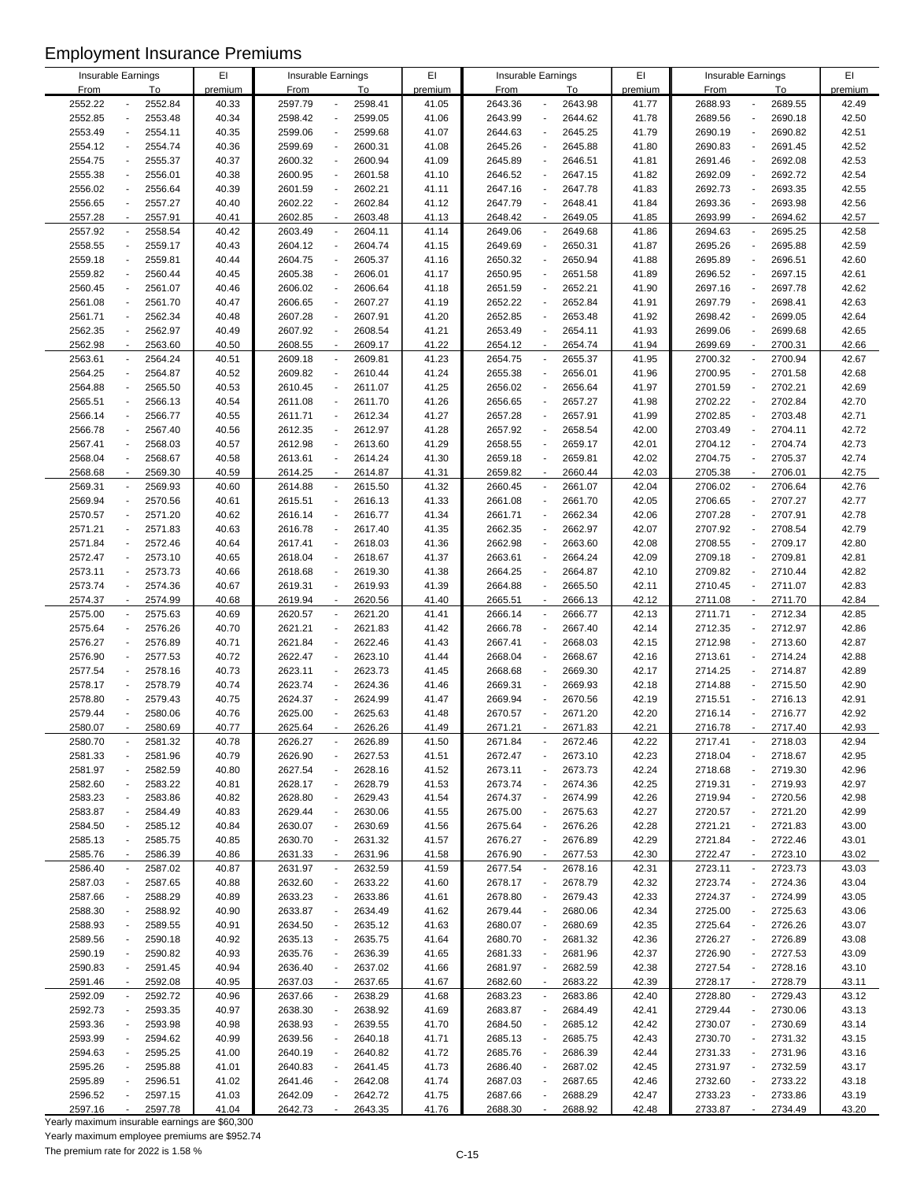# Employment Insurance Premiums

| Insurable Earnings From | To | EI premium | Insurable Earnings From | To | EI premium | Insurable Earnings From | To | EI premium | Insurable Earnings From | To | EI premium |
|---|---|---|---|---|---|---|---|---|---|---|---|
| 2552.22 | 2552.84 | 40.33 | 2597.79 | 2598.41 | 41.05 | 2643.36 | 2643.98 | 41.77 | 2688.93 | 2689.55 | 42.49 |
| 2552.85 | 2553.48 | 40.34 | 2598.42 | 2599.05 | 41.06 | 2643.99 | 2644.62 | 41.78 | 2689.56 | 2690.18 | 42.50 |
| 2553.49 | 2554.11 | 40.35 | 2599.06 | 2599.68 | 41.07 | 2644.63 | 2645.25 | 41.79 | 2690.19 | 2690.82 | 42.51 |
| 2554.12 | 2554.74 | 40.36 | 2599.69 | 2600.31 | 41.08 | 2645.26 | 2645.88 | 41.80 | 2690.83 | 2691.45 | 42.52 |
| 2554.75 | 2555.37 | 40.37 | 2600.32 | 2600.94 | 41.09 | 2645.89 | 2646.51 | 41.81 | 2691.46 | 2692.08 | 42.53 |
| 2555.38 | 2556.01 | 40.38 | 2600.95 | 2601.58 | 41.10 | 2646.52 | 2647.15 | 41.82 | 2692.09 | 2692.72 | 42.54 |
| 2556.02 | 2556.64 | 40.39 | 2601.59 | 2602.21 | 41.11 | 2647.16 | 2647.78 | 41.83 | 2692.73 | 2693.35 | 42.55 |
| 2556.65 | 2557.27 | 40.40 | 2602.22 | 2602.84 | 41.12 | 2647.79 | 2648.41 | 41.84 | 2693.36 | 2693.98 | 42.56 |
| 2557.28 | 2557.91 | 40.41 | 2602.85 | 2603.48 | 41.13 | 2648.42 | 2649.05 | 41.85 | 2693.99 | 2694.62 | 42.57 |
| 2557.92 | 2558.54 | 40.42 | 2603.49 | 2604.11 | 41.14 | 2649.06 | 2649.68 | 41.86 | 2694.63 | 2695.25 | 42.58 |
| 2558.55 | 2559.17 | 40.43 | 2604.12 | 2604.74 | 41.15 | 2649.69 | 2650.31 | 41.87 | 2695.26 | 2695.88 | 42.59 |
| 2559.18 | 2559.81 | 40.44 | 2604.75 | 2605.37 | 41.16 | 2650.32 | 2650.94 | 41.88 | 2695.89 | 2696.51 | 42.60 |
| 2559.82 | 2560.44 | 40.45 | 2605.38 | 2606.01 | 41.17 | 2650.95 | 2651.58 | 41.89 | 2696.52 | 2697.15 | 42.61 |
| 2560.45 | 2561.07 | 40.46 | 2606.02 | 2606.64 | 41.18 | 2651.59 | 2652.21 | 41.90 | 2697.16 | 2697.78 | 42.62 |
| 2561.08 | 2561.70 | 40.47 | 2606.65 | 2607.27 | 41.19 | 2652.22 | 2652.84 | 41.91 | 2697.79 | 2698.41 | 42.63 |
| 2561.71 | 2562.34 | 40.48 | 2607.28 | 2607.91 | 41.20 | 2652.85 | 2653.48 | 41.92 | 2698.42 | 2699.05 | 42.64 |
| 2562.35 | 2562.97 | 40.49 | 2607.92 | 2608.54 | 41.21 | 2653.49 | 2654.11 | 41.93 | 2699.06 | 2699.68 | 42.65 |
| 2562.98 | 2563.60 | 40.50 | 2608.55 | 2609.17 | 41.22 | 2654.12 | 2654.74 | 41.94 | 2699.69 | 2700.31 | 42.66 |
| 2563.61 | 2564.24 | 40.51 | 2609.18 | 2609.81 | 41.23 | 2654.75 | 2655.37 | 41.95 | 2700.32 | 2700.94 | 42.67 |
| 2564.25 | 2564.87 | 40.52 | 2609.82 | 2610.44 | 41.24 | 2655.38 | 2656.01 | 41.96 | 2700.95 | 2701.58 | 42.68 |
| 2564.88 | 2565.50 | 40.53 | 2610.45 | 2611.07 | 41.25 | 2656.02 | 2656.64 | 41.97 | 2701.59 | 2702.21 | 42.69 |
| 2565.51 | 2566.13 | 40.54 | 2611.08 | 2611.70 | 41.26 | 2656.65 | 2657.27 | 41.98 | 2702.22 | 2702.84 | 42.70 |
| 2566.14 | 2566.77 | 40.55 | 2611.71 | 2612.34 | 41.27 | 2657.28 | 2657.91 | 41.99 | 2702.85 | 2703.48 | 42.71 |
| 2566.78 | 2567.40 | 40.56 | 2612.35 | 2612.97 | 41.28 | 2657.92 | 2658.54 | 42.00 | 2703.49 | 2704.11 | 42.72 |
| 2567.41 | 2568.03 | 40.57 | 2612.98 | 2613.60 | 41.29 | 2658.55 | 2659.17 | 42.01 | 2704.12 | 2704.74 | 42.73 |
| 2568.04 | 2568.67 | 40.58 | 2613.61 | 2614.24 | 41.30 | 2659.18 | 2659.81 | 42.02 | 2704.75 | 2705.37 | 42.74 |
| 2568.68 | 2569.30 | 40.59 | 2614.25 | 2614.87 | 41.31 | 2659.82 | 2660.44 | 42.03 | 2705.38 | 2706.01 | 42.75 |
| 2569.31 | 2569.93 | 40.60 | 2614.88 | 2615.50 | 41.32 | 2660.45 | 2661.07 | 42.04 | 2706.02 | 2706.64 | 42.76 |
| 2569.94 | 2570.56 | 40.61 | 2615.51 | 2616.13 | 41.33 | 2661.08 | 2661.70 | 42.05 | 2706.65 | 2707.27 | 42.77 |
| 2570.57 | 2571.20 | 40.62 | 2616.14 | 2616.77 | 41.34 | 2661.71 | 2662.34 | 42.06 | 2707.28 | 2707.91 | 42.78 |
| 2571.21 | 2571.83 | 40.63 | 2616.78 | 2617.40 | 41.35 | 2662.35 | 2662.97 | 42.07 | 2707.92 | 2708.54 | 42.79 |
| 2571.84 | 2572.46 | 40.64 | 2617.41 | 2618.03 | 41.36 | 2662.98 | 2663.60 | 42.08 | 2708.55 | 2709.17 | 42.80 |
| 2572.47 | 2573.10 | 40.65 | 2618.04 | 2618.67 | 41.37 | 2663.61 | 2664.24 | 42.09 | 2709.18 | 2709.81 | 42.81 |
| 2573.11 | 2573.73 | 40.66 | 2618.68 | 2619.30 | 41.38 | 2664.25 | 2664.87 | 42.10 | 2709.82 | 2710.44 | 42.82 |
| 2573.74 | 2574.36 | 40.67 | 2619.31 | 2619.93 | 41.39 | 2664.88 | 2665.50 | 42.11 | 2710.45 | 2711.07 | 42.83 |
| 2574.37 | 2574.99 | 40.68 | 2619.94 | 2620.56 | 41.40 | 2665.51 | 2666.13 | 42.12 | 2711.08 | 2711.70 | 42.84 |
| 2575.00 | 2575.63 | 40.69 | 2620.57 | 2621.20 | 41.41 | 2666.14 | 2666.77 | 42.13 | 2711.71 | 2712.34 | 42.85 |
| 2575.64 | 2576.26 | 40.70 | 2621.21 | 2621.83 | 41.42 | 2666.78 | 2667.40 | 42.14 | 2712.35 | 2712.97 | 42.86 |
| 2576.27 | 2576.89 | 40.71 | 2621.84 | 2622.46 | 41.43 | 2667.41 | 2668.03 | 42.15 | 2712.98 | 2713.60 | 42.87 |
| 2576.90 | 2577.53 | 40.72 | 2622.47 | 2623.10 | 41.44 | 2668.04 | 2668.67 | 42.16 | 2713.61 | 2714.24 | 42.88 |
| 2577.54 | 2578.16 | 40.73 | 2623.11 | 2623.73 | 41.45 | 2668.68 | 2669.30 | 42.17 | 2714.25 | 2714.87 | 42.89 |
| 2578.17 | 2578.79 | 40.74 | 2623.74 | 2624.36 | 41.46 | 2669.31 | 2669.93 | 42.18 | 2714.88 | 2715.50 | 42.90 |
| 2578.80 | 2579.43 | 40.75 | 2624.37 | 2624.99 | 41.47 | 2669.94 | 2670.56 | 42.19 | 2715.51 | 2716.13 | 42.91 |
| 2579.44 | 2580.06 | 40.76 | 2625.00 | 2625.63 | 41.48 | 2670.57 | 2671.20 | 42.20 | 2716.14 | 2716.77 | 42.92 |
| 2580.07 | 2580.69 | 40.77 | 2625.64 | 2626.26 | 41.49 | 2671.21 | 2671.83 | 42.21 | 2716.78 | 2717.40 | 42.93 |
| 2580.70 | 2581.32 | 40.78 | 2626.27 | 2626.89 | 41.50 | 2671.84 | 2672.46 | 42.22 | 2717.41 | 2718.03 | 42.94 |
| 2581.33 | 2581.96 | 40.79 | 2626.90 | 2627.53 | 41.51 | 2672.47 | 2673.10 | 42.23 | 2718.04 | 2718.67 | 42.95 |
| 2581.97 | 2582.59 | 40.80 | 2627.54 | 2628.16 | 41.52 | 2673.11 | 2673.73 | 42.24 | 2718.68 | 2719.30 | 42.96 |
| 2582.60 | 2583.22 | 40.81 | 2628.17 | 2628.79 | 41.53 | 2673.74 | 2674.36 | 42.25 | 2719.31 | 2719.93 | 42.97 |
| 2583.23 | 2583.86 | 40.82 | 2628.80 | 2629.43 | 41.54 | 2674.37 | 2674.99 | 42.26 | 2719.94 | 2720.56 | 42.98 |
| 2583.87 | 2584.49 | 40.83 | 2629.44 | 2630.06 | 41.55 | 2675.00 | 2675.63 | 42.27 | 2720.57 | 2721.20 | 42.99 |
| 2584.50 | 2585.12 | 40.84 | 2630.07 | 2630.69 | 41.56 | 2675.64 | 2676.26 | 42.28 | 2721.21 | 2721.83 | 43.00 |
| 2585.13 | 2585.75 | 40.85 | 2630.70 | 2631.32 | 41.57 | 2676.27 | 2676.89 | 42.29 | 2721.84 | 2722.46 | 43.01 |
| 2585.76 | 2586.39 | 40.86 | 2631.33 | 2631.96 | 41.58 | 2676.90 | 2677.53 | 42.30 | 2722.47 | 2723.10 | 43.02 |
| 2586.40 | 2587.02 | 40.87 | 2631.97 | 2632.59 | 41.59 | 2677.54 | 2678.16 | 42.31 | 2723.11 | 2723.73 | 43.03 |
| 2587.03 | 2587.65 | 40.88 | 2632.60 | 2633.22 | 41.60 | 2678.17 | 2678.79 | 42.32 | 2723.74 | 2724.36 | 43.04 |
| 2587.66 | 2588.29 | 40.89 | 2633.23 | 2633.86 | 41.61 | 2678.80 | 2679.43 | 42.33 | 2724.37 | 2724.99 | 43.05 |
| 2588.30 | 2588.92 | 40.90 | 2633.87 | 2634.49 | 41.62 | 2679.44 | 2680.06 | 42.34 | 2725.00 | 2725.63 | 43.06 |
| 2588.93 | 2589.55 | 40.91 | 2634.50 | 2635.12 | 41.63 | 2680.07 | 2680.69 | 42.35 | 2725.64 | 2726.26 | 43.07 |
| 2589.56 | 2590.18 | 40.92 | 2635.13 | 2635.75 | 41.64 | 2680.70 | 2681.32 | 42.36 | 2726.27 | 2726.89 | 43.08 |
| 2590.19 | 2590.82 | 40.93 | 2635.76 | 2636.39 | 41.65 | 2681.33 | 2681.96 | 42.37 | 2726.90 | 2727.53 | 43.09 |
| 2590.83 | 2591.45 | 40.94 | 2636.40 | 2637.02 | 41.66 | 2681.97 | 2682.59 | 42.38 | 2727.54 | 2728.16 | 43.10 |
| 2591.46 | 2592.08 | 40.95 | 2637.03 | 2637.65 | 41.67 | 2682.60 | 2683.22 | 42.39 | 2728.17 | 2728.79 | 43.11 |
| 2592.09 | 2592.72 | 40.96 | 2637.66 | 2638.29 | 41.68 | 2683.23 | 2683.86 | 42.40 | 2728.80 | 2729.43 | 43.12 |
| 2592.73 | 2593.35 | 40.97 | 2638.30 | 2638.92 | 41.69 | 2683.87 | 2684.49 | 42.41 | 2729.44 | 2730.06 | 43.13 |
| 2593.36 | 2593.98 | 40.98 | 2638.93 | 2639.55 | 41.70 | 2684.50 | 2685.12 | 42.42 | 2730.07 | 2730.69 | 43.14 |
| 2593.99 | 2594.62 | 40.99 | 2639.56 | 2640.18 | 41.71 | 2685.13 | 2685.75 | 42.43 | 2730.70 | 2731.32 | 43.15 |
| 2594.63 | 2595.25 | 41.00 | 2640.19 | 2640.82 | 41.72 | 2685.76 | 2686.39 | 42.44 | 2731.33 | 2731.96 | 43.16 |
| 2595.26 | 2595.88 | 41.01 | 2640.83 | 2641.45 | 41.73 | 2686.40 | 2687.02 | 42.45 | 2731.97 | 2732.59 | 43.17 |
| 2595.89 | 2596.51 | 41.02 | 2641.46 | 2642.08 | 41.74 | 2687.03 | 2687.65 | 42.46 | 2732.60 | 2733.22 | 43.18 |
| 2596.52 | 2597.15 | 41.03 | 2642.09 | 2642.72 | 41.75 | 2687.66 | 2688.29 | 42.47 | 2733.23 | 2733.86 | 43.19 |
| 2597.16 | 2597.78 | 41.04 | 2642.73 | 2643.35 | 41.76 | 2688.30 | 2688.92 | 42.48 | 2733.87 | 2734.49 | 43.20 |

Yearly maximum insurable earnings are $60,300

Yearly maximum employee premiums are $952.74

The premium rate for 2022 is 1.58 %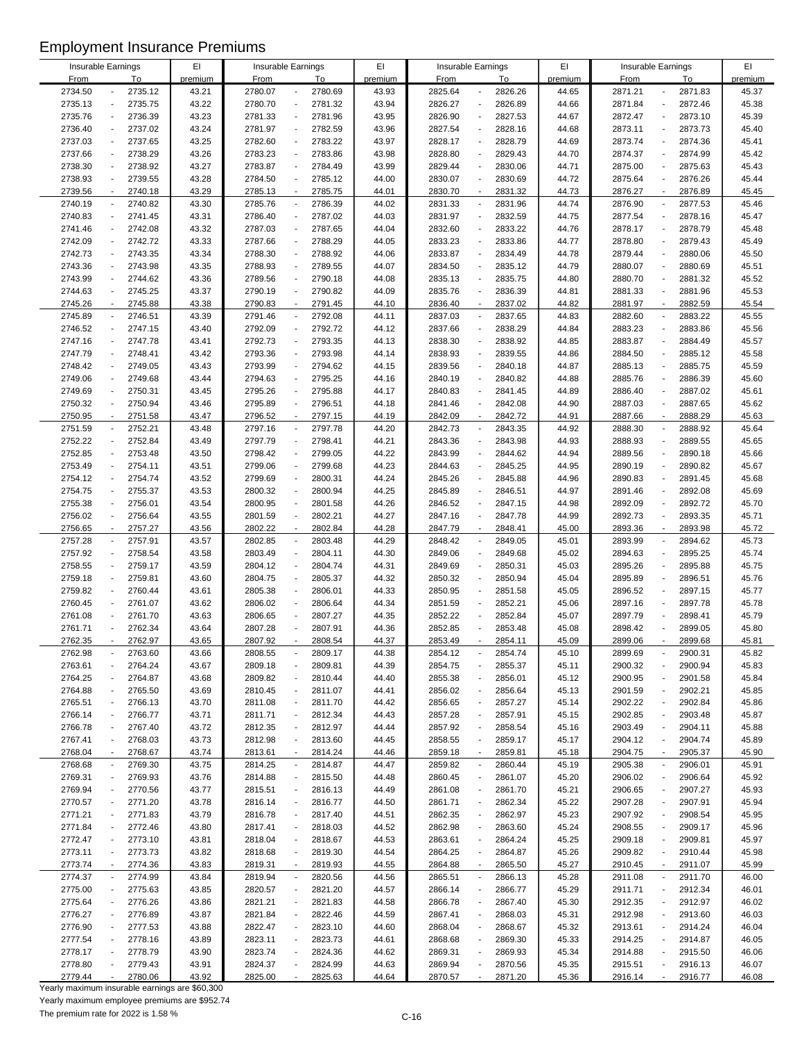# Employment Insurance Premiums

| Insurable Earnings From | To | EI premium | Insurable Earnings From | To | EI premium | Insurable Earnings From | To | EI premium | Insurable Earnings From | To | EI premium |
|---|---|---|---|---|---|---|---|---|---|---|---|
| 2734.50 | 2735.12 | 43.21 | 2780.07 | 2780.69 | 43.93 | 2825.64 | 2826.26 | 44.65 | 2871.21 | 2871.83 | 45.37 |
| 2735.13 | 2735.75 | 43.22 | 2780.70 | 2781.32 | 43.94 | 2826.27 | 2826.89 | 44.66 | 2871.84 | 2872.46 | 45.38 |
| 2735.76 | 2736.39 | 43.23 | 2781.33 | 2781.96 | 43.95 | 2826.90 | 2827.53 | 44.67 | 2872.47 | 2873.10 | 45.39 |
| 2736.40 | 2737.02 | 43.24 | 2781.97 | 2782.59 | 43.96 | 2827.54 | 2828.16 | 44.68 | 2873.11 | 2873.73 | 45.40 |
| 2737.03 | 2737.65 | 43.25 | 2782.60 | 2783.22 | 43.97 | 2828.17 | 2828.79 | 44.69 | 2873.74 | 2874.36 | 45.41 |
| 2737.66 | 2738.29 | 43.26 | 2783.23 | 2783.86 | 43.98 | 2828.80 | 2829.43 | 44.70 | 2874.37 | 2874.99 | 45.42 |
| 2738.30 | 2738.92 | 43.27 | 2783.87 | 2784.49 | 43.99 | 2829.44 | 2830.06 | 44.71 | 2875.00 | 2875.63 | 45.43 |
| 2738.93 | 2739.55 | 43.28 | 2784.50 | 2785.12 | 44.00 | 2830.07 | 2830.69 | 44.72 | 2875.64 | 2876.26 | 45.44 |
| 2739.56 | 2740.18 | 43.29 | 2785.13 | 2785.75 | 44.01 | 2830.70 | 2831.32 | 44.73 | 2876.27 | 2876.89 | 45.45 |
| 2740.19 | 2740.82 | 43.30 | 2785.76 | 2786.39 | 44.02 | 2831.33 | 2831.96 | 44.74 | 2876.90 | 2877.53 | 45.46 |
| 2740.83 | 2741.45 | 43.31 | 2786.40 | 2787.02 | 44.03 | 2831.97 | 2832.59 | 44.75 | 2877.54 | 2878.16 | 45.47 |
| 2741.46 | 2742.08 | 43.32 | 2787.03 | 2787.65 | 44.04 | 2832.60 | 2833.22 | 44.76 | 2878.17 | 2878.79 | 45.48 |
| 2742.09 | 2742.72 | 43.33 | 2787.66 | 2788.29 | 44.05 | 2833.23 | 2833.86 | 44.77 | 2878.80 | 2879.43 | 45.49 |
| 2742.73 | 2743.35 | 43.34 | 2788.30 | 2788.92 | 44.06 | 2833.87 | 2834.49 | 44.78 | 2879.44 | 2880.06 | 45.50 |
| 2743.36 | 2743.98 | 43.35 | 2788.93 | 2789.55 | 44.07 | 2834.50 | 2835.12 | 44.79 | 2880.07 | 2880.69 | 45.51 |
| 2743.99 | 2744.62 | 43.36 | 2789.56 | 2790.18 | 44.08 | 2835.13 | 2835.75 | 44.80 | 2880.70 | 2881.32 | 45.52 |
| 2744.63 | 2745.25 | 43.37 | 2790.19 | 2790.82 | 44.09 | 2835.76 | 2836.39 | 44.81 | 2881.33 | 2881.96 | 45.53 |
| 2745.26 | 2745.88 | 43.38 | 2790.83 | 2791.45 | 44.10 | 2836.40 | 2837.02 | 44.82 | 2881.97 | 2882.59 | 45.54 |
| 2745.89 | 2746.51 | 43.39 | 2791.46 | 2792.08 | 44.11 | 2837.03 | 2837.65 | 44.83 | 2882.60 | 2883.22 | 45.55 |
| 2746.52 | 2747.15 | 43.40 | 2792.09 | 2792.72 | 44.12 | 2837.66 | 2838.29 | 44.84 | 2883.23 | 2883.86 | 45.56 |
| 2747.16 | 2747.78 | 43.41 | 2792.73 | 2793.35 | 44.13 | 2838.30 | 2838.92 | 44.85 | 2883.87 | 2884.49 | 45.57 |
| 2747.79 | 2748.41 | 43.42 | 2793.36 | 2793.98 | 44.14 | 2838.93 | 2839.55 | 44.86 | 2884.50 | 2885.12 | 45.58 |
| 2748.42 | 2749.05 | 43.43 | 2793.99 | 2794.62 | 44.15 | 2839.56 | 2840.18 | 44.87 | 2885.13 | 2885.75 | 45.59 |
| 2749.06 | 2749.68 | 43.44 | 2794.63 | 2795.25 | 44.16 | 2840.19 | 2840.82 | 44.88 | 2885.76 | 2886.39 | 45.60 |
| 2749.69 | 2750.31 | 43.45 | 2795.26 | 2795.88 | 44.17 | 2840.83 | 2841.45 | 44.89 | 2886.40 | 2887.02 | 45.61 |
| 2750.32 | 2750.94 | 43.46 | 2795.89 | 2796.51 | 44.18 | 2841.46 | 2842.08 | 44.90 | 2887.03 | 2887.65 | 45.62 |
| 2750.95 | 2751.58 | 43.47 | 2796.52 | 2797.15 | 44.19 | 2842.09 | 2842.72 | 44.91 | 2887.66 | 2888.29 | 45.63 |
| 2751.59 | 2752.21 | 43.48 | 2797.16 | 2797.78 | 44.20 | 2842.73 | 2843.35 | 44.92 | 2888.30 | 2888.92 | 45.64 |
| 2752.22 | 2752.84 | 43.49 | 2797.79 | 2798.41 | 44.21 | 2843.36 | 2843.98 | 44.93 | 2888.93 | 2889.55 | 45.65 |
| 2752.85 | 2753.48 | 43.50 | 2798.42 | 2799.05 | 44.22 | 2843.99 | 2844.62 | 44.94 | 2889.56 | 2890.18 | 45.66 |
| 2753.49 | 2754.11 | 43.51 | 2799.06 | 2799.68 | 44.23 | 2844.63 | 2845.25 | 44.95 | 2890.19 | 2890.82 | 45.67 |
| 2754.12 | 2754.74 | 43.52 | 2799.69 | 2800.31 | 44.24 | 2845.26 | 2845.88 | 44.96 | 2890.83 | 2891.45 | 45.68 |
| 2754.75 | 2755.37 | 43.53 | 2800.32 | 2800.94 | 44.25 | 2845.89 | 2846.51 | 44.97 | 2891.46 | 2892.08 | 45.69 |
| 2755.38 | 2756.01 | 43.54 | 2800.95 | 2801.58 | 44.26 | 2846.52 | 2847.15 | 44.98 | 2892.09 | 2892.72 | 45.70 |
| 2756.02 | 2756.64 | 43.55 | 2801.59 | 2802.21 | 44.27 | 2847.16 | 2847.78 | 44.99 | 2892.73 | 2893.35 | 45.71 |
| 2756.65 | 2757.27 | 43.56 | 2802.22 | 2802.84 | 44.28 | 2847.79 | 2848.41 | 45.00 | 2893.36 | 2893.98 | 45.72 |
| 2757.28 | 2757.91 | 43.57 | 2802.85 | 2803.48 | 44.29 | 2848.42 | 2849.05 | 45.01 | 2893.99 | 2894.62 | 45.73 |
| 2757.92 | 2758.54 | 43.58 | 2803.49 | 2804.11 | 44.30 | 2849.06 | 2849.68 | 45.02 | 2894.63 | 2895.25 | 45.74 |
| 2758.55 | 2759.17 | 43.59 | 2804.12 | 2804.74 | 44.31 | 2849.69 | 2850.31 | 45.03 | 2895.26 | 2895.88 | 45.75 |
| 2759.18 | 2759.81 | 43.60 | 2804.75 | 2805.37 | 44.32 | 2850.32 | 2850.94 | 45.04 | 2895.89 | 2896.51 | 45.76 |
| 2759.82 | 2760.44 | 43.61 | 2805.38 | 2806.01 | 44.33 | 2850.95 | 2851.58 | 45.05 | 2896.52 | 2897.15 | 45.77 |
| 2760.45 | 2761.07 | 43.62 | 2806.02 | 2806.64 | 44.34 | 2851.59 | 2852.21 | 45.06 | 2897.16 | 2897.78 | 45.78 |
| 2761.08 | 2761.70 | 43.63 | 2806.65 | 2807.27 | 44.35 | 2852.22 | 2852.84 | 45.07 | 2897.79 | 2898.41 | 45.79 |
| 2761.71 | 2762.34 | 43.64 | 2807.28 | 2807.91 | 44.36 | 2852.85 | 2853.48 | 45.08 | 2898.42 | 2899.05 | 45.80 |
| 2762.35 | 2762.97 | 43.65 | 2807.92 | 2808.54 | 44.37 | 2853.49 | 2854.11 | 45.09 | 2899.06 | 2899.68 | 45.81 |
| 2762.98 | 2763.60 | 43.66 | 2808.55 | 2809.17 | 44.38 | 2854.12 | 2854.74 | 45.10 | 2899.69 | 2900.31 | 45.82 |
| 2763.61 | 2764.24 | 43.67 | 2809.18 | 2809.81 | 44.39 | 2854.75 | 2855.37 | 45.11 | 2900.32 | 2900.94 | 45.83 |
| 2764.25 | 2764.87 | 43.68 | 2809.82 | 2810.44 | 44.40 | 2855.38 | 2856.01 | 45.12 | 2900.95 | 2901.58 | 45.84 |
| 2764.88 | 2765.50 | 43.69 | 2810.45 | 2811.07 | 44.41 | 2856.02 | 2856.64 | 45.13 | 2901.59 | 2902.21 | 45.85 |
| 2765.51 | 2766.13 | 43.70 | 2811.08 | 2811.70 | 44.42 | 2856.65 | 2857.27 | 45.14 | 2902.22 | 2902.84 | 45.86 |
| 2766.14 | 2766.77 | 43.71 | 2811.71 | 2812.34 | 44.43 | 2857.28 | 2857.91 | 45.15 | 2902.85 | 2903.48 | 45.87 |
| 2766.78 | 2767.40 | 43.72 | 2812.35 | 2812.97 | 44.44 | 2857.92 | 2858.54 | 45.16 | 2903.49 | 2904.11 | 45.88 |
| 2767.41 | 2768.03 | 43.73 | 2812.98 | 2813.60 | 44.45 | 2858.55 | 2859.17 | 45.17 | 2904.12 | 2904.74 | 45.89 |
| 2768.04 | 2768.67 | 43.74 | 2813.61 | 2814.24 | 44.46 | 2859.18 | 2859.81 | 45.18 | 2904.75 | 2905.37 | 45.90 |
| 2768.68 | 2769.30 | 43.75 | 2814.25 | 2814.87 | 44.47 | 2859.82 | 2860.44 | 45.19 | 2905.38 | 2906.01 | 45.91 |
| 2769.31 | 2769.93 | 43.76 | 2814.88 | 2815.50 | 44.48 | 2860.45 | 2861.07 | 45.20 | 2906.02 | 2906.64 | 45.92 |
| 2769.94 | 2770.56 | 43.77 | 2815.51 | 2816.13 | 44.49 | 2861.08 | 2861.70 | 45.21 | 2906.65 | 2907.27 | 45.93 |
| 2770.57 | 2771.20 | 43.78 | 2816.14 | 2816.77 | 44.50 | 2861.71 | 2862.34 | 45.22 | 2907.28 | 2907.91 | 45.94 |
| 2771.21 | 2771.83 | 43.79 | 2816.78 | 2817.40 | 44.51 | 2862.35 | 2862.97 | 45.23 | 2907.92 | 2908.54 | 45.95 |
| 2771.84 | 2772.46 | 43.80 | 2817.41 | 2818.03 | 44.52 | 2862.98 | 2863.60 | 45.24 | 2908.55 | 2909.17 | 45.96 |
| 2772.47 | 2773.10 | 43.81 | 2818.04 | 2818.67 | 44.53 | 2863.61 | 2864.24 | 45.25 | 2909.18 | 2909.81 | 45.97 |
| 2773.11 | 2773.73 | 43.82 | 2818.68 | 2819.30 | 44.54 | 2864.25 | 2864.87 | 45.26 | 2909.82 | 2910.44 | 45.98 |
| 2773.74 | 2774.36 | 43.83 | 2819.31 | 2819.93 | 44.55 | 2864.88 | 2865.50 | 45.27 | 2910.45 | 2911.07 | 45.99 |
| 2774.37 | 2774.99 | 43.84 | 2819.94 | 2820.56 | 44.56 | 2865.51 | 2866.13 | 45.28 | 2911.08 | 2911.70 | 46.00 |
| 2775.00 | 2775.63 | 43.85 | 2820.57 | 2821.20 | 44.57 | 2866.14 | 2866.77 | 45.29 | 2911.71 | 2912.34 | 46.01 |
| 2775.64 | 2776.26 | 43.86 | 2821.21 | 2821.83 | 44.58 | 2866.78 | 2867.40 | 45.30 | 2912.35 | 2912.97 | 46.02 |
| 2776.27 | 2776.89 | 43.87 | 2821.84 | 2822.46 | 44.59 | 2867.41 | 2868.03 | 45.31 | 2912.98 | 2913.60 | 46.03 |
| 2776.90 | 2777.53 | 43.88 | 2822.47 | 2823.10 | 44.60 | 2868.04 | 2868.67 | 45.32 | 2913.61 | 2914.24 | 46.04 |
| 2777.54 | 2778.16 | 43.89 | 2823.11 | 2823.73 | 44.61 | 2868.68 | 2869.30 | 45.33 | 2914.25 | 2914.87 | 46.05 |
| 2778.17 | 2778.79 | 43.90 | 2823.74 | 2824.36 | 44.62 | 2869.31 | 2869.93 | 45.34 | 2914.88 | 2915.50 | 46.06 |
| 2778.80 | 2779.43 | 43.91 | 2824.37 | 2824.99 | 44.63 | 2869.94 | 2870.56 | 45.35 | 2915.51 | 2916.13 | 46.07 |
| 2779.44 | 2780.06 | 43.92 | 2825.00 | 2825.63 | 44.64 | 2870.57 | 2871.20 | 45.36 | 2916.14 | 2916.77 | 46.08 |

Yearly maximum insurable earnings are $60,300

Yearly maximum employee premiums are $952.74

The premium rate for 2022 is 1.58 %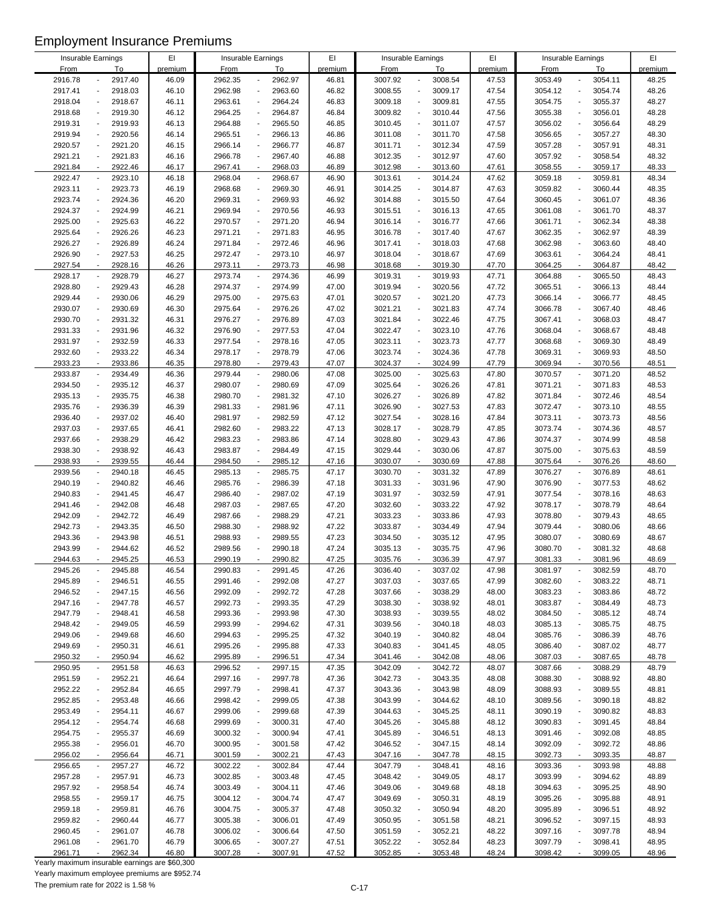# Employment Insurance Premiums

| Insurable Earnings From | To | EI premium | Insurable Earnings From | To | EI premium | Insurable Earnings From | To | EI premium | Insurable Earnings From | To | EI premium |
|---|---|---|---|---|---|---|---|---|---|---|---|
| 2916.78 | 2917.40 | 46.09 | 2962.35 | 2962.97 | 46.81 | 3007.92 | 3008.54 | 47.53 | 3053.49 | 3054.11 | 48.25 |
| 2917.41 | 2918.03 | 46.10 | 2962.98 | 2963.60 | 46.82 | 3008.55 | 3009.17 | 47.54 | 3054.12 | 3054.74 | 48.26 |
| 2918.04 | 2918.67 | 46.11 | 2963.61 | 2964.24 | 46.83 | 3009.18 | 3009.81 | 47.55 | 3054.75 | 3055.37 | 48.27 |
| 2918.68 | 2919.30 | 46.12 | 2964.25 | 2964.87 | 46.84 | 3009.82 | 3010.44 | 47.56 | 3055.38 | 3056.01 | 48.28 |
| 2919.31 | 2919.93 | 46.13 | 2964.88 | 2965.50 | 46.85 | 3010.45 | 3011.07 | 47.57 | 3056.02 | 3056.64 | 48.29 |
| 2919.94 | 2920.56 | 46.14 | 2965.51 | 2966.13 | 46.86 | 3011.08 | 3011.70 | 47.58 | 3056.65 | 3057.27 | 48.30 |
| 2920.57 | 2921.20 | 46.15 | 2966.14 | 2966.77 | 46.87 | 3011.71 | 3012.34 | 47.59 | 3057.28 | 3057.91 | 48.31 |
| 2921.21 | 2921.83 | 46.16 | 2966.78 | 2967.40 | 46.88 | 3012.35 | 3012.97 | 47.60 | 3057.92 | 3058.54 | 48.32 |
| 2921.84 | 2922.46 | 46.17 | 2967.41 | 2968.03 | 46.89 | 3012.98 | 3013.60 | 47.61 | 3058.55 | 3059.17 | 48.33 |
| 2922.47 | 2923.10 | 46.18 | 2968.04 | 2968.67 | 46.90 | 3013.61 | 3014.24 | 47.62 | 3059.18 | 3059.81 | 48.34 |
| 2923.11 | 2923.73 | 46.19 | 2968.68 | 2969.30 | 46.91 | 3014.25 | 3014.87 | 47.63 | 3059.82 | 3060.44 | 48.35 |
| 2923.74 | 2924.36 | 46.20 | 2969.31 | 2969.93 | 46.92 | 3014.88 | 3015.50 | 47.64 | 3060.45 | 3061.07 | 48.36 |
| 2924.37 | 2924.99 | 46.21 | 2969.94 | 2970.56 | 46.93 | 3015.51 | 3016.13 | 47.65 | 3061.08 | 3061.70 | 48.37 |
| 2925.00 | 2925.63 | 46.22 | 2970.57 | 2971.20 | 46.94 | 3016.14 | 3016.77 | 47.66 | 3061.71 | 3062.34 | 48.38 |
| 2925.64 | 2926.26 | 46.23 | 2971.21 | 2971.83 | 46.95 | 3016.78 | 3017.40 | 47.67 | 3062.35 | 3062.97 | 48.39 |
| 2926.27 | 2926.89 | 46.24 | 2971.84 | 2972.46 | 46.96 | 3017.41 | 3018.03 | 47.68 | 3062.98 | 3063.60 | 48.40 |
| 2926.90 | 2927.53 | 46.25 | 2972.47 | 2973.10 | 46.97 | 3018.04 | 3018.67 | 47.69 | 3063.61 | 3064.24 | 48.41 |
| 2927.54 | 2928.16 | 46.26 | 2973.11 | 2973.73 | 46.98 | 3018.68 | 3019.30 | 47.70 | 3064.25 | 3064.87 | 48.42 |
| 2928.17 | 2928.79 | 46.27 | 2973.74 | 2974.36 | 46.99 | 3019.31 | 3019.93 | 47.71 | 3064.88 | 3065.50 | 48.43 |
| 2928.80 | 2929.43 | 46.28 | 2974.37 | 2974.99 | 47.00 | 3019.94 | 3020.56 | 47.72 | 3065.51 | 3066.13 | 48.44 |
| 2929.44 | 2930.06 | 46.29 | 2975.00 | 2975.63 | 47.01 | 3020.57 | 3021.20 | 47.73 | 3066.14 | 3066.77 | 48.45 |
| 2930.07 | 2930.69 | 46.30 | 2975.64 | 2976.26 | 47.02 | 3021.21 | 3021.83 | 47.74 | 3066.78 | 3067.40 | 48.46 |
| 2930.70 | 2931.32 | 46.31 | 2976.27 | 2976.89 | 47.03 | 3021.84 | 3022.46 | 47.75 | 3067.41 | 3068.03 | 48.47 |
| 2931.33 | 2931.96 | 46.32 | 2976.90 | 2977.53 | 47.04 | 3022.47 | 3023.10 | 47.76 | 3068.04 | 3068.67 | 48.48 |
| 2931.97 | 2932.59 | 46.33 | 2977.54 | 2978.16 | 47.05 | 3023.11 | 3023.73 | 47.77 | 3068.68 | 3069.30 | 48.49 |
| 2932.60 | 2933.22 | 46.34 | 2978.17 | 2978.79 | 47.06 | 3023.74 | 3024.36 | 47.78 | 3069.31 | 3069.93 | 48.50 |
| 2933.23 | 2933.86 | 46.35 | 2978.80 | 2979.43 | 47.07 | 3024.37 | 3024.99 | 47.79 | 3069.94 | 3070.56 | 48.51 |
| 2933.87 | 2934.49 | 46.36 | 2979.44 | 2980.06 | 47.08 | 3025.00 | 3025.63 | 47.80 | 3070.57 | 3071.20 | 48.52 |
| 2934.50 | 2935.12 | 46.37 | 2980.07 | 2980.69 | 47.09 | 3025.64 | 3026.26 | 47.81 | 3071.21 | 3071.83 | 48.53 |
| 2935.13 | 2935.75 | 46.38 | 2980.70 | 2981.32 | 47.10 | 3026.27 | 3026.89 | 47.82 | 3071.84 | 3072.46 | 48.54 |
| 2935.76 | 2936.39 | 46.39 | 2981.33 | 2981.96 | 47.11 | 3026.90 | 3027.53 | 47.83 | 3072.47 | 3073.10 | 48.55 |
| 2936.40 | 2937.02 | 46.40 | 2981.97 | 2982.59 | 47.12 | 3027.54 | 3028.16 | 47.84 | 3073.11 | 3073.73 | 48.56 |
| 2937.03 | 2937.65 | 46.41 | 2982.60 | 2983.22 | 47.13 | 3028.17 | 3028.79 | 47.85 | 3073.74 | 3074.36 | 48.57 |
| 2937.66 | 2938.29 | 46.42 | 2983.23 | 2983.86 | 47.14 | 3028.80 | 3029.43 | 47.86 | 3074.37 | 3074.99 | 48.58 |
| 2938.30 | 2938.92 | 46.43 | 2983.87 | 2984.49 | 47.15 | 3029.44 | 3030.06 | 47.87 | 3075.00 | 3075.63 | 48.59 |
| 2938.93 | 2939.55 | 46.44 | 2984.50 | 2985.12 | 47.16 | 3030.07 | 3030.69 | 47.88 | 3075.64 | 3076.26 | 48.60 |
| 2939.56 | 2940.18 | 46.45 | 2985.13 | 2985.75 | 47.17 | 3030.70 | 3031.32 | 47.89 | 3076.27 | 3076.89 | 48.61 |
| 2940.19 | 2940.82 | 46.46 | 2985.76 | 2986.39 | 47.18 | 3031.33 | 3031.96 | 47.90 | 3076.90 | 3077.53 | 48.62 |
| 2940.83 | 2941.45 | 46.47 | 2986.40 | 2987.02 | 47.19 | 3031.97 | 3032.59 | 47.91 | 3077.54 | 3078.16 | 48.63 |
| 2941.46 | 2942.08 | 46.48 | 2987.03 | 2987.65 | 47.20 | 3032.60 | 3033.22 | 47.92 | 3078.17 | 3078.79 | 48.64 |
| 2942.09 | 2942.72 | 46.49 | 2987.66 | 2988.29 | 47.21 | 3033.23 | 3033.86 | 47.93 | 3078.80 | 3079.43 | 48.65 |
| 2942.73 | 2943.35 | 46.50 | 2988.30 | 2988.92 | 47.22 | 3033.87 | 3034.49 | 47.94 | 3079.44 | 3080.06 | 48.66 |
| 2943.36 | 2943.98 | 46.51 | 2988.93 | 2989.55 | 47.23 | 3034.50 | 3035.12 | 47.95 | 3080.07 | 3080.69 | 48.67 |
| 2943.99 | 2944.62 | 46.52 | 2989.56 | 2990.18 | 47.24 | 3035.13 | 3035.75 | 47.96 | 3080.70 | 3081.32 | 48.68 |
| 2944.63 | 2945.25 | 46.53 | 2990.19 | 2990.82 | 47.25 | 3035.76 | 3036.39 | 47.97 | 3081.33 | 3081.96 | 48.69 |
| 2945.26 | 2945.88 | 46.54 | 2990.83 | 2991.45 | 47.26 | 3036.40 | 3037.02 | 47.98 | 3081.97 | 3082.59 | 48.70 |
| 2945.89 | 2946.51 | 46.55 | 2991.46 | 2992.08 | 47.27 | 3037.03 | 3037.65 | 47.99 | 3082.60 | 3083.22 | 48.71 |
| 2946.52 | 2947.15 | 46.56 | 2992.09 | 2992.72 | 47.28 | 3037.66 | 3038.29 | 48.00 | 3083.23 | 3083.86 | 48.72 |
| 2947.16 | 2947.78 | 46.57 | 2992.73 | 2993.35 | 47.29 | 3038.30 | 3038.92 | 48.01 | 3083.87 | 3084.49 | 48.73 |
| 2947.79 | 2948.41 | 46.58 | 2993.36 | 2993.98 | 47.30 | 3038.93 | 3039.55 | 48.02 | 3084.50 | 3085.12 | 48.74 |
| 2948.42 | 2949.05 | 46.59 | 2993.99 | 2994.62 | 47.31 | 3039.56 | 3040.18 | 48.03 | 3085.13 | 3085.75 | 48.75 |
| 2949.06 | 2949.68 | 46.60 | 2994.63 | 2995.25 | 47.32 | 3040.19 | 3040.82 | 48.04 | 3085.76 | 3086.39 | 48.76 |
| 2949.69 | 2950.31 | 46.61 | 2995.26 | 2995.88 | 47.33 | 3040.83 | 3041.45 | 48.05 | 3086.40 | 3087.02 | 48.77 |
| 2950.32 | 2950.94 | 46.62 | 2995.89 | 2996.51 | 47.34 | 3041.46 | 3042.08 | 48.06 | 3087.03 | 3087.65 | 48.78 |
| 2950.95 | 2951.58 | 46.63 | 2996.52 | 2997.15 | 47.35 | 3042.09 | 3042.72 | 48.07 | 3087.66 | 3088.29 | 48.79 |
| 2951.59 | 2952.21 | 46.64 | 2997.16 | 2997.78 | 47.36 | 3042.73 | 3043.35 | 48.08 | 3088.30 | 3088.92 | 48.80 |
| 2952.22 | 2952.84 | 46.65 | 2997.79 | 2998.41 | 47.37 | 3043.36 | 3043.98 | 48.09 | 3088.93 | 3089.55 | 48.81 |
| 2952.85 | 2953.48 | 46.66 | 2998.42 | 2999.05 | 47.38 | 3043.99 | 3044.62 | 48.10 | 3089.56 | 3090.18 | 48.82 |
| 2953.49 | 2954.11 | 46.67 | 2999.06 | 2999.68 | 47.39 | 3044.63 | 3045.25 | 48.11 | 3090.19 | 3090.82 | 48.83 |
| 2954.12 | 2954.74 | 46.68 | 2999.69 | 3000.31 | 47.40 | 3045.26 | 3045.88 | 48.12 | 3090.83 | 3091.45 | 48.84 |
| 2954.75 | 2955.37 | 46.69 | 3000.32 | 3000.94 | 47.41 | 3045.89 | 3046.51 | 48.13 | 3091.46 | 3092.08 | 48.85 |
| 2955.38 | 2956.01 | 46.70 | 3000.95 | 3001.58 | 47.42 | 3046.52 | 3047.15 | 48.14 | 3092.09 | 3092.72 | 48.86 |
| 2956.02 | 2956.64 | 46.71 | 3001.59 | 3002.21 | 47.43 | 3047.16 | 3047.78 | 48.15 | 3092.73 | 3093.35 | 48.87 |
| 2956.65 | 2957.27 | 46.72 | 3002.22 | 3002.84 | 47.44 | 3047.79 | 3048.41 | 48.16 | 3093.36 | 3093.98 | 48.88 |
| 2957.28 | 2957.91 | 46.73 | 3002.85 | 3003.48 | 47.45 | 3048.42 | 3049.05 | 48.17 | 3093.99 | 3094.62 | 48.89 |
| 2957.92 | 2958.54 | 46.74 | 3003.49 | 3004.11 | 47.46 | 3049.06 | 3049.68 | 48.18 | 3094.63 | 3095.25 | 48.90 |
| 2958.55 | 2959.17 | 46.75 | 3004.12 | 3004.74 | 47.47 | 3049.69 | 3050.31 | 48.19 | 3095.26 | 3095.88 | 48.91 |
| 2959.18 | 2959.81 | 46.76 | 3004.75 | 3005.37 | 47.48 | 3050.32 | 3050.94 | 48.20 | 3095.89 | 3096.51 | 48.92 |
| 2959.82 | 2960.44 | 46.77 | 3005.38 | 3006.01 | 47.49 | 3050.95 | 3051.58 | 48.21 | 3096.52 | 3097.15 | 48.93 |
| 2960.45 | 2961.07 | 46.78 | 3006.02 | 3006.64 | 47.50 | 3051.59 | 3052.21 | 48.22 | 3097.16 | 3097.78 | 48.94 |
| 2961.08 | 2961.70 | 46.79 | 3006.65 | 3007.27 | 47.51 | 3052.22 | 3052.84 | 48.23 | 3097.79 | 3098.41 | 48.95 |
| 2961.71 | 2962.34 | 46.80 | 3007.28 | 3007.91 | 47.52 | 3052.85 | 3053.48 | 48.24 | 3098.42 | 3099.05 | 48.96 |

Yearly maximum insurable earnings are $60,300

Yearly maximum employee premiums are $952.74

The premium rate for 2022 is 1.58 %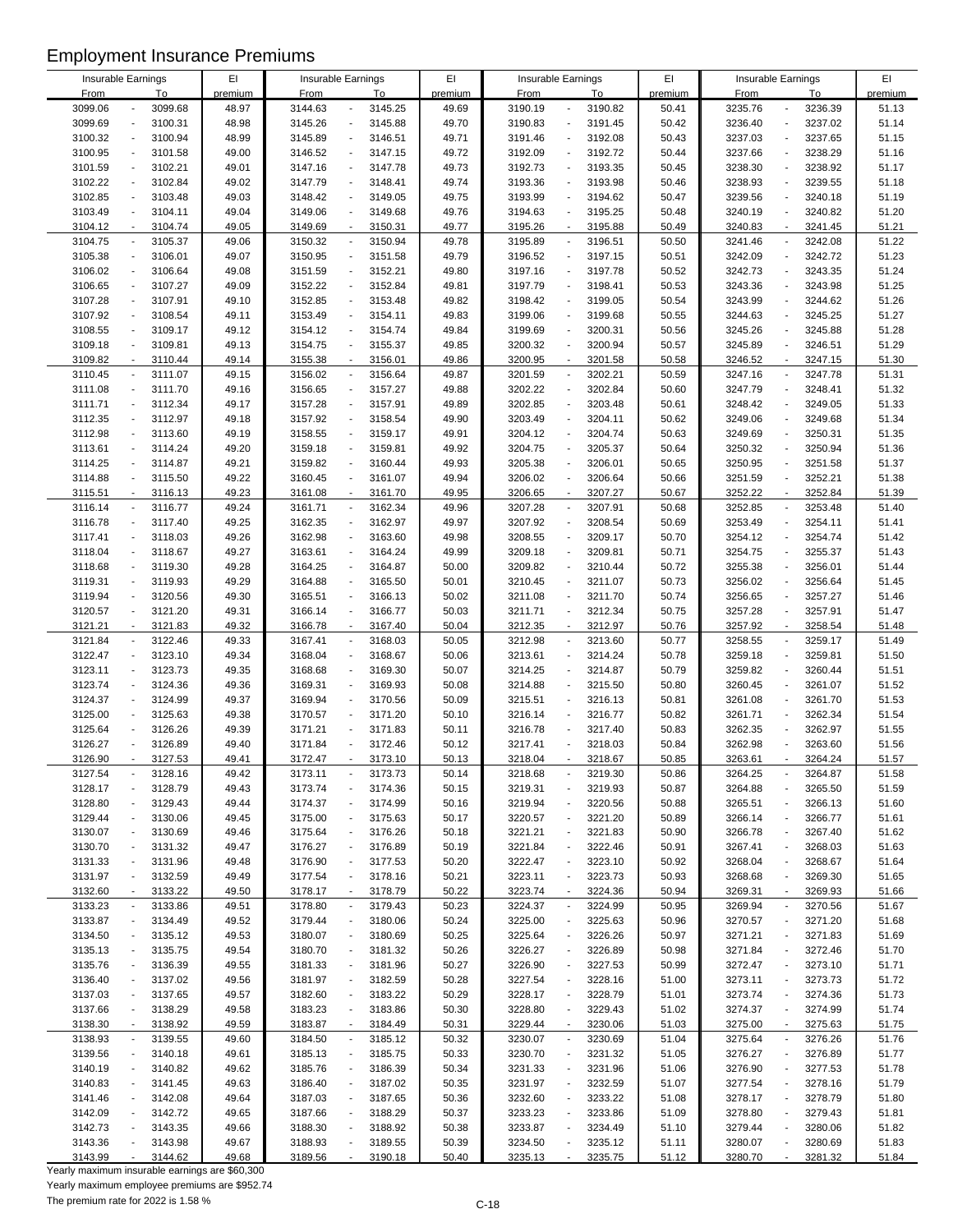# Employment Insurance Premiums

| Insurable Earnings From | To | EI premium | Insurable Earnings From | To | EI premium | Insurable Earnings From | To | EI premium | Insurable Earnings From | To | EI premium |
|---|---|---|---|---|---|---|---|---|---|---|---|
| 3099.06 | 3099.68 | 48.97 | 3144.63 | 3145.25 | 49.69 | 3190.19 | 3190.82 | 50.41 | 3235.76 | 3236.39 | 51.13 |
| 3099.69 | 3100.31 | 48.98 | 3145.26 | 3145.88 | 49.70 | 3190.83 | 3191.45 | 50.42 | 3236.40 | 3237.02 | 51.14 |
| 3100.32 | 3100.94 | 48.99 | 3145.89 | 3146.51 | 49.71 | 3191.46 | 3192.08 | 50.43 | 3237.03 | 3237.65 | 51.15 |
| 3100.95 | 3101.58 | 49.00 | 3146.52 | 3147.15 | 49.72 | 3192.09 | 3192.72 | 50.44 | 3237.66 | 3238.29 | 51.16 |
| 3101.59 | 3102.21 | 49.01 | 3147.16 | 3147.78 | 49.73 | 3192.73 | 3193.35 | 50.45 | 3238.30 | 3238.92 | 51.17 |
| 3102.22 | 3102.84 | 49.02 | 3147.79 | 3148.41 | 49.74 | 3193.36 | 3193.98 | 50.46 | 3238.93 | 3239.55 | 51.18 |
| 3102.85 | 3103.48 | 49.03 | 3148.42 | 3149.05 | 49.75 | 3193.99 | 3194.62 | 50.47 | 3239.56 | 3240.18 | 51.19 |
| 3103.49 | 3104.11 | 49.04 | 3149.06 | 3149.68 | 49.76 | 3194.63 | 3195.25 | 50.48 | 3240.19 | 3240.82 | 51.20 |
| 3104.12 | 3104.74 | 49.05 | 3149.69 | 3150.31 | 49.77 | 3195.26 | 3195.88 | 50.49 | 3240.83 | 3241.45 | 51.21 |
| 3104.75 | 3105.37 | 49.06 | 3150.32 | 3150.94 | 49.78 | 3195.89 | 3196.51 | 50.50 | 3241.46 | 3242.08 | 51.22 |
| 3105.38 | 3106.01 | 49.07 | 3150.95 | 3151.58 | 49.79 | 3196.52 | 3197.15 | 50.51 | 3242.09 | 3242.72 | 51.23 |
| 3106.02 | 3106.64 | 49.08 | 3151.59 | 3152.21 | 49.80 | 3197.16 | 3197.78 | 50.52 | 3242.73 | 3243.35 | 51.24 |
| 3106.65 | 3107.27 | 49.09 | 3152.22 | 3152.84 | 49.81 | 3197.79 | 3198.41 | 50.53 | 3243.36 | 3243.98 | 51.25 |
| 3107.28 | 3107.91 | 49.10 | 3152.85 | 3153.48 | 49.82 | 3198.42 | 3199.05 | 50.54 | 3243.99 | 3244.62 | 51.26 |
| 3107.92 | 3108.54 | 49.11 | 3153.49 | 3154.11 | 49.83 | 3199.06 | 3199.68 | 50.55 | 3244.63 | 3245.25 | 51.27 |
| 3108.55 | 3109.17 | 49.12 | 3154.12 | 3154.74 | 49.84 | 3199.69 | 3200.31 | 50.56 | 3245.26 | 3245.88 | 51.28 |
| 3109.18 | 3109.81 | 49.13 | 3154.75 | 3155.37 | 49.85 | 3200.32 | 3200.94 | 50.57 | 3245.89 | 3246.51 | 51.29 |
| 3109.82 | 3110.44 | 49.14 | 3155.38 | 3156.01 | 49.86 | 3200.95 | 3201.58 | 50.58 | 3246.52 | 3247.15 | 51.30 |
| 3110.45 | 3111.07 | 49.15 | 3156.02 | 3156.64 | 49.87 | 3201.59 | 3202.21 | 50.59 | 3247.16 | 3247.78 | 51.31 |
| 3111.08 | 3111.70 | 49.16 | 3156.65 | 3157.27 | 49.88 | 3202.22 | 3202.84 | 50.60 | 3247.79 | 3248.41 | 51.32 |
| 3111.71 | 3112.34 | 49.17 | 3157.28 | 3157.91 | 49.89 | 3202.85 | 3203.48 | 50.61 | 3248.42 | 3249.05 | 51.33 |
| 3112.35 | 3112.97 | 49.18 | 3157.92 | 3158.54 | 49.90 | 3203.49 | 3204.11 | 50.62 | 3249.06 | 3249.68 | 51.34 |
| 3112.98 | 3113.60 | 49.19 | 3158.55 | 3159.17 | 49.91 | 3204.12 | 3204.74 | 50.63 | 3249.69 | 3250.31 | 51.35 |
| 3113.61 | 3114.24 | 49.20 | 3159.18 | 3159.81 | 49.92 | 3204.75 | 3205.37 | 50.64 | 3250.32 | 3250.94 | 51.36 |
| 3114.25 | 3114.87 | 49.21 | 3159.82 | 3160.44 | 49.93 | 3205.38 | 3206.01 | 50.65 | 3250.95 | 3251.58 | 51.37 |
| 3114.88 | 3115.50 | 49.22 | 3160.45 | 3161.07 | 49.94 | 3206.02 | 3206.64 | 50.66 | 3251.59 | 3252.21 | 51.38 |
| 3115.51 | 3116.13 | 49.23 | 3161.08 | 3161.70 | 49.95 | 3206.65 | 3207.27 | 50.67 | 3252.22 | 3252.84 | 51.39 |
| 3116.14 | 3116.77 | 49.24 | 3161.71 | 3162.34 | 49.96 | 3207.28 | 3207.91 | 50.68 | 3252.85 | 3253.48 | 51.40 |
| 3116.78 | 3117.40 | 49.25 | 3162.35 | 3162.97 | 49.97 | 3207.92 | 3208.54 | 50.69 | 3253.49 | 3254.11 | 51.41 |
| 3117.41 | 3118.03 | 49.26 | 3162.98 | 3163.60 | 49.98 | 3208.55 | 3209.17 | 50.70 | 3254.12 | 3254.74 | 51.42 |
| 3118.04 | 3118.67 | 49.27 | 3163.61 | 3164.24 | 49.99 | 3209.18 | 3209.81 | 50.71 | 3254.75 | 3255.37 | 51.43 |
| 3118.68 | 3119.30 | 49.28 | 3164.25 | 3164.87 | 50.00 | 3209.82 | 3210.44 | 50.72 | 3255.38 | 3256.01 | 51.44 |
| 3119.31 | 3119.93 | 49.29 | 3164.88 | 3165.50 | 50.01 | 3210.45 | 3211.07 | 50.73 | 3256.02 | 3256.64 | 51.45 |
| 3119.94 | 3120.56 | 49.30 | 3165.51 | 3166.13 | 50.02 | 3211.08 | 3211.70 | 50.74 | 3256.65 | 3257.27 | 51.46 |
| 3120.57 | 3121.20 | 49.31 | 3166.14 | 3166.77 | 50.03 | 3211.71 | 3212.34 | 50.75 | 3257.28 | 3257.91 | 51.47 |
| 3121.21 | 3121.83 | 49.32 | 3166.78 | 3167.40 | 50.04 | 3212.35 | 3212.97 | 50.76 | 3257.92 | 3258.54 | 51.48 |
| 3121.84 | 3122.46 | 49.33 | 3167.41 | 3168.03 | 50.05 | 3212.98 | 3213.60 | 50.77 | 3258.55 | 3259.17 | 51.49 |
| 3122.47 | 3123.10 | 49.34 | 3168.04 | 3168.67 | 50.06 | 3213.61 | 3214.24 | 50.78 | 3259.18 | 3259.81 | 51.50 |
| 3123.11 | 3123.73 | 49.35 | 3168.68 | 3169.30 | 50.07 | 3214.25 | 3214.87 | 50.79 | 3259.82 | 3260.44 | 51.51 |
| 3123.74 | 3124.36 | 49.36 | 3169.31 | 3169.93 | 50.08 | 3214.88 | 3215.50 | 50.80 | 3260.45 | 3261.07 | 51.52 |
| 3124.37 | 3124.99 | 49.37 | 3169.94 | 3170.56 | 50.09 | 3215.51 | 3216.13 | 50.81 | 3261.08 | 3261.70 | 51.53 |
| 3125.00 | 3125.63 | 49.38 | 3170.57 | 3171.20 | 50.10 | 3216.14 | 3216.77 | 50.82 | 3261.71 | 3262.34 | 51.54 |
| 3125.64 | 3126.26 | 49.39 | 3171.21 | 3171.83 | 50.11 | 3216.78 | 3217.40 | 50.83 | 3262.35 | 3262.97 | 51.55 |
| 3126.27 | 3126.89 | 49.40 | 3171.84 | 3172.46 | 50.12 | 3217.41 | 3218.03 | 50.84 | 3262.98 | 3263.60 | 51.56 |
| 3126.90 | 3127.53 | 49.41 | 3172.47 | 3173.10 | 50.13 | 3218.04 | 3218.67 | 50.85 | 3263.61 | 3264.24 | 51.57 |
| 3127.54 | 3128.16 | 49.42 | 3173.11 | 3173.73 | 50.14 | 3218.68 | 3219.30 | 50.86 | 3264.25 | 3264.87 | 51.58 |
| 3128.17 | 3128.79 | 49.43 | 3173.74 | 3174.36 | 50.15 | 3219.31 | 3219.93 | 50.87 | 3264.88 | 3265.50 | 51.59 |
| 3128.80 | 3129.43 | 49.44 | 3174.37 | 3174.99 | 50.16 | 3219.94 | 3220.56 | 50.88 | 3265.51 | 3266.13 | 51.60 |
| 3129.44 | 3130.06 | 49.45 | 3175.00 | 3175.63 | 50.17 | 3220.57 | 3221.20 | 50.89 | 3266.14 | 3266.77 | 51.61 |
| 3130.07 | 3130.69 | 49.46 | 3175.64 | 3176.26 | 50.18 | 3221.21 | 3221.83 | 50.90 | 3266.78 | 3267.40 | 51.62 |
| 3130.70 | 3131.32 | 49.47 | 3176.27 | 3176.89 | 50.19 | 3221.84 | 3222.46 | 50.91 | 3267.41 | 3268.03 | 51.63 |
| 3131.33 | 3131.96 | 49.48 | 3176.90 | 3177.53 | 50.20 | 3222.47 | 3223.10 | 50.92 | 3268.04 | 3268.67 | 51.64 |
| 3131.97 | 3132.59 | 49.49 | 3177.54 | 3178.16 | 50.21 | 3223.11 | 3223.73 | 50.93 | 3268.68 | 3269.30 | 51.65 |
| 3132.60 | 3133.22 | 49.50 | 3178.17 | 3178.79 | 50.22 | 3223.74 | 3224.36 | 50.94 | 3269.31 | 3269.93 | 51.66 |
| 3133.23 | 3133.86 | 49.51 | 3178.80 | 3179.43 | 50.23 | 3224.37 | 3224.99 | 50.95 | 3269.94 | 3270.56 | 51.67 |
| 3133.87 | 3134.49 | 49.52 | 3179.44 | 3180.06 | 50.24 | 3225.00 | 3225.63 | 50.96 | 3270.57 | 3271.20 | 51.68 |
| 3134.50 | 3135.12 | 49.53 | 3180.07 | 3180.69 | 50.25 | 3225.64 | 3226.26 | 50.97 | 3271.21 | 3271.83 | 51.69 |
| 3135.13 | 3135.75 | 49.54 | 3180.70 | 3181.32 | 50.26 | 3226.27 | 3226.89 | 50.98 | 3271.84 | 3272.46 | 51.70 |
| 3135.76 | 3136.39 | 49.55 | 3181.33 | 3181.96 | 50.27 | 3226.90 | 3227.53 | 50.99 | 3272.47 | 3273.10 | 51.71 |
| 3136.40 | 3137.02 | 49.56 | 3181.97 | 3182.59 | 50.28 | 3227.54 | 3228.16 | 51.00 | 3273.11 | 3273.73 | 51.72 |
| 3137.03 | 3137.65 | 49.57 | 3182.60 | 3183.22 | 50.29 | 3228.17 | 3228.79 | 51.01 | 3273.74 | 3274.36 | 51.73 |
| 3137.66 | 3138.29 | 49.58 | 3183.23 | 3183.86 | 50.30 | 3228.80 | 3229.43 | 51.02 | 3274.37 | 3274.99 | 51.74 |
| 3138.30 | 3138.92 | 49.59 | 3183.87 | 3184.49 | 50.31 | 3229.44 | 3230.06 | 51.03 | 3275.00 | 3275.63 | 51.75 |
| 3138.93 | 3139.55 | 49.60 | 3184.50 | 3185.12 | 50.32 | 3230.07 | 3230.69 | 51.04 | 3275.64 | 3276.26 | 51.76 |
| 3139.56 | 3140.18 | 49.61 | 3185.13 | 3185.75 | 50.33 | 3230.70 | 3231.32 | 51.05 | 3276.27 | 3276.89 | 51.77 |
| 3140.19 | 3140.82 | 49.62 | 3185.76 | 3186.39 | 50.34 | 3231.33 | 3231.96 | 51.06 | 3276.90 | 3277.53 | 51.78 |
| 3140.83 | 3141.45 | 49.63 | 3186.40 | 3187.02 | 50.35 | 3231.97 | 3232.59 | 51.07 | 3277.54 | 3278.16 | 51.79 |
| 3141.46 | 3142.08 | 49.64 | 3187.03 | 3187.65 | 50.36 | 3232.60 | 3233.22 | 51.08 | 3278.17 | 3278.79 | 51.80 |
| 3142.09 | 3142.72 | 49.65 | 3187.66 | 3188.29 | 50.37 | 3233.23 | 3233.86 | 51.09 | 3278.80 | 3279.43 | 51.81 |
| 3142.73 | 3143.35 | 49.66 | 3188.30 | 3188.92 | 50.38 | 3233.87 | 3234.49 | 51.10 | 3279.44 | 3280.06 | 51.82 |
| 3143.36 | 3143.98 | 49.67 | 3188.93 | 3189.55 | 50.39 | 3234.50 | 3235.12 | 51.11 | 3280.07 | 3280.69 | 51.83 |
| 3143.99 | 3144.62 | 49.68 | 3189.56 | 3190.18 | 50.40 | 3235.13 | 3235.75 | 51.12 | 3280.70 | 3281.32 | 51.84 |

Yearly maximum insurable earnings are $60,300

Yearly maximum employee premiums are $952.74

The premium rate for 2022 is 1.58 %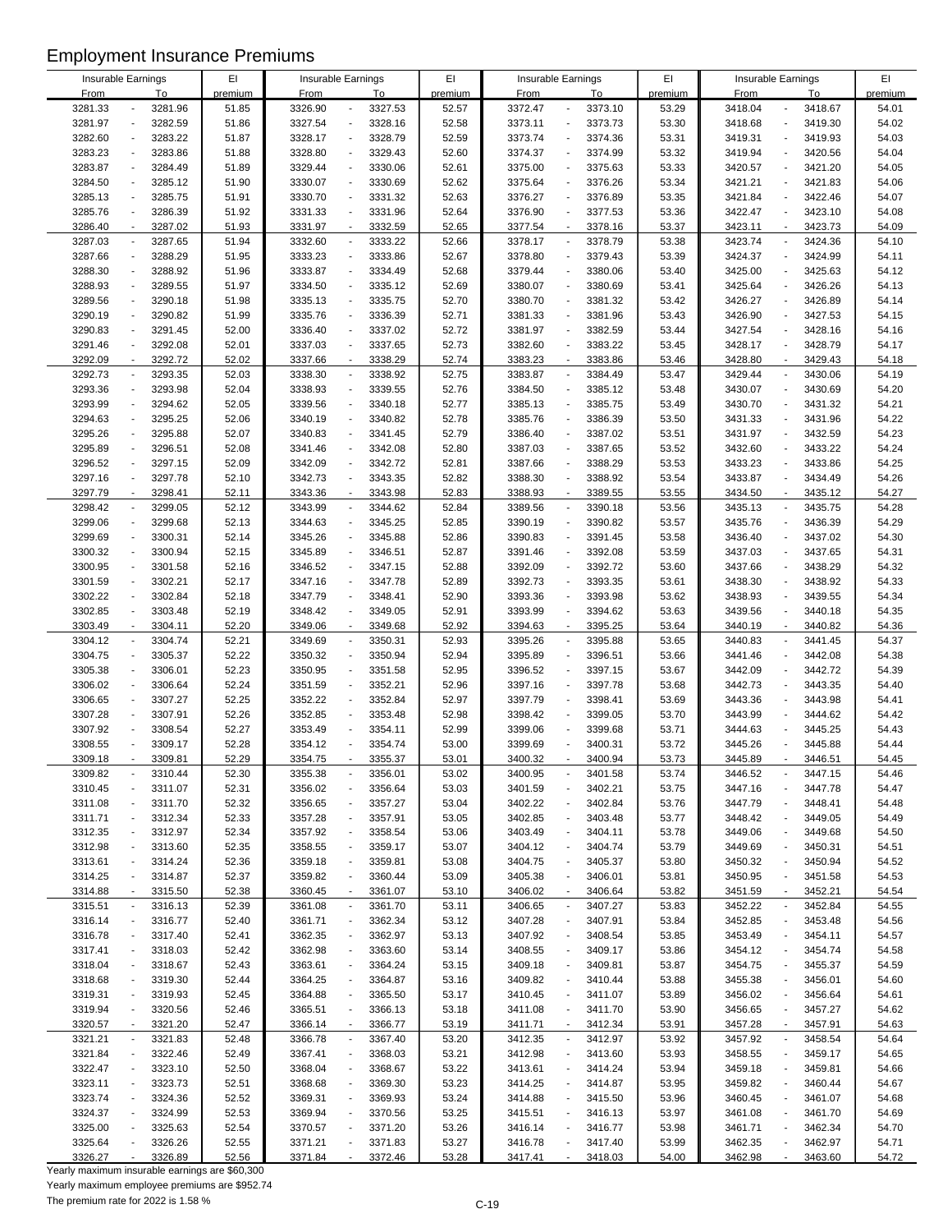# Employment Insurance Premiums

| Insurable Earnings From | To | EI premium | Insurable Earnings From | To | EI premium | Insurable Earnings From | To | EI premium | Insurable Earnings From | To | EI premium |
|---|---|---|---|---|---|---|---|---|---|---|---|
| 3281.33 | 3281.96 | 51.85 | 3326.90 | 3327.53 | 52.57 | 3372.47 | 3373.10 | 53.29 | 3418.04 | 3418.67 | 54.01 |
| 3281.97 | 3282.59 | 51.86 | 3327.54 | 3328.16 | 52.58 | 3373.11 | 3373.73 | 53.30 | 3418.68 | 3419.30 | 54.02 |
| 3282.60 | 3283.22 | 51.87 | 3328.17 | 3328.79 | 52.59 | 3373.74 | 3374.36 | 53.31 | 3419.31 | 3419.93 | 54.03 |
| 3283.23 | 3283.86 | 51.88 | 3328.80 | 3329.43 | 52.60 | 3374.37 | 3374.99 | 53.32 | 3419.94 | 3420.56 | 54.04 |
| 3283.87 | 3284.49 | 51.89 | 3329.44 | 3330.06 | 52.61 | 3375.00 | 3375.63 | 53.33 | 3420.57 | 3421.20 | 54.05 |
| 3284.50 | 3285.12 | 51.90 | 3330.07 | 3330.69 | 52.62 | 3375.64 | 3376.26 | 53.34 | 3421.21 | 3421.83 | 54.06 |
| 3285.13 | 3285.75 | 51.91 | 3330.70 | 3331.32 | 52.63 | 3376.27 | 3376.89 | 53.35 | 3421.84 | 3422.46 | 54.07 |
| 3285.76 | 3286.39 | 51.92 | 3331.33 | 3331.96 | 52.64 | 3376.90 | 3377.53 | 53.36 | 3422.47 | 3423.10 | 54.08 |
| 3286.40 | 3287.02 | 51.93 | 3331.97 | 3332.59 | 52.65 | 3377.54 | 3378.16 | 53.37 | 3423.11 | 3423.73 | 54.09 |
| 3287.03 | 3287.65 | 51.94 | 3332.60 | 3333.22 | 52.66 | 3378.17 | 3378.79 | 53.38 | 3423.74 | 3424.36 | 54.10 |
| 3287.66 | 3288.29 | 51.95 | 3333.23 | 3333.86 | 52.67 | 3378.80 | 3379.43 | 53.39 | 3424.37 | 3424.99 | 54.11 |
| 3288.30 | 3288.92 | 51.96 | 3333.87 | 3334.49 | 52.68 | 3379.44 | 3380.06 | 53.40 | 3425.00 | 3425.63 | 54.12 |
| 3288.93 | 3289.55 | 51.97 | 3334.50 | 3335.12 | 52.69 | 3380.07 | 3380.69 | 53.41 | 3425.64 | 3426.26 | 54.13 |
| 3289.56 | 3290.18 | 51.98 | 3335.13 | 3335.75 | 52.70 | 3380.70 | 3381.32 | 53.42 | 3426.27 | 3426.89 | 54.14 |
| 3290.19 | 3290.82 | 51.99 | 3335.76 | 3336.39 | 52.71 | 3381.33 | 3381.96 | 53.43 | 3426.90 | 3427.53 | 54.15 |
| 3290.83 | 3291.45 | 52.00 | 3336.40 | 3337.02 | 52.72 | 3381.97 | 3382.59 | 53.44 | 3427.54 | 3428.16 | 54.16 |
| 3291.46 | 3292.08 | 52.01 | 3337.03 | 3337.65 | 52.73 | 3382.60 | 3383.22 | 53.45 | 3428.17 | 3428.79 | 54.17 |
| 3292.09 | 3292.72 | 52.02 | 3337.66 | 3338.29 | 52.74 | 3383.23 | 3383.86 | 53.46 | 3428.80 | 3429.43 | 54.18 |
| 3292.73 | 3293.35 | 52.03 | 3338.30 | 3338.92 | 52.75 | 3383.87 | 3384.49 | 53.47 | 3429.44 | 3430.06 | 54.19 |
| 3293.36 | 3293.98 | 52.04 | 3338.93 | 3339.55 | 52.76 | 3384.50 | 3385.12 | 53.48 | 3430.07 | 3430.69 | 54.20 |
| 3293.99 | 3294.62 | 52.05 | 3339.56 | 3340.18 | 52.77 | 3385.13 | 3385.75 | 53.49 | 3430.70 | 3431.32 | 54.21 |
| 3294.63 | 3295.25 | 52.06 | 3340.19 | 3340.82 | 52.78 | 3385.76 | 3386.39 | 53.50 | 3431.33 | 3431.96 | 54.22 |
| 3295.26 | 3295.88 | 52.07 | 3340.83 | 3341.45 | 52.79 | 3386.40 | 3387.02 | 53.51 | 3431.97 | 3432.59 | 54.23 |
| 3295.89 | 3296.51 | 52.08 | 3341.46 | 3342.08 | 52.80 | 3387.03 | 3387.65 | 53.52 | 3432.60 | 3433.22 | 54.24 |
| 3296.52 | 3297.15 | 52.09 | 3342.09 | 3342.72 | 52.81 | 3387.66 | 3388.29 | 53.53 | 3433.23 | 3433.86 | 54.25 |
| 3297.16 | 3297.78 | 52.10 | 3342.73 | 3343.35 | 52.82 | 3388.30 | 3388.92 | 53.54 | 3433.87 | 3434.49 | 54.26 |
| 3297.79 | 3298.41 | 52.11 | 3343.36 | 3343.98 | 52.83 | 3388.93 | 3389.55 | 53.55 | 3434.50 | 3435.12 | 54.27 |
| 3298.42 | 3299.05 | 52.12 | 3343.99 | 3344.62 | 52.84 | 3389.56 | 3390.18 | 53.56 | 3435.13 | 3435.75 | 54.28 |
| 3299.06 | 3299.68 | 52.13 | 3344.63 | 3345.25 | 52.85 | 3390.19 | 3390.82 | 53.57 | 3435.76 | 3436.39 | 54.29 |
| 3299.69 | 3300.31 | 52.14 | 3345.26 | 3345.88 | 52.86 | 3390.83 | 3391.45 | 53.58 | 3436.40 | 3437.02 | 54.30 |
| 3300.32 | 3300.94 | 52.15 | 3345.89 | 3346.51 | 52.87 | 3391.46 | 3392.08 | 53.59 | 3437.03 | 3437.65 | 54.31 |
| 3300.95 | 3301.58 | 52.16 | 3346.52 | 3347.15 | 52.88 | 3392.09 | 3392.72 | 53.60 | 3437.66 | 3438.29 | 54.32 |
| 3301.59 | 3302.21 | 52.17 | 3347.16 | 3347.78 | 52.89 | 3392.73 | 3393.35 | 53.61 | 3438.30 | 3438.92 | 54.33 |
| 3302.22 | 3302.84 | 52.18 | 3347.79 | 3348.41 | 52.90 | 3393.36 | 3393.98 | 53.62 | 3438.93 | 3439.55 | 54.34 |
| 3302.85 | 3303.48 | 52.19 | 3348.42 | 3349.05 | 52.91 | 3393.99 | 3394.62 | 53.63 | 3439.56 | 3440.18 | 54.35 |
| 3303.49 | 3304.11 | 52.20 | 3349.06 | 3349.68 | 52.92 | 3394.63 | 3395.25 | 53.64 | 3440.19 | 3440.82 | 54.36 |
| 3304.12 | 3304.74 | 52.21 | 3349.69 | 3350.31 | 52.93 | 3395.26 | 3395.88 | 53.65 | 3440.83 | 3441.45 | 54.37 |
| 3304.75 | 3305.37 | 52.22 | 3350.32 | 3350.94 | 52.94 | 3395.89 | 3396.51 | 53.66 | 3441.46 | 3442.08 | 54.38 |
| 3305.38 | 3306.01 | 52.23 | 3350.95 | 3351.58 | 52.95 | 3396.52 | 3397.15 | 53.67 | 3442.09 | 3442.72 | 54.39 |
| 3306.02 | 3306.64 | 52.24 | 3351.59 | 3352.21 | 52.96 | 3397.16 | 3397.78 | 53.68 | 3442.73 | 3443.35 | 54.40 |
| 3306.65 | 3307.27 | 52.25 | 3352.22 | 3352.84 | 52.97 | 3397.79 | 3398.41 | 53.69 | 3443.36 | 3443.98 | 54.41 |
| 3307.28 | 3307.91 | 52.26 | 3352.85 | 3353.48 | 52.98 | 3398.42 | 3399.05 | 53.70 | 3443.99 | 3444.62 | 54.42 |
| 3307.92 | 3308.54 | 52.27 | 3353.49 | 3354.11 | 52.99 | 3399.06 | 3399.68 | 53.71 | 3444.63 | 3445.25 | 54.43 |
| 3308.55 | 3309.17 | 52.28 | 3354.12 | 3354.74 | 53.00 | 3399.69 | 3400.31 | 53.72 | 3445.26 | 3445.88 | 54.44 |
| 3309.18 | 3309.81 | 52.29 | 3354.75 | 3355.37 | 53.01 | 3400.32 | 3400.94 | 53.73 | 3445.89 | 3446.51 | 54.45 |
| 3309.82 | 3310.44 | 52.30 | 3355.38 | 3356.01 | 53.02 | 3400.95 | 3401.58 | 53.74 | 3446.52 | 3447.15 | 54.46 |
| 3310.45 | 3311.07 | 52.31 | 3356.02 | 3356.64 | 53.03 | 3401.59 | 3402.21 | 53.75 | 3447.16 | 3447.78 | 54.47 |
| 3311.08 | 3311.70 | 52.32 | 3356.65 | 3357.27 | 53.04 | 3402.22 | 3402.84 | 53.76 | 3447.79 | 3448.41 | 54.48 |
| 3311.71 | 3312.34 | 52.33 | 3357.28 | 3357.91 | 53.05 | 3402.85 | 3403.48 | 53.77 | 3448.42 | 3449.05 | 54.49 |
| 3312.35 | 3312.97 | 52.34 | 3357.92 | 3358.54 | 53.06 | 3403.49 | 3404.11 | 53.78 | 3449.06 | 3449.68 | 54.50 |
| 3312.98 | 3313.60 | 52.35 | 3358.55 | 3359.17 | 53.07 | 3404.12 | 3404.74 | 53.79 | 3449.69 | 3450.31 | 54.51 |
| 3313.61 | 3314.24 | 52.36 | 3359.18 | 3359.81 | 53.08 | 3404.75 | 3405.37 | 53.80 | 3450.32 | 3450.94 | 54.52 |
| 3314.25 | 3314.87 | 52.37 | 3359.82 | 3360.44 | 53.09 | 3405.38 | 3406.01 | 53.81 | 3450.95 | 3451.58 | 54.53 |
| 3314.88 | 3315.50 | 52.38 | 3360.45 | 3361.07 | 53.10 | 3406.02 | 3406.64 | 53.82 | 3451.59 | 3452.21 | 54.54 |
| 3315.51 | 3316.13 | 52.39 | 3361.08 | 3361.70 | 53.11 | 3406.65 | 3407.27 | 53.83 | 3452.22 | 3452.84 | 54.55 |
| 3316.14 | 3316.77 | 52.40 | 3361.71 | 3362.34 | 53.12 | 3407.28 | 3407.91 | 53.84 | 3452.85 | 3453.48 | 54.56 |
| 3316.78 | 3317.40 | 52.41 | 3362.35 | 3362.97 | 53.13 | 3407.92 | 3408.54 | 53.85 | 3453.49 | 3454.11 | 54.57 |
| 3317.41 | 3318.03 | 52.42 | 3362.98 | 3363.60 | 53.14 | 3408.55 | 3409.17 | 53.86 | 3454.12 | 3454.74 | 54.58 |
| 3318.04 | 3318.67 | 52.43 | 3363.61 | 3364.24 | 53.15 | 3409.18 | 3409.81 | 53.87 | 3454.75 | 3455.37 | 54.59 |
| 3318.68 | 3319.30 | 52.44 | 3364.25 | 3364.87 | 53.16 | 3409.82 | 3410.44 | 53.88 | 3455.38 | 3456.01 | 54.60 |
| 3319.31 | 3319.93 | 52.45 | 3364.88 | 3365.50 | 53.17 | 3410.45 | 3411.07 | 53.89 | 3456.02 | 3456.64 | 54.61 |
| 3319.94 | 3320.56 | 52.46 | 3365.51 | 3366.13 | 53.18 | 3411.08 | 3411.70 | 53.90 | 3456.65 | 3457.27 | 54.62 |
| 3320.57 | 3321.20 | 52.47 | 3366.14 | 3366.77 | 53.19 | 3411.71 | 3412.34 | 53.91 | 3457.28 | 3457.91 | 54.63 |
| 3321.21 | 3321.83 | 52.48 | 3366.78 | 3367.40 | 53.20 | 3412.35 | 3412.97 | 53.92 | 3457.92 | 3458.54 | 54.64 |
| 3321.84 | 3322.46 | 52.49 | 3367.41 | 3368.03 | 53.21 | 3412.98 | 3413.60 | 53.93 | 3458.55 | 3459.17 | 54.65 |
| 3322.47 | 3323.10 | 52.50 | 3368.04 | 3368.67 | 53.22 | 3413.61 | 3414.24 | 53.94 | 3459.18 | 3459.81 | 54.66 |
| 3323.11 | 3323.73 | 52.51 | 3368.68 | 3369.30 | 53.23 | 3414.25 | 3414.87 | 53.95 | 3459.82 | 3460.44 | 54.67 |
| 3323.74 | 3324.36 | 52.52 | 3369.31 | 3369.93 | 53.24 | 3414.88 | 3415.50 | 53.96 | 3460.45 | 3461.07 | 54.68 |
| 3324.37 | 3324.99 | 52.53 | 3369.94 | 3370.56 | 53.25 | 3415.51 | 3416.13 | 53.97 | 3461.08 | 3461.70 | 54.69 |
| 3325.00 | 3325.63 | 52.54 | 3370.57 | 3371.20 | 53.26 | 3416.14 | 3416.77 | 53.98 | 3461.71 | 3462.34 | 54.70 |
| 3325.64 | 3326.26 | 52.55 | 3371.21 | 3371.83 | 53.27 | 3416.78 | 3417.40 | 53.99 | 3462.35 | 3462.97 | 54.71 |
| 3326.27 | 3326.89 | 52.56 | 3371.84 | 3372.46 | 53.28 | 3417.41 | 3418.03 | 54.00 | 3462.98 | 3463.60 | 54.72 |

Yearly maximum insurable earnings are $60,300

Yearly maximum employee premiums are $952.74

The premium rate for 2022 is 1.58 %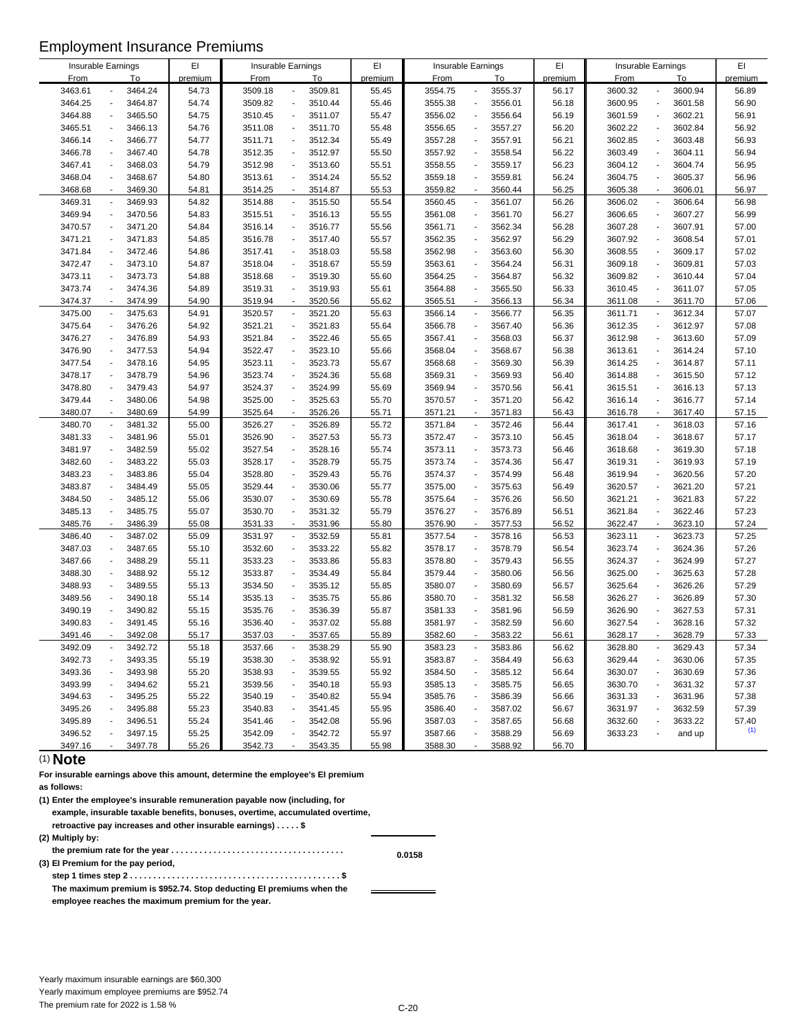# Employment Insurance Premiums

| Insurable Earnings From | To | EI premium | Insurable Earnings From | To | EI premium | Insurable Earnings From | To | EI premium | Insurable Earnings From | To | EI premium |
|---|---|---|---|---|---|---|---|---|---|---|---|
| 3463.61 | 3464.24 | 54.73 | 3509.18 | 3509.81 | 55.45 | 3554.75 | 3555.37 | 56.17 | 3600.32 | 3600.94 | 56.89 |
| 3464.25 | 3464.87 | 54.74 | 3509.82 | 3510.44 | 55.46 | 3555.38 | 3556.01 | 56.18 | 3600.95 | 3601.58 | 56.90 |
| 3464.88 | 3465.50 | 54.75 | 3510.45 | 3511.07 | 55.47 | 3556.02 | 3556.64 | 56.19 | 3601.59 | 3602.21 | 56.91 |
| 3465.51 | 3466.13 | 54.76 | 3511.08 | 3511.70 | 55.48 | 3556.65 | 3557.27 | 56.20 | 3602.22 | 3602.84 | 56.92 |
| 3466.14 | 3466.77 | 54.77 | 3511.71 | 3512.34 | 55.49 | 3557.28 | 3557.91 | 56.21 | 3602.85 | 3603.48 | 56.93 |
| 3466.78 | 3467.40 | 54.78 | 3512.35 | 3512.97 | 55.50 | 3557.92 | 3558.54 | 56.22 | 3603.49 | 3604.11 | 56.94 |
| 3467.41 | 3468.03 | 54.79 | 3512.98 | 3513.60 | 55.51 | 3558.55 | 3559.17 | 56.23 | 3604.12 | 3604.74 | 56.95 |
| 3468.04 | 3468.67 | 54.80 | 3513.61 | 3514.24 | 55.52 | 3559.18 | 3559.81 | 56.24 | 3604.75 | 3605.37 | 56.96 |
| 3468.68 | 3469.30 | 54.81 | 3514.25 | 3514.87 | 55.53 | 3559.82 | 3560.44 | 56.25 | 3605.38 | 3606.01 | 56.97 |
| 3469.31 | 3469.93 | 54.82 | 3514.88 | 3515.50 | 55.54 | 3560.45 | 3561.07 | 56.26 | 3606.02 | 3606.64 | 56.98 |
| 3469.94 | 3470.56 | 54.83 | 3515.51 | 3516.13 | 55.55 | 3561.08 | 3561.70 | 56.27 | 3606.65 | 3607.27 | 56.99 |
| 3470.57 | 3471.20 | 54.84 | 3516.14 | 3516.77 | 55.56 | 3561.71 | 3562.34 | 56.28 | 3607.28 | 3607.91 | 57.00 |
| 3471.21 | 3471.83 | 54.85 | 3516.78 | 3517.40 | 55.57 | 3562.35 | 3562.97 | 56.29 | 3607.92 | 3608.54 | 57.01 |
| 3471.84 | 3472.46 | 54.86 | 3517.41 | 3518.03 | 55.58 | 3562.98 | 3563.60 | 56.30 | 3608.55 | 3609.17 | 57.02 |
| 3472.47 | 3473.10 | 54.87 | 3518.04 | 3518.67 | 55.59 | 3563.61 | 3564.24 | 56.31 | 3609.18 | 3609.81 | 57.03 |
| 3473.11 | 3473.73 | 54.88 | 3518.68 | 3519.30 | 55.60 | 3564.25 | 3564.87 | 56.32 | 3609.82 | 3610.44 | 57.04 |
| 3473.74 | 3474.36 | 54.89 | 3519.31 | 3519.93 | 55.61 | 3564.88 | 3565.50 | 56.33 | 3610.45 | 3611.07 | 57.05 |
| 3474.37 | 3474.99 | 54.90 | 3519.94 | 3520.56 | 55.62 | 3565.51 | 3566.13 | 56.34 | 3611.08 | 3611.70 | 57.06 |
| 3475.00 | 3475.63 | 54.91 | 3520.57 | 3521.20 | 55.63 | 3566.14 | 3566.77 | 56.35 | 3611.71 | 3612.34 | 57.07 |
| 3475.64 | 3476.26 | 54.92 | 3521.21 | 3521.83 | 55.64 | 3566.78 | 3567.40 | 56.36 | 3612.35 | 3612.97 | 57.08 |
| 3476.27 | 3476.89 | 54.93 | 3521.84 | 3522.46 | 55.65 | 3567.41 | 3568.03 | 56.37 | 3612.98 | 3613.60 | 57.09 |
| 3476.90 | 3477.53 | 54.94 | 3522.47 | 3523.10 | 55.66 | 3568.04 | 3568.67 | 56.38 | 3613.61 | 3614.24 | 57.10 |
| 3477.54 | 3478.16 | 54.95 | 3523.11 | 3523.73 | 55.67 | 3568.68 | 3569.30 | 56.39 | 3614.25 | 3614.87 | 57.11 |
| 3478.17 | 3478.79 | 54.96 | 3523.74 | 3524.36 | 55.68 | 3569.31 | 3569.93 | 56.40 | 3614.88 | 3615.50 | 57.12 |
| 3478.80 | 3479.43 | 54.97 | 3524.37 | 3524.99 | 55.69 | 3569.94 | 3570.56 | 56.41 | 3615.51 | 3616.13 | 57.13 |
| 3479.44 | 3480.06 | 54.98 | 3525.00 | 3525.63 | 55.70 | 3570.57 | 3571.20 | 56.42 | 3616.14 | 3616.77 | 57.14 |
| 3480.07 | 3480.69 | 54.99 | 3525.64 | 3526.26 | 55.71 | 3571.21 | 3571.83 | 56.43 | 3616.78 | 3617.40 | 57.15 |
| 3480.70 | 3481.32 | 55.00 | 3526.27 | 3526.89 | 55.72 | 3571.84 | 3572.46 | 56.44 | 3617.41 | 3618.03 | 57.16 |
| 3481.33 | 3481.96 | 55.01 | 3526.90 | 3527.53 | 55.73 | 3572.47 | 3573.10 | 56.45 | 3618.04 | 3618.67 | 57.17 |
| 3481.97 | 3482.59 | 55.02 | 3527.54 | 3528.16 | 55.74 | 3573.11 | 3573.73 | 56.46 | 3618.68 | 3619.30 | 57.18 |
| 3482.60 | 3483.22 | 55.03 | 3528.17 | 3528.79 | 55.75 | 3573.74 | 3574.36 | 56.47 | 3619.31 | 3619.93 | 57.19 |
| 3483.23 | 3483.86 | 55.04 | 3528.80 | 3529.43 | 55.76 | 3574.37 | 3574.99 | 56.48 | 3619.94 | 3620.56 | 57.20 |
| 3483.87 | 3484.49 | 55.05 | 3529.44 | 3530.06 | 55.77 | 3575.00 | 3575.63 | 56.49 | 3620.57 | 3621.20 | 57.21 |
| 3484.50 | 3485.12 | 55.06 | 3530.07 | 3530.69 | 55.78 | 3575.64 | 3576.26 | 56.50 | 3621.21 | 3621.83 | 57.22 |
| 3485.13 | 3485.75 | 55.07 | 3530.70 | 3531.32 | 55.79 | 3576.27 | 3576.89 | 56.51 | 3621.84 | 3622.46 | 57.23 |
| 3485.76 | 3486.39 | 55.08 | 3531.33 | 3531.96 | 55.80 | 3576.90 | 3577.53 | 56.52 | 3622.47 | 3623.10 | 57.24 |
| 3486.40 | 3487.02 | 55.09 | 3531.97 | 3532.59 | 55.81 | 3577.54 | 3578.16 | 56.53 | 3623.11 | 3623.73 | 57.25 |
| 3487.03 | 3487.65 | 55.10 | 3532.60 | 3533.22 | 55.82 | 3578.17 | 3578.79 | 56.54 | 3623.74 | 3624.36 | 57.26 |
| 3487.66 | 3488.29 | 55.11 | 3533.23 | 3533.86 | 55.83 | 3578.80 | 3579.43 | 56.55 | 3624.37 | 3624.99 | 57.27 |
| 3488.30 | 3488.92 | 55.12 | 3533.87 | 3534.49 | 55.84 | 3579.44 | 3580.06 | 56.56 | 3625.00 | 3625.63 | 57.28 |
| 3488.93 | 3489.55 | 55.13 | 3534.50 | 3535.12 | 55.85 | 3580.07 | 3580.69 | 56.57 | 3625.64 | 3626.26 | 57.29 |
| 3489.56 | 3490.18 | 55.14 | 3535.13 | 3535.75 | 55.86 | 3580.70 | 3581.32 | 56.58 | 3626.27 | 3626.89 | 57.30 |
| 3490.19 | 3490.82 | 55.15 | 3535.76 | 3536.39 | 55.87 | 3581.33 | 3581.96 | 56.59 | 3626.90 | 3627.53 | 57.31 |
| 3490.83 | 3491.45 | 55.16 | 3536.40 | 3537.02 | 55.88 | 3581.97 | 3582.59 | 56.60 | 3627.54 | 3628.16 | 57.32 |
| 3491.46 | 3492.08 | 55.17 | 3537.03 | 3537.65 | 55.89 | 3582.60 | 3583.22 | 56.61 | 3628.17 | 3628.79 | 57.33 |
| 3492.09 | 3492.72 | 55.18 | 3537.66 | 3538.29 | 55.90 | 3583.23 | 3583.86 | 56.62 | 3628.80 | 3629.43 | 57.34 |
| 3492.73 | 3493.35 | 55.19 | 3538.30 | 3538.92 | 55.91 | 3583.87 | 3584.49 | 56.63 | 3629.44 | 3630.06 | 57.35 |
| 3493.36 | 3493.98 | 55.20 | 3538.93 | 3539.55 | 55.92 | 3584.50 | 3585.12 | 56.64 | 3630.07 | 3630.69 | 57.36 |
| 3493.99 | 3494.62 | 55.21 | 3539.56 | 3540.18 | 55.93 | 3585.13 | 3585.75 | 56.65 | 3630.70 | 3631.32 | 57.37 |
| 3494.63 | 3495.25 | 55.22 | 3540.19 | 3540.82 | 55.94 | 3585.76 | 3586.39 | 56.66 | 3631.33 | 3631.96 | 57.38 |
| 3495.26 | 3495.88 | 55.23 | 3540.83 | 3541.45 | 55.95 | 3586.40 | 3587.02 | 56.67 | 3631.97 | 3632.59 | 57.39 |
| 3495.89 | 3496.51 | 55.24 | 3541.46 | 3542.08 | 55.96 | 3587.03 | 3587.65 | 56.68 | 3632.60 | 3633.22 | 57.40 |
| 3496.52 | 3497.15 | 55.25 | 3542.09 | 3542.72 | 55.97 | 3587.66 | 3588.29 | 56.69 | 3633.23 | and up | (1) |
| 3497.16 | 3497.78 | 55.26 | 3542.73 | 3543.35 | 55.98 | 3588.30 | 3588.92 | 56.70 | | | |

## (1) Note

**For insurable earnings above this amount, determine the employee's EI premium as follows:**

**(1) Enter the employee's insurable remuneration payable now (including, for example, insurable taxable benefits, bonuses, overtime, accumulated overtime, retroactive pay increases and other insurable earnings) . . . . . $** ________

**(2) Multiply by: the premium rate for the year . . . . . . . . . . . . . . . . . . . . . . . . . . . . . . . . . . . .** **0.0158**

**(3) EI Premium for the pay period, step 1 times step 2 . . . . . . . . . . . . . . . . . . . . . . . . . . . . . . . . . . . . . . . . . . . . $** ________

**The maximum premium is $952.74. Stop deducting EI premiums when the employee reaches the maximum premium for the year.**

Yearly maximum insurable earnings are $60,300

Yearly maximum employee premiums are $952.74

The premium rate for 2022 is 1.58 %